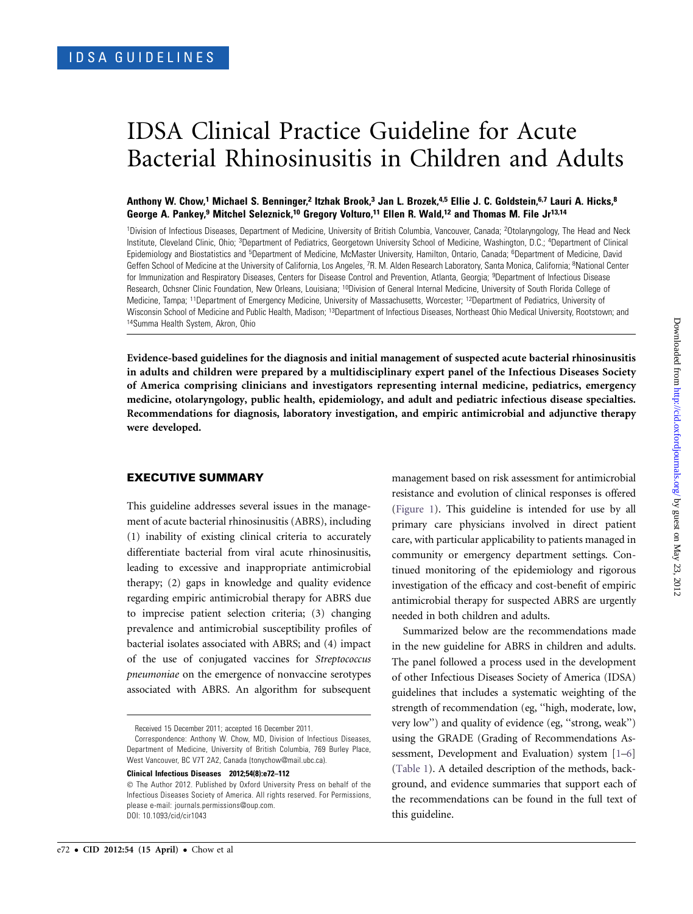IDSA GUIDELINES

# IDSA Clinical Practice Guideline for Acute Bacterial Rhinosinusitis in Children and Adults

**Anthony W. Chow,[1] Michael S. Benninger,[2] Itzhak Brook,[3] Jan L. Brozek,[4,5] Ellie J. C. Goldstein,[6,7] Lauri A. Hicks,[8] George A. Pankey,[9] Mitchel Seleznick,[10] Gregory Volturo,[11] Ellen R. Wald,[12] and Thomas M. File Jr[13,14]**

[1]Division of Infectious Diseases, Department of Medicine, University of British Columbia, Vancouver, Canada; [2]Otolaryngology, The Head and Neck Institute, Cleveland Clinic, Ohio; [3]Department of Pediatrics, Georgetown University School of Medicine, Washington, D.C.; [4]Department of Clinical Epidemiology and Biostatistics and [5]Department of Medicine, McMaster University, Hamilton, Ontario, Canada; [6]Department of Medicine, David Geffen School of Medicine at the University of California, Los Angeles, [7]R. M. Alden Research Laboratory, Santa Monica, California; [8]National Center for Immunization and Respiratory Diseases, Centers for Disease Control and Prevention, Atlanta, Georgia; [9]Department of Infectious Disease Research, Ochsner Clinic Foundation, New Orleans, Louisiana; [10]Division of General Internal Medicine, University of South Florida College of Medicine, Tampa; [11]Department of Emergency Medicine, University of Massachusetts, Worcester; [12]Department of Pediatrics, University of Wisconsin School of Medicine and Public Health, Madison; [13]Department of Infectious Diseases, Northeast Ohio Medical University, Rootstown; and [14]Summa Health System, Akron, Ohio

**Evidence-based guidelines for the diagnosis and initial management of suspected acute bacterial rhinosinusitis in adults and children were prepared by a multidisciplinary expert panel of the Infectious Diseases Society of America comprising clinicians and investigators representing internal medicine, pediatrics, emergency medicine, otolaryngology, public health, epidemiology, and adult and pediatric infectious disease specialties. Recommendations for diagnosis, laboratory investigation, and empiric antimicrobial and adjunctive therapy were developed.**

## EXECUTIVE SUMMARY

This guideline addresses several issues in the management of acute bacterial rhinosinusitis (ABRS), including (1) inability of existing clinical criteria to accurately differentiate bacterial from viral acute rhinosinusitis, leading to excessive and inappropriate antimicrobial therapy; (2) gaps in knowledge and quality evidence regarding empiric antimicrobial therapy for ABRS due to imprecise patient selection criteria; (3) changing prevalence and antimicrobial susceptibility profiles of bacterial isolates associated with ABRS; and (4) impact of the use of conjugated vaccines for *Streptococcus pneumoniae* on the emergence of nonvaccine serotypes associated with ABRS. An algorithm for subsequent management based on risk assessment for antimicrobial resistance and evolution of clinical responses is offered (Figure 1). This guideline is intended for use by all primary care physicians involved in direct patient care, with particular applicability to patients managed in community or emergency department settings. Continued monitoring of the epidemiology and rigorous investigation of the efficacy and cost-benefit of empiric antimicrobial therapy for suspected ABRS are urgently needed in both children and adults.

Summarized below are the recommendations made in the new guideline for ABRS in children and adults. The panel followed a process used in the development of other Infectious Diseases Society of America (IDSA) guidelines that includes a systematic weighting of the strength of recommendation (eg, "high, moderate, low, very low") and quality of evidence (eg, "strong, weak") using the GRADE (Grading of Recommendations Assessment, Development and Evaluation) system [1–6] (Table 1). A detailed description of the methods, background, and evidence summaries that support each of the recommendations can be found in the full text of this guideline.

Received 15 December 2011; accepted 16 December 2011.

Correspondence: Anthony W. Chow, MD, Division of Infectious Diseases, Department of Medicine, University of British Columbia, 769 Burley Place, West Vancouver, BC V7T 2A2, Canada (tonychow@mail.ubc.ca).

**Clinical Infectious Diseases 2012;54(8):e72–112**

© The Author 2012. Published by Oxford University Press on behalf of the Infectious Diseases Society of America. All rights reserved. For Permissions, please e-mail: journals.permissions@oup.com.
DOI: 10.1093/cid/cir1043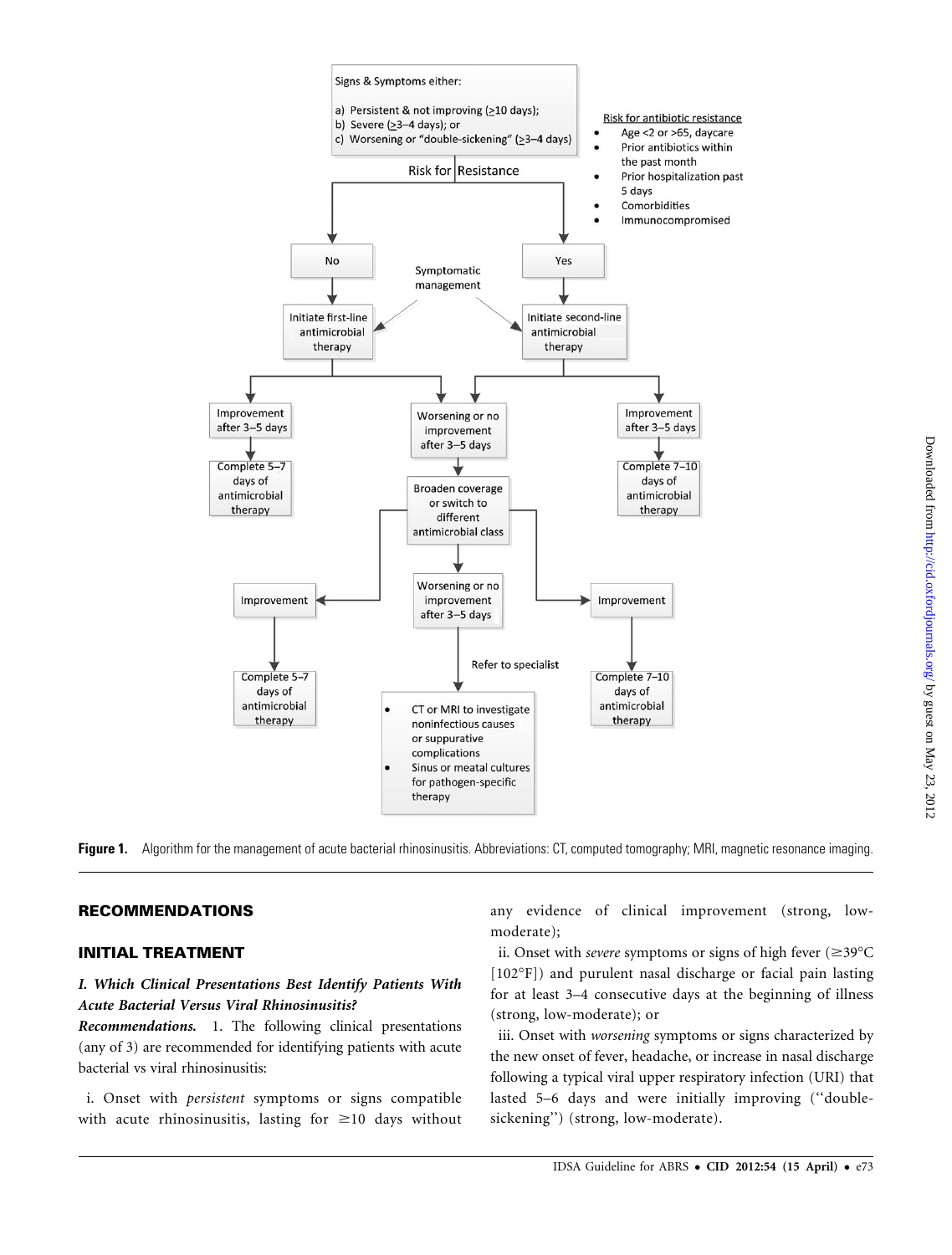Signs & Symptoms either:

a) Persistent & not improving (≥10 days);
b) Severe (≥3–4 days); or
c) Worsening or "double-sickening" (≥3–4 days)

Risk for Resistance

Risk for antibiotic resistance

- Age <2 or >65, daycare
- Prior antibiotics within the past month
- Prior hospitalization past 5 days
- Comorbidities
- Immunocompromised

No → Initiate first-line antimicrobial therapy

Yes → Initiate second-line antimicrobial therapy

Symptomatic management

Improvement after 3–5 days → Complete 5–7 days of antimicrobial therapy

Worsening or no improvement after 3–5 days → Broaden coverage or switch to different antimicrobial class

Improvement after 3–5 days → Complete 7–10 days of antimicrobial therapy

Improvement → Complete 5–7 days of antimicrobial therapy

Worsening or no improvement after 3–5 days → Refer to specialist

- CT or MRI to investigate noninfectious causes or suppurative complications
- Sinus or meatal cultures for pathogen-specific therapy

Improvement → Complete 7–10 days of antimicrobial therapy

**Figure 1.** Algorithm for the management of acute bacterial rhinosinusitis. Abbreviations: CT, computed tomography; MRI, magnetic resonance imaging.

## RECOMMENDATIONS

## INITIAL TREATMENT

### *I. Which Clinical Presentations Best Identify Patients With Acute Bacterial Versus Viral Rhinosinusitis?*

***Recommendations.*** 1. The following clinical presentations (any of 3) are recommended for identifying patients with acute bacterial vs viral rhinosinusitis:

i. Onset with *persistent* symptoms or signs compatible with acute rhinosinusitis, lasting for ≥10 days without any evidence of clinical improvement (strong, low-moderate);

ii. Onset with *severe* symptoms or signs of high fever (≥39°C [102°F]) and purulent nasal discharge or facial pain lasting for at least 3–4 consecutive days at the beginning of illness (strong, low-moderate); or

iii. Onset with *worsening* symptoms or signs characterized by the new onset of fever, headache, or increase in nasal discharge following a typical viral upper respiratory infection (URI) that lasted 5–6 days and were initially improving (''double-sickening'') (strong, low-moderate).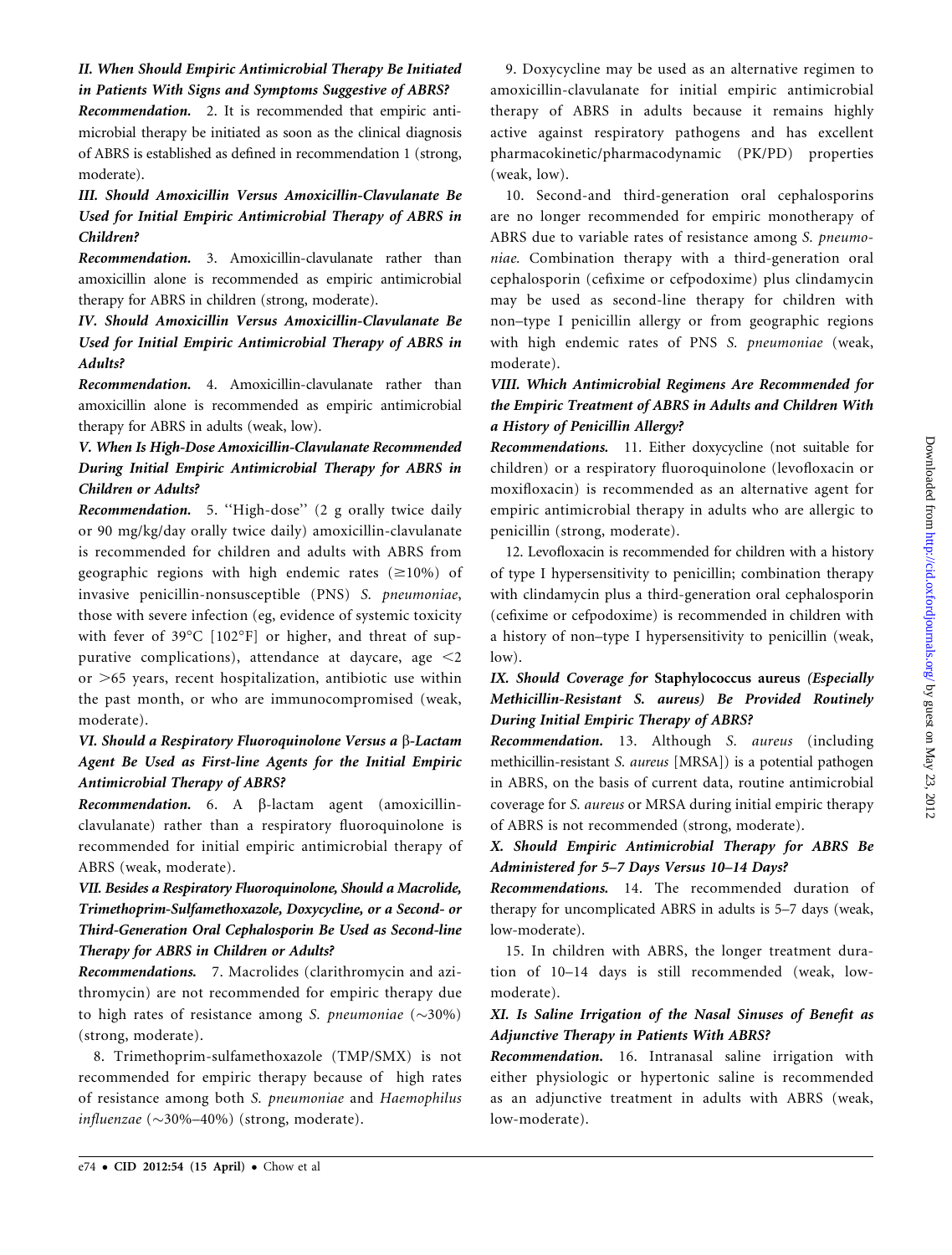### *II. When Should Empiric Antimicrobial Therapy Be Initiated in Patients With Signs and Symptoms Suggestive of ABRS?*

***Recommendation.*** 2. It is recommended that empiric antimicrobial therapy be initiated as soon as the clinical diagnosis of ABRS is established as defined in recommendation 1 (strong, moderate).

### *III. Should Amoxicillin Versus Amoxicillin-Clavulanate Be Used for Initial Empiric Antimicrobial Therapy of ABRS in Children?*

***Recommendation.*** 3. Amoxicillin-clavulanate rather than amoxicillin alone is recommended as empiric antimicrobial therapy for ABRS in children (strong, moderate).

### *IV. Should Amoxicillin Versus Amoxicillin-Clavulanate Be Used for Initial Empiric Antimicrobial Therapy of ABRS in Adults?*

***Recommendation.*** 4. Amoxicillin-clavulanate rather than amoxicillin alone is recommended as empiric antimicrobial therapy for ABRS in adults (weak, low).

### *V. When Is High-Dose Amoxicillin-Clavulanate Recommended During Initial Empiric Antimicrobial Therapy for ABRS in Children or Adults?*

***Recommendation.*** 5. ''High-dose'' (2 g orally twice daily or 90 mg/kg/day orally twice daily) amoxicillin-clavulanate is recommended for children and adults with ABRS from geographic regions with high endemic rates (≥10%) of invasive penicillin-nonsusceptible (PNS) *S. pneumoniae*, those with severe infection (eg, evidence of systemic toxicity with fever of 39°C [102°F] or higher, and threat of suppurative complications), attendance at daycare, age <2 or >65 years, recent hospitalization, antibiotic use within the past month, or who are immunocompromised (weak, moderate).

### *VI. Should a Respiratory Fluoroquinolone Versus a β-Lactam Agent Be Used as First-line Agents for the Initial Empiric Antimicrobial Therapy of ABRS?*

***Recommendation.*** 6. A β-lactam agent (amoxicillin-clavulanate) rather than a respiratory fluoroquinolone is recommended for initial empiric antimicrobial therapy of ABRS (weak, moderate).

### *VII. Besides a Respiratory Fluoroquinolone, Should a Macrolide, Trimethoprim-Sulfamethoxazole, Doxycycline, or a Second- or Third-Generation Oral Cephalosporin Be Used as Second-line Therapy for ABRS in Children or Adults?*

***Recommendations.*** 7. Macrolides (clarithromycin and azithromycin) are not recommended for empiric therapy due to high rates of resistance among *S. pneumoniae* (∼30%) (strong, moderate).

8. Trimethoprim-sulfamethoxazole (TMP/SMX) is not recommended for empiric therapy because of high rates of resistance among both *S. pneumoniae* and *Haemophilus influenzae* (∼30%–40%) (strong, moderate).

9. Doxycycline may be used as an alternative regimen to amoxicillin-clavulanate for initial empiric antimicrobial therapy of ABRS in adults because it remains highly active against respiratory pathogens and has excellent pharmacokinetic/pharmacodynamic (PK/PD) properties (weak, low).

10. Second-and third-generation oral cephalosporins are no longer recommended for empiric monotherapy of ABRS due to variable rates of resistance among *S. pneumoniae*. Combination therapy with a third-generation oral cephalosporin (cefixime or cefpodoxime) plus clindamycin may be used as second-line therapy for children with non–type I penicillin allergy or from geographic regions with high endemic rates of PNS *S. pneumoniae* (weak, moderate).

### *VIII. Which Antimicrobial Regimens Are Recommended for the Empiric Treatment of ABRS in Adults and Children With a History of Penicillin Allergy?*

***Recommendations.*** 11. Either doxycycline (not suitable for children) or a respiratory fluoroquinolone (levofloxacin or moxifloxacin) is recommended as an alternative agent for empiric antimicrobial therapy in adults who are allergic to penicillin (strong, moderate).

12. Levofloxacin is recommended for children with a history of type I hypersensitivity to penicillin; combination therapy with clindamycin plus a third-generation oral cephalosporin (cefixime or cefpodoxime) is recommended in children with a history of non–type I hypersensitivity to penicillin (weak, low).

### *IX. Should Coverage for* Staphylococcus aureus *(Especially Methicillin-Resistant S. aureus) Be Provided Routinely During Initial Empiric Therapy of ABRS?*

***Recommendation.*** 13. Although *S. aureus* (including methicillin-resistant *S. aureus* [MRSA]) is a potential pathogen in ABRS, on the basis of current data, routine antimicrobial coverage for *S. aureus* or MRSA during initial empiric therapy of ABRS is not recommended (strong, moderate).

### *X. Should Empiric Antimicrobial Therapy for ABRS Be Administered for 5–7 Days Versus 10–14 Days?*

***Recommendations.*** 14. The recommended duration of therapy for uncomplicated ABRS in adults is 5–7 days (weak, low-moderate).

15. In children with ABRS, the longer treatment duration of 10–14 days is still recommended (weak, low-moderate).

### *XI. Is Saline Irrigation of the Nasal Sinuses of Benefit as Adjunctive Therapy in Patients With ABRS?*

***Recommendation.*** 16. Intranasal saline irrigation with either physiologic or hypertonic saline is recommended as an adjunctive treatment in adults with ABRS (weak, low-moderate).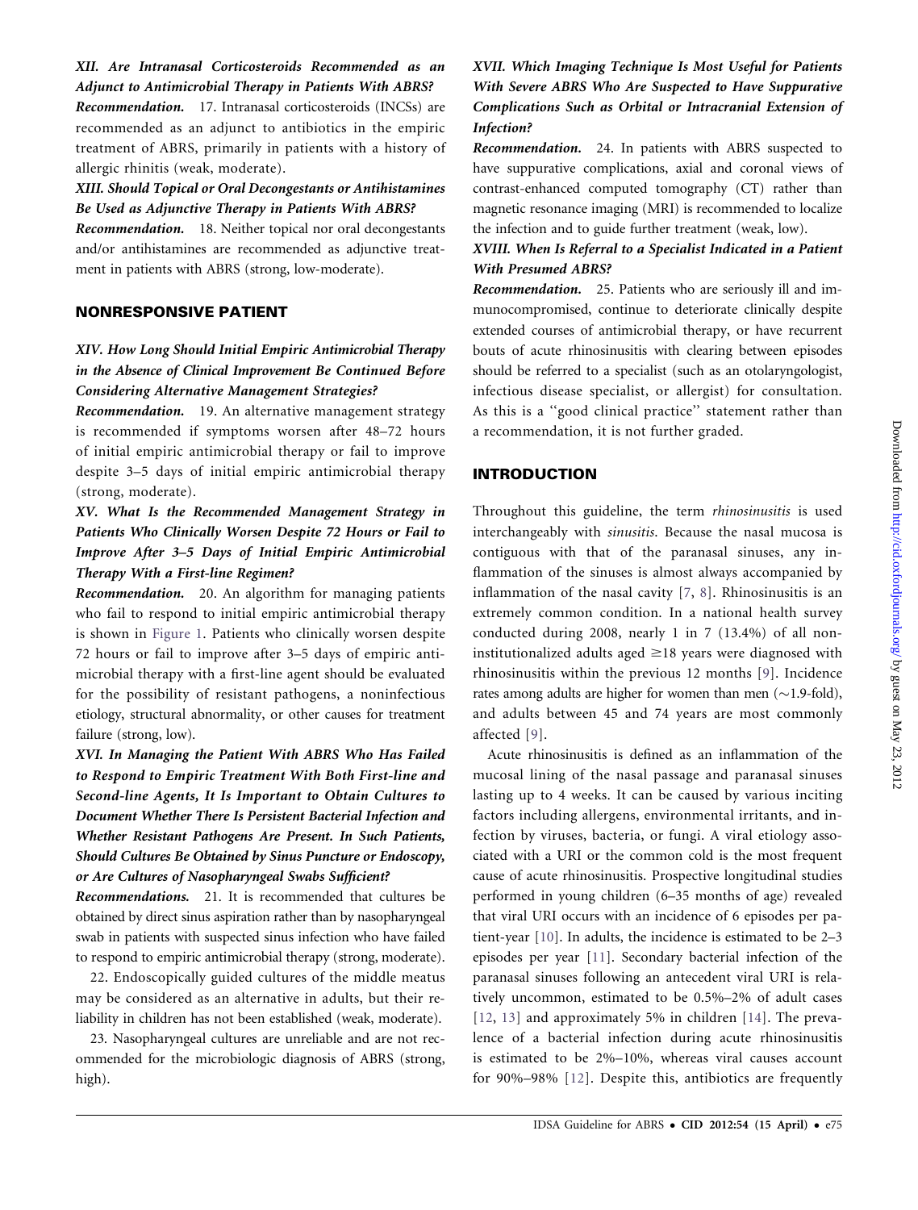***XII. Are Intranasal Corticosteroids Recommended as an Adjunct to Antimicrobial Therapy in Patients With ABRS?***

***Recommendation.*** 17. Intranasal corticosteroids (INCSs) are recommended as an adjunct to antibiotics in the empiric treatment of ABRS, primarily in patients with a history of allergic rhinitis (weak, moderate).

***XIII. Should Topical or Oral Decongestants or Antihistamines Be Used as Adjunctive Therapy in Patients With ABRS?***

***Recommendation.*** 18. Neither topical nor oral decongestants and/or antihistamines are recommended as adjunctive treatment in patients with ABRS (strong, low-moderate).

## NONRESPONSIVE PATIENT

***XIV. How Long Should Initial Empiric Antimicrobial Therapy in the Absence of Clinical Improvement Be Continued Before Considering Alternative Management Strategies?***

***Recommendation.*** 19. An alternative management strategy is recommended if symptoms worsen after 48–72 hours of initial empiric antimicrobial therapy or fail to improve despite 3–5 days of initial empiric antimicrobial therapy (strong, moderate).

***XV. What Is the Recommended Management Strategy in Patients Who Clinically Worsen Despite 72 Hours or Fail to Improve After 3–5 Days of Initial Empiric Antimicrobial Therapy With a First-line Regimen?***

***Recommendation.*** 20. An algorithm for managing patients who fail to respond to initial empiric antimicrobial therapy is shown in Figure 1. Patients who clinically worsen despite 72 hours or fail to improve after 3–5 days of empiric antimicrobial therapy with a first-line agent should be evaluated for the possibility of resistant pathogens, a noninfectious etiology, structural abnormality, or other causes for treatment failure (strong, low).

***XVI. In Managing the Patient With ABRS Who Has Failed to Respond to Empiric Treatment With Both First-line and Second-line Agents, It Is Important to Obtain Cultures to Document Whether There Is Persistent Bacterial Infection and Whether Resistant Pathogens Are Present. In Such Patients, Should Cultures Be Obtained by Sinus Puncture or Endoscopy, or Are Cultures of Nasopharyngeal Swabs Sufficient?***

***Recommendations.*** 21. It is recommended that cultures be obtained by direct sinus aspiration rather than by nasopharyngeal swab in patients with suspected sinus infection who have failed to respond to empiric antimicrobial therapy (strong, moderate).

22. Endoscopically guided cultures of the middle meatus may be considered as an alternative in adults, but their reliability in children has not been established (weak, moderate).

23. Nasopharyngeal cultures are unreliable and are not recommended for the microbiologic diagnosis of ABRS (strong, high).

***XVII. Which Imaging Technique Is Most Useful for Patients With Severe ABRS Who Are Suspected to Have Suppurative Complications Such as Orbital or Intracranial Extension of Infection?***

***Recommendation.*** 24. In patients with ABRS suspected to have suppurative complications, axial and coronal views of contrast-enhanced computed tomography (CT) rather than magnetic resonance imaging (MRI) is recommended to localize the infection and to guide further treatment (weak, low).

***XVIII. When Is Referral to a Specialist Indicated in a Patient With Presumed ABRS?***

***Recommendation.*** 25. Patients who are seriously ill and immunocompromised, continue to deteriorate clinically despite extended courses of antimicrobial therapy, or have recurrent bouts of acute rhinosinusitis with clearing between episodes should be referred to a specialist (such as an otolaryngologist, infectious disease specialist, or allergist) for consultation. As this is a "good clinical practice" statement rather than a recommendation, it is not further graded.

## INTRODUCTION

Throughout this guideline, the term *rhinosinusitis* is used interchangeably with *sinusitis*. Because the nasal mucosa is contiguous with that of the paranasal sinuses, any inflammation of the sinuses is almost always accompanied by inflammation of the nasal cavity [7, 8]. Rhinosinusitis is an extremely common condition. In a national health survey conducted during 2008, nearly 1 in 7 (13.4%) of all noninstitutionalized adults aged ≥18 years were diagnosed with rhinosinusitis within the previous 12 months [9]. Incidence rates among adults are higher for women than men (~1.9-fold), and adults between 45 and 74 years are most commonly affected [9].

Acute rhinosinusitis is defined as an inflammation of the mucosal lining of the nasal passage and paranasal sinuses lasting up to 4 weeks. It can be caused by various inciting factors including allergens, environmental irritants, and infection by viruses, bacteria, or fungi. A viral etiology associated with a URI or the common cold is the most frequent cause of acute rhinosinusitis. Prospective longitudinal studies performed in young children (6–35 months of age) revealed that viral URI occurs with an incidence of 6 episodes per patient-year [10]. In adults, the incidence is estimated to be 2–3 episodes per year [11]. Secondary bacterial infection of the paranasal sinuses following an antecedent viral URI is relatively uncommon, estimated to be 0.5%–2% of adult cases [12, 13] and approximately 5% in children [14]. The prevalence of a bacterial infection during acute rhinosinusitis is estimated to be 2%–10%, whereas viral causes account for 90%–98% [12]. Despite this, antibiotics are frequently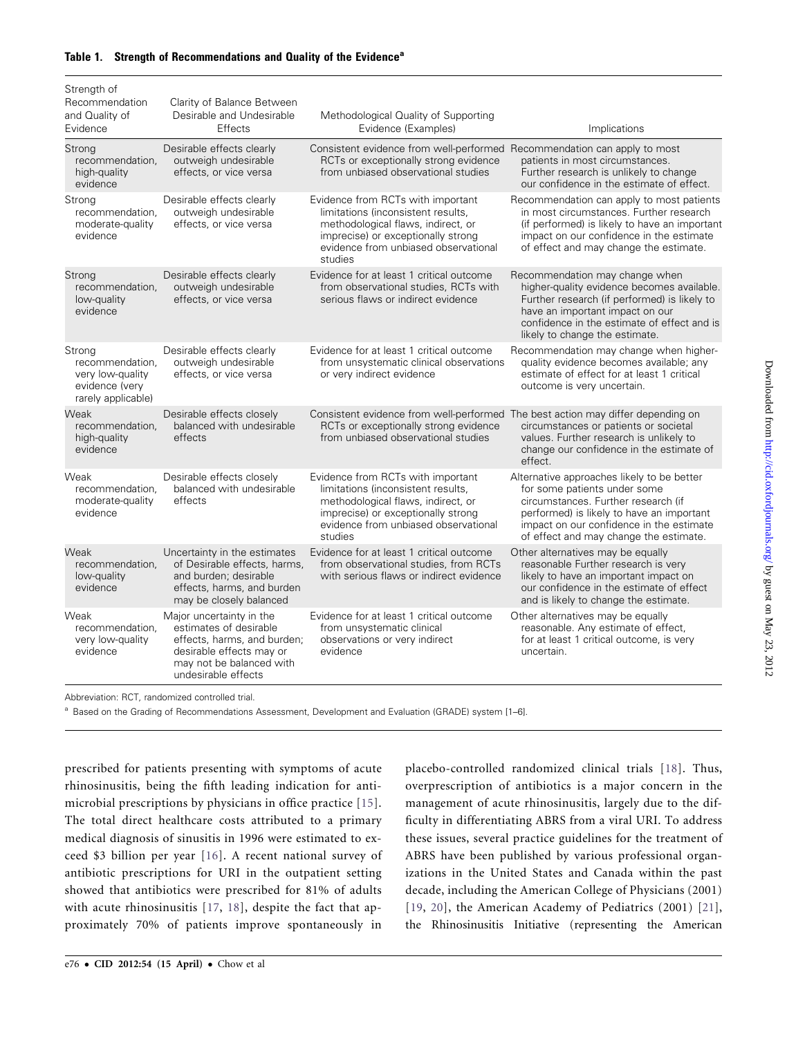**Table 1. Strength of Recommendations and Quality of the Evidence[a]**

| Strength of Recommendation and Quality of Evidence | Clarity of Balance Between Desirable and Undesirable Effects | Methodological Quality of Supporting Evidence (Examples) | Implications |
|---|---|---|---|
| Strong recommendation, high-quality evidence | Desirable effects clearly outweigh undesirable effects, or vice versa | Consistent evidence from well-performed RCTs or exceptionally strong evidence from unbiased observational studies | Recommendation can apply to most patients in most circumstances. Further research is unlikely to change our confidence in the estimate of effect. |
| Strong recommendation, moderate-quality evidence | Desirable effects clearly outweigh undesirable effects, or vice versa | Evidence from RCTs with important limitations (inconsistent results, methodological flaws, indirect, or imprecise) or exceptionally strong evidence from unbiased observational studies | Recommendation can apply to most patients in most circumstances. Further research (if performed) is likely to have an important impact on our confidence in the estimate of effect and may change the estimate. |
| Strong recommendation, low-quality evidence | Desirable effects clearly outweigh undesirable effects, or vice versa | Evidence for at least 1 critical outcome from observational studies, RCTs with serious flaws or indirect evidence | Recommendation may change when higher-quality evidence becomes available. Further research (if performed) is likely to have an important impact on our confidence in the estimate of effect and is likely to change the estimate. |
| Strong recommendation, very low-quality evidence (very rarely applicable) | Desirable effects clearly outweigh undesirable effects, or vice versa | Evidence for at least 1 critical outcome from unsystematic clinical observations or very indirect evidence | Recommendation may change when higher-quality evidence becomes available; any estimate of effect for at least 1 critical outcome is very uncertain. |
| Weak recommendation, high-quality evidence | Desirable effects closely balanced with undesirable effects | Consistent evidence from well-performed RCTs or exceptionally strong evidence from unbiased observational studies | The best action may differ depending on circumstances or patients or societal values. Further research is unlikely to change our confidence in the estimate of effect. |
| Weak recommendation, moderate-quality evidence | Desirable effects closely balanced with undesirable effects | Evidence from RCTs with important limitations (inconsistent results, methodological flaws, indirect, or imprecise) or exceptionally strong evidence from unbiased observational studies | Alternative approaches likely to be better for some patients under some circumstances. Further research (if performed) is likely to have an important impact on our confidence in the estimate of effect and may change the estimate. |
| Weak recommendation, low-quality evidence | Uncertainty in the estimates of Desirable effects, harms, and burden; desirable effects, harms, and burden may be closely balanced | Evidence for at least 1 critical outcome from observational studies, from RCTs with serious flaws or indirect evidence | Other alternatives may be equally reasonable Further research is very likely to have an important impact on our confidence in the estimate of effect and is likely to change the estimate. |
| Weak recommendation, very low-quality evidence | Major uncertainty in the estimates of desirable effects, harms, and burden; desirable effects may or may not be balanced with undesirable effects | Evidence for at least 1 critical outcome from unsystematic clinical observations or very indirect evidence | Other alternatives may be equally reasonable. Any estimate of effect, for at least 1 critical outcome, is very uncertain. |

Abbreviation: RCT, randomized controlled trial.

[a] Based on the Grading of Recommendations Assessment, Development and Evaluation (GRADE) system [1–6].

prescribed for patients presenting with symptoms of acute rhinosinusitis, being the fifth leading indication for antimicrobial prescriptions by physicians in office practice [15]. The total direct healthcare costs attributed to a primary medical diagnosis of sinusitis in 1996 were estimated to exceed $3 billion per year [16]. A recent national survey of antibiotic prescriptions for URI in the outpatient setting showed that antibiotics were prescribed for 81% of adults with acute rhinosinusitis [17, 18], despite the fact that approximately 70% of patients improve spontaneously in placebo-controlled randomized clinical trials [18]. Thus, overprescription of antibiotics is a major concern in the management of acute rhinosinusitis, largely due to the difficulty in differentiating ABRS from a viral URI. To address these issues, several practice guidelines for the treatment of ABRS have been published by various professional organizations in the United States and Canada within the past decade, including the American College of Physicians (2001) [19, 20], the American Academy of Pediatrics (2001) [21], the Rhinosinusitis Initiative (representing the American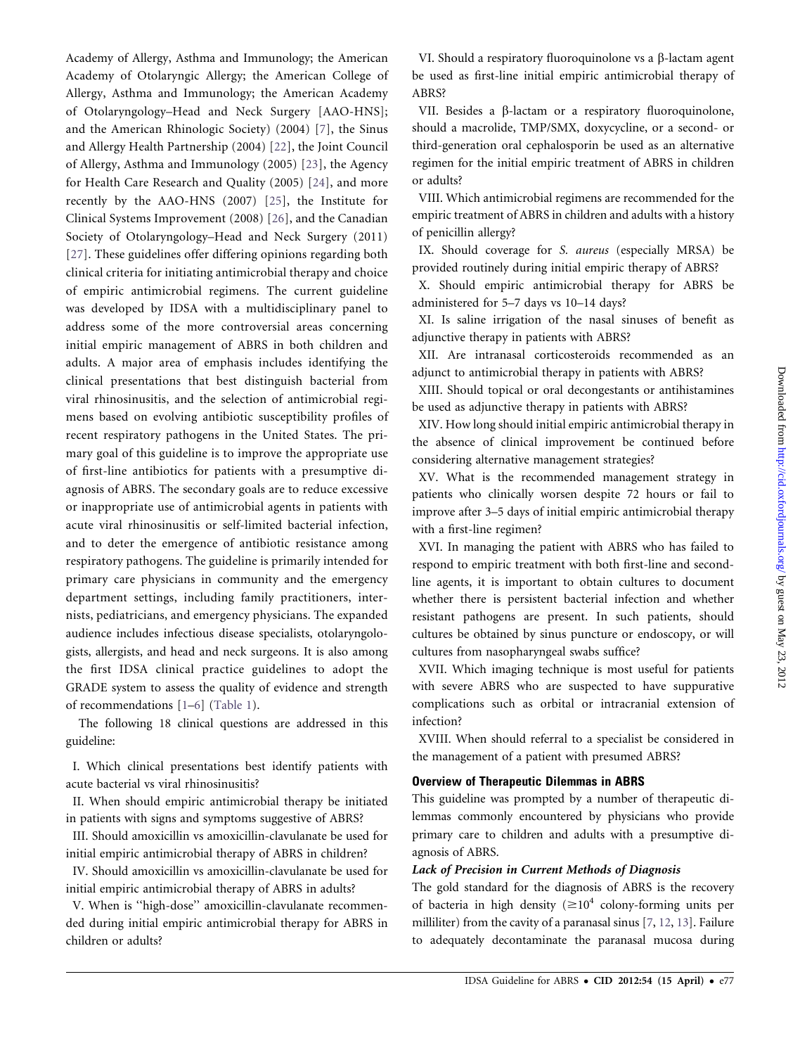Academy of Allergy, Asthma and Immunology; the American Academy of Otolaryngic Allergy; the American College of Allergy, Asthma and Immunology; the American Academy of Otolaryngology–Head and Neck Surgery [AAO-HNS]; and the American Rhinologic Society) (2004) [7], the Sinus and Allergy Health Partnership (2004) [22], the Joint Council of Allergy, Asthma and Immunology (2005) [23], the Agency for Health Care Research and Quality (2005) [24], and more recently by the AAO-HNS (2007) [25], the Institute for Clinical Systems Improvement (2008) [26], and the Canadian Society of Otolaryngology–Head and Neck Surgery (2011) [27]. These guidelines offer differing opinions regarding both clinical criteria for initiating antimicrobial therapy and choice of empiric antimicrobial regimens. The current guideline was developed by IDSA with a multidisciplinary panel to address some of the more controversial areas concerning initial empiric management of ABRS in both children and adults. A major area of emphasis includes identifying the clinical presentations that best distinguish bacterial from viral rhinosinusitis, and the selection of antimicrobial regimens based on evolving antibiotic susceptibility profiles of recent respiratory pathogens in the United States. The primary goal of this guideline is to improve the appropriate use of first-line antibiotics for patients with a presumptive diagnosis of ABRS. The secondary goals are to reduce excessive or inappropriate use of antimicrobial agents in patients with acute viral rhinosinusitis or self-limited bacterial infection, and to deter the emergence of antibiotic resistance among respiratory pathogens. The guideline is primarily intended for primary care physicians in community and the emergency department settings, including family practitioners, internists, pediatricians, and emergency physicians. The expanded audience includes infectious disease specialists, otolaryngologists, allergists, and head and neck surgeons. It is also among the first IDSA clinical practice guidelines to adopt the GRADE system to assess the quality of evidence and strength of recommendations [1–6] (Table 1).

The following 18 clinical questions are addressed in this guideline:

I. Which clinical presentations best identify patients with acute bacterial vs viral rhinosinusitis?

II. When should empiric antimicrobial therapy be initiated in patients with signs and symptoms suggestive of ABRS?

III. Should amoxicillin vs amoxicillin-clavulanate be used for initial empiric antimicrobial therapy of ABRS in children?

IV. Should amoxicillin vs amoxicillin-clavulanate be used for initial empiric antimicrobial therapy of ABRS in adults?

V. When is "high-dose" amoxicillin-clavulanate recommended during initial empiric antimicrobial therapy for ABRS in children or adults?

VI. Should a respiratory fluoroquinolone vs a β-lactam agent be used as first-line initial empiric antimicrobial therapy of ABRS?

VII. Besides a β-lactam or a respiratory fluoroquinolone, should a macrolide, TMP/SMX, doxycycline, or a second- or third-generation oral cephalosporin be used as an alternative regimen for the initial empiric treatment of ABRS in children or adults?

VIII. Which antimicrobial regimens are recommended for the empiric treatment of ABRS in children and adults with a history of penicillin allergy?

IX. Should coverage for *S. aureus* (especially MRSA) be provided routinely during initial empiric therapy of ABRS?

X. Should empiric antimicrobial therapy for ABRS be administered for 5–7 days vs 10–14 days?

XI. Is saline irrigation of the nasal sinuses of benefit as adjunctive therapy in patients with ABRS?

XII. Are intranasal corticosteroids recommended as an adjunct to antimicrobial therapy in patients with ABRS?

XIII. Should topical or oral decongestants or antihistamines be used as adjunctive therapy in patients with ABRS?

XIV. How long should initial empiric antimicrobial therapy in the absence of clinical improvement be continued before considering alternative management strategies?

XV. What is the recommended management strategy in patients who clinically worsen despite 72 hours or fail to improve after 3–5 days of initial empiric antimicrobial therapy with a first-line regimen?

XVI. In managing the patient with ABRS who has failed to respond to empiric treatment with both first-line and second-line agents, it is important to obtain cultures to document whether there is persistent bacterial infection and whether resistant pathogens are present. In such patients, should cultures be obtained by sinus puncture or endoscopy, or will cultures from nasopharyngeal swabs suffice?

XVII. Which imaging technique is most useful for patients with severe ABRS who are suspected to have suppurative complications such as orbital or intracranial extension of infection?

XVIII. When should referral to a specialist be considered in the management of a patient with presumed ABRS?

### Overview of Therapeutic Dilemmas in ABRS

This guideline was prompted by a number of therapeutic dilemmas commonly encountered by physicians who provide primary care to children and adults with a presumptive diagnosis of ABRS.

#### *Lack of Precision in Current Methods of Diagnosis*

The gold standard for the diagnosis of ABRS is the recovery of bacteria in high density ($\geq 10^4$ colony-forming units per milliliter) from the cavity of a paranasal sinus [7, 12, 13]. Failure to adequately decontaminate the paranasal mucosa during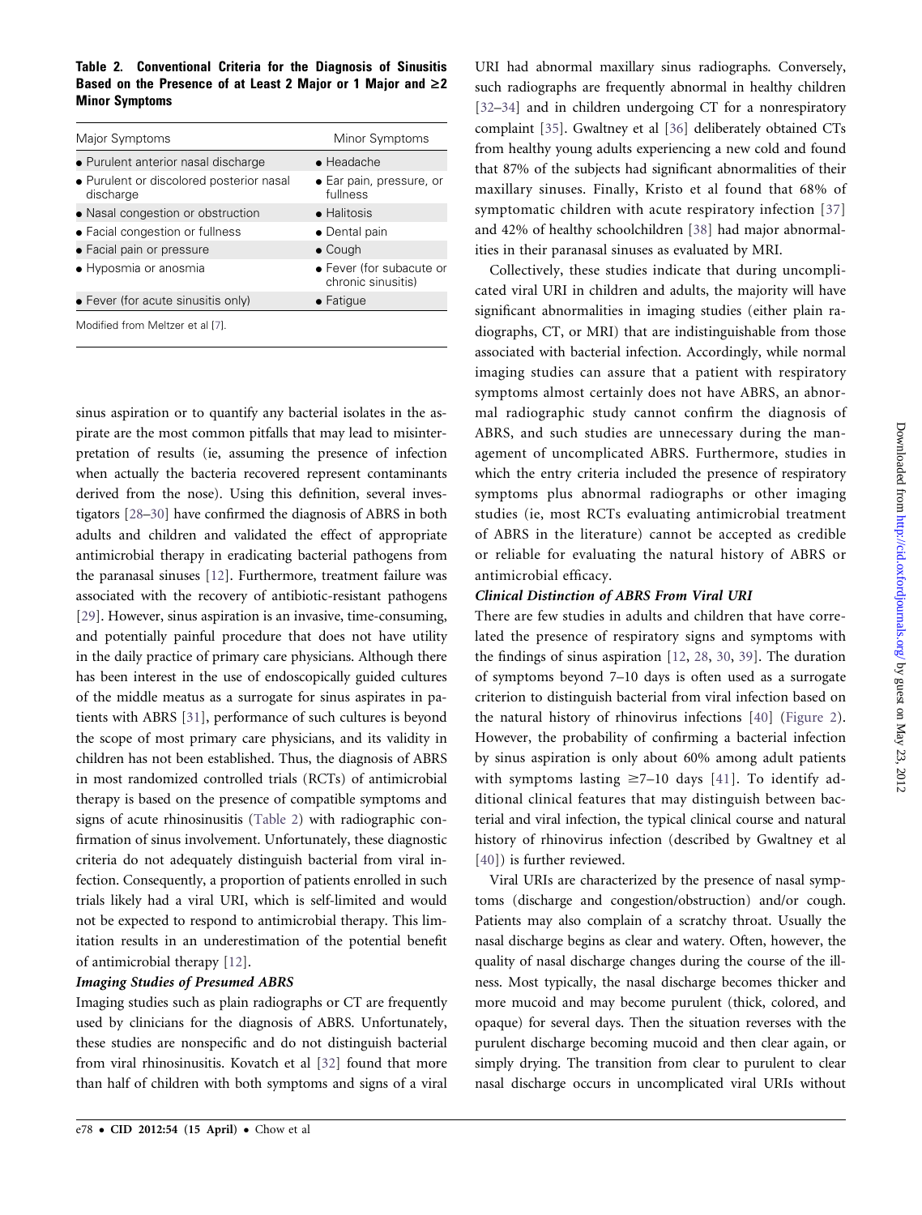**Table 2. Conventional Criteria for the Diagnosis of Sinusitis Based on the Presence of at Least 2 Major or 1 Major and ≥2 Minor Symptoms**

| Major Symptoms | Minor Symptoms |
| --- | --- |
| • Purulent anterior nasal discharge | • Headache |
| • Purulent or discolored posterior nasal discharge | • Ear pain, pressure, or fullness |
| • Nasal congestion or obstruction | • Halitosis |
| • Facial congestion or fullness | • Dental pain |
| • Facial pain or pressure | • Cough |
| • Hyposmia or anosmia | • Fever (for subacute or chronic sinusitis) |
| • Fever (for acute sinusitis only) | • Fatigue |

Modified from Meltzer et al [7].

sinus aspiration or to quantify any bacterial isolates in the aspirate are the most common pitfalls that may lead to misinterpretation of results (ie, assuming the presence of infection when actually the bacteria recovered represent contaminants derived from the nose). Using this definition, several investigators [28–30] have confirmed the diagnosis of ABRS in both adults and children and validated the effect of appropriate antimicrobial therapy in eradicating bacterial pathogens from the paranasal sinuses [12]. Furthermore, treatment failure was associated with the recovery of antibiotic-resistant pathogens [29]. However, sinus aspiration is an invasive, time-consuming, and potentially painful procedure that does not have utility in the daily practice of primary care physicians. Although there has been interest in the use of endoscopically guided cultures of the middle meatus as a surrogate for sinus aspirates in patients with ABRS [31], performance of such cultures is beyond the scope of most primary care physicians, and its validity in children has not been established. Thus, the diagnosis of ABRS in most randomized controlled trials (RCTs) of antimicrobial therapy is based on the presence of compatible symptoms and signs of acute rhinosinusitis (Table 2) with radiographic confirmation of sinus involvement. Unfortunately, these diagnostic criteria do not adequately distinguish bacterial from viral infection. Consequently, a proportion of patients enrolled in such trials likely had a viral URI, which is self-limited and would not be expected to respond to antimicrobial therapy. This limitation results in an underestimation of the potential benefit of antimicrobial therapy [12].

### *Imaging Studies of Presumed ABRS*

Imaging studies such as plain radiographs or CT are frequently used by clinicians for the diagnosis of ABRS. Unfortunately, these studies are nonspecific and do not distinguish bacterial from viral rhinosinusitis. Kovatch et al [32] found that more than half of children with both symptoms and signs of a viral URI had abnormal maxillary sinus radiographs. Conversely, such radiographs are frequently abnormal in healthy children [32–34] and in children undergoing CT for a nonrespiratory complaint [35]. Gwaltney et al [36] deliberately obtained CTs from healthy young adults experiencing a new cold and found that 87% of the subjects had significant abnormalities of their maxillary sinuses. Finally, Kristo et al found that 68% of symptomatic children with acute respiratory infection [37] and 42% of healthy schoolchildren [38] had major abnormalities in their paranasal sinuses as evaluated by MRI.

Collectively, these studies indicate that during uncomplicated viral URI in children and adults, the majority will have significant abnormalities in imaging studies (either plain radiographs, CT, or MRI) that are indistinguishable from those associated with bacterial infection. Accordingly, while normal imaging studies can assure that a patient with respiratory symptoms almost certainly does not have ABRS, an abnormal radiographic study cannot confirm the diagnosis of ABRS, and such studies are unnecessary during the management of uncomplicated ABRS. Furthermore, studies in which the entry criteria included the presence of respiratory symptoms plus abnormal radiographs or other imaging studies (ie, most RCTs evaluating antimicrobial treatment of ABRS in the literature) cannot be accepted as credible or reliable for evaluating the natural history of ABRS or antimicrobial efficacy.

### *Clinical Distinction of ABRS From Viral URI*

There are few studies in adults and children that have correlated the presence of respiratory signs and symptoms with the findings of sinus aspiration [12, 28, 30, 39]. The duration of symptoms beyond 7–10 days is often used as a surrogate criterion to distinguish bacterial from viral infection based on the natural history of rhinovirus infections [40] (Figure 2). However, the probability of confirming a bacterial infection by sinus aspiration is only about 60% among adult patients with symptoms lasting ≥7–10 days [41]. To identify additional clinical features that may distinguish between bacterial and viral infection, the typical clinical course and natural history of rhinovirus infection (described by Gwaltney et al [40]) is further reviewed.

Viral URIs are characterized by the presence of nasal symptoms (discharge and congestion/obstruction) and/or cough. Patients may also complain of a scratchy throat. Usually the nasal discharge begins as clear and watery. Often, however, the quality of nasal discharge changes during the course of the illness. Most typically, the nasal discharge becomes thicker and more mucoid and may become purulent (thick, colored, and opaque) for several days. Then the situation reverses with the purulent discharge becoming mucoid and then clear again, or simply drying. The transition from clear to purulent to clear nasal discharge occurs in uncomplicated viral URIs without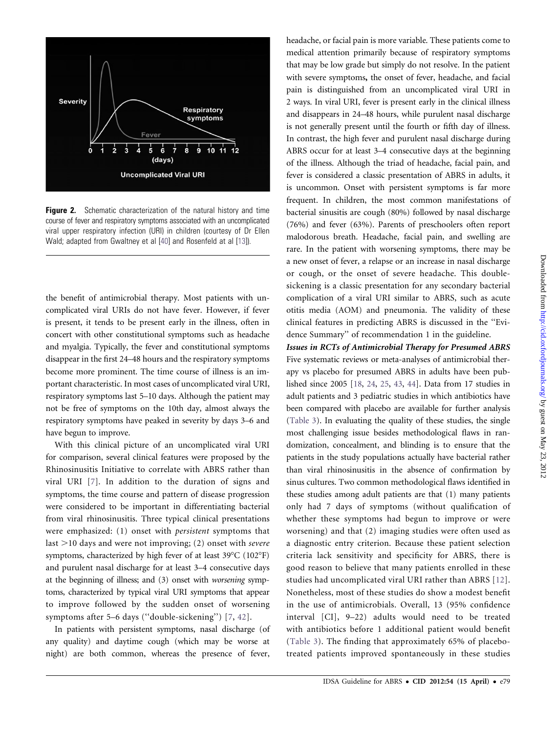**Figure 2.** Schematic characterization of the natural history and time course of fever and respiratory symptoms associated with an uncomplicated viral upper respiratory infection (URI) in children (courtesy of Dr Ellen Wald; adapted from Gwaltney et al [40] and Rosenfeld at al [13]).

the benefit of antimicrobial therapy. Most patients with uncomplicated viral URIs do not have fever. However, if fever is present, it tends to be present early in the illness, often in concert with other constitutional symptoms such as headache and myalgia. Typically, the fever and constitutional symptoms disappear in the first 24–48 hours and the respiratory symptoms become more prominent. The time course of illness is an important characteristic. In most cases of uncomplicated viral URI, respiratory symptoms last 5–10 days. Although the patient may not be free of symptoms on the 10th day, almost always the respiratory symptoms have peaked in severity by days 3–6 and have begun to improve.

With this clinical picture of an uncomplicated viral URI for comparison, several clinical features were proposed by the Rhinosinusitis Initiative to correlate with ABRS rather than viral URI [7]. In addition to the duration of signs and symptoms, the time course and pattern of disease progression were considered to be important in differentiating bacterial from viral rhinosinusitis. Three typical clinical presentations were emphasized: (1) onset with *persistent* symptoms that last >10 days and were not improving; (2) onset with *severe* symptoms, characterized by high fever of at least 39°C (102°F) and purulent nasal discharge for at least 3–4 consecutive days at the beginning of illness; and (3) onset with *worsening* symptoms, characterized by typical viral URI symptoms that appear to improve followed by the sudden onset of worsening symptoms after 5–6 days (''double-sickening'') [7, 42].

In patients with persistent symptoms, nasal discharge (of any quality) and daytime cough (which may be worse at night) are both common, whereas the presence of fever, headache, or facial pain is more variable. These patients come to medical attention primarily because of respiratory symptoms that may be low grade but simply do not resolve. In the patient with severe symptoms, the onset of fever, headache, and facial pain is distinguished from an uncomplicated viral URI in 2 ways. In viral URI, fever is present early in the clinical illness and disappears in 24–48 hours, while purulent nasal discharge is not generally present until the fourth or fifth day of illness. In contrast, the high fever and purulent nasal discharge during ABRS occur for at least 3–4 consecutive days at the beginning of the illness. Although the triad of headache, facial pain, and fever is considered a classic presentation of ABRS in adults, it is uncommon. Onset with persistent symptoms is far more frequent. In children, the most common manifestations of bacterial sinusitis are cough (80%) followed by nasal discharge (76%) and fever (63%). Parents of preschoolers often report malodorous breath. Headache, facial pain, and swelling are rare. In the patient with worsening symptoms, there may be a new onset of fever, a relapse or an increase in nasal discharge or cough, or the onset of severe headache. This double-sickening is a classic presentation for any secondary bacterial complication of a viral URI similar to ABRS, such as acute otitis media (AOM) and pneumonia. The validity of these clinical features in predicting ABRS is discussed in the ''Evidence Summary'' of recommendation 1 in the guideline.

***Issues in RCTs of Antimicrobial Therapy for Presumed ABRS***

Five systematic reviews or meta-analyses of antimicrobial therapy vs placebo for presumed ABRS in adults have been published since 2005 [18, 24, 25, 43, 44]. Data from 17 studies in adult patients and 3 pediatric studies in which antibiotics have been compared with placebo are available for further analysis (Table 3). In evaluating the quality of these studies, the single most challenging issue besides methodological flaws in randomization, concealment, and blinding is to ensure that the patients in the study populations actually have bacterial rather than viral rhinosinusitis in the absence of confirmation by sinus cultures. Two common methodological flaws identified in these studies among adult patients are that (1) many patients only had 7 days of symptoms (without qualification of whether these symptoms had begun to improve or were worsening) and that (2) imaging studies were often used as a diagnostic entry criterion. Because these patient selection criteria lack sensitivity and specificity for ABRS, there is good reason to believe that many patients enrolled in these studies had uncomplicated viral URI rather than ABRS [12]. Nonetheless, most of these studies do show a modest benefit in the use of antimicrobials. Overall, 13 (95% confidence interval [CI], 9–22) adults would need to be treated with antibiotics before 1 additional patient would benefit (Table 3). The finding that approximately 65% of placebo-treated patients improved spontaneously in these studies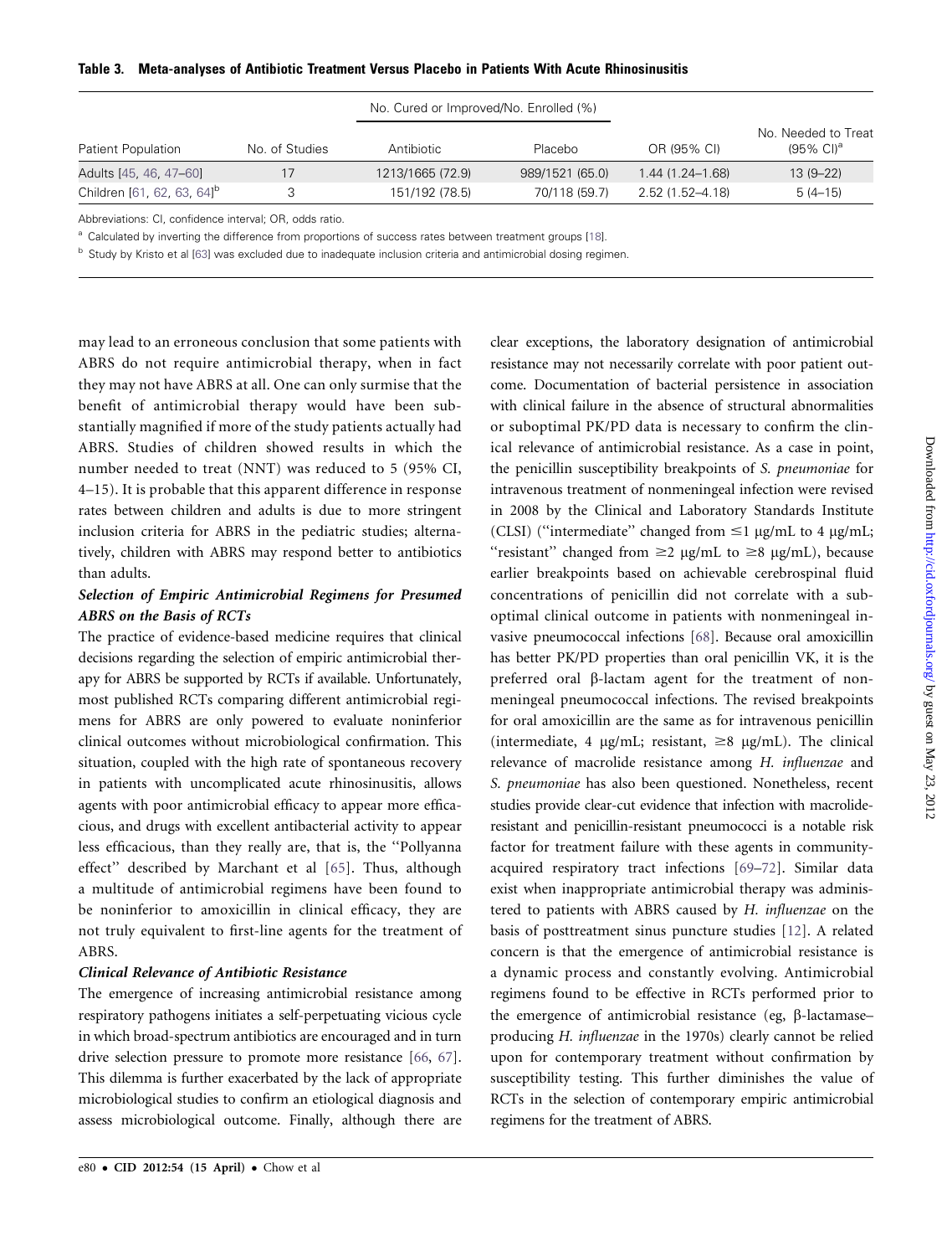**Table 3. Meta-analyses of Antibiotic Treatment Versus Placebo in Patients With Acute Rhinosinusitis**

| | | No. Cured or Improved/No. Enrolled (%) | | | |
|---|---|---|---|---|---|
| Patient Population | No. of Studies | Antibiotic | Placebo | OR (95% CI) | No. Needed to Treat (95% CI)[a] |
| Adults [45, 46, 47–60] | 17 | 1213/1665 (72.9) | 989/1521 (65.0) | 1.44 (1.24–1.68) | 13 (9–22) |
| Children [61, 62, 63, 64][b] | 3 | 151/192 (78.5) | 70/118 (59.7) | 2.52 (1.52–4.18) | 5 (4–15) |

Abbreviations: CI, confidence interval; OR, odds ratio.

[a] Calculated by inverting the difference from proportions of success rates between treatment groups [18].

[b] Study by Kristo et al [63] was excluded due to inadequate inclusion criteria and antimicrobial dosing regimen.

may lead to an erroneous conclusion that some patients with ABRS do not require antimicrobial therapy, when in fact they may not have ABRS at all. One can only surmise that the benefit of antimicrobial therapy would have been substantially magnified if more of the study patients actually had ABRS. Studies of children showed results in which the number needed to treat (NNT) was reduced to 5 (95% CI, 4–15). It is probable that this apparent difference in response rates between children and adults is due to more stringent inclusion criteria for ABRS in the pediatric studies; alternatively, children with ABRS may respond better to antibiotics than adults.

### *Selection of Empiric Antimicrobial Regimens for Presumed ABRS on the Basis of RCTs*

The practice of evidence-based medicine requires that clinical decisions regarding the selection of empiric antimicrobial therapy for ABRS be supported by RCTs if available. Unfortunately, most published RCTs comparing different antimicrobial regimens for ABRS are only powered to evaluate noninferior clinical outcomes without microbiological confirmation. This situation, coupled with the high rate of spontaneous recovery in patients with uncomplicated acute rhinosinusitis, allows agents with poor antimicrobial efficacy to appear more efficacious, and drugs with excellent antibacterial activity to appear less efficacious, than they really are, that is, the "Pollyanna effect" described by Marchant et al [65]. Thus, although a multitude of antimicrobial regimens have been found to be noninferior to amoxicillin in clinical efficacy, they are not truly equivalent to first-line agents for the treatment of ABRS.

### *Clinical Relevance of Antibiotic Resistance*

The emergence of increasing antimicrobial resistance among respiratory pathogens initiates a self-perpetuating vicious cycle in which broad-spectrum antibiotics are encouraged and in turn drive selection pressure to promote more resistance [66, 67]. This dilemma is further exacerbated by the lack of appropriate microbiological studies to confirm an etiological diagnosis and assess microbiological outcome. Finally, although there are clear exceptions, the laboratory designation of antimicrobial resistance may not necessarily correlate with poor patient outcome. Documentation of bacterial persistence in association with clinical failure in the absence of structural abnormalities or suboptimal PK/PD data is necessary to confirm the clinical relevance of antimicrobial resistance. As a case in point, the penicillin susceptibility breakpoints of *S. pneumoniae* for intravenous treatment of nonmeningeal infection were revised in 2008 by the Clinical and Laboratory Standards Institute (CLSI) ("intermediate" changed from ≤1 μg/mL to 4 μg/mL; "resistant" changed from ≥2 μg/mL to ≥8 μg/mL), because earlier breakpoints based on achievable cerebrospinal fluid concentrations of penicillin did not correlate with a suboptimal clinical outcome in patients with nonmeningeal invasive pneumococcal infections [68]. Because oral amoxicillin has better PK/PD properties than oral penicillin VK, it is the preferred oral β-lactam agent for the treatment of nonmeningeal pneumococcal infections. The revised breakpoints for oral amoxicillin are the same as for intravenous penicillin (intermediate, 4 μg/mL; resistant, ≥8 μg/mL). The clinical relevance of macrolide resistance among *H. influenzae* and *S. pneumoniae* has also been questioned. Nonetheless, recent studies provide clear-cut evidence that infection with macrolide-resistant and penicillin-resistant pneumococci is a notable risk factor for treatment failure with these agents in community-acquired respiratory tract infections [69–72]. Similar data exist when inappropriate antimicrobial therapy was administered to patients with ABRS caused by *H. influenzae* on the basis of posttreatment sinus puncture studies [12]. A related concern is that the emergence of antimicrobial resistance is a dynamic process and constantly evolving. Antimicrobial regimens found to be effective in RCTs performed prior to the emergence of antimicrobial resistance (eg, β-lactamase–producing *H. influenzae* in the 1970s) clearly cannot be relied upon for contemporary treatment without confirmation by susceptibility testing. This further diminishes the value of RCTs in the selection of contemporary empiric antimicrobial regimens for the treatment of ABRS.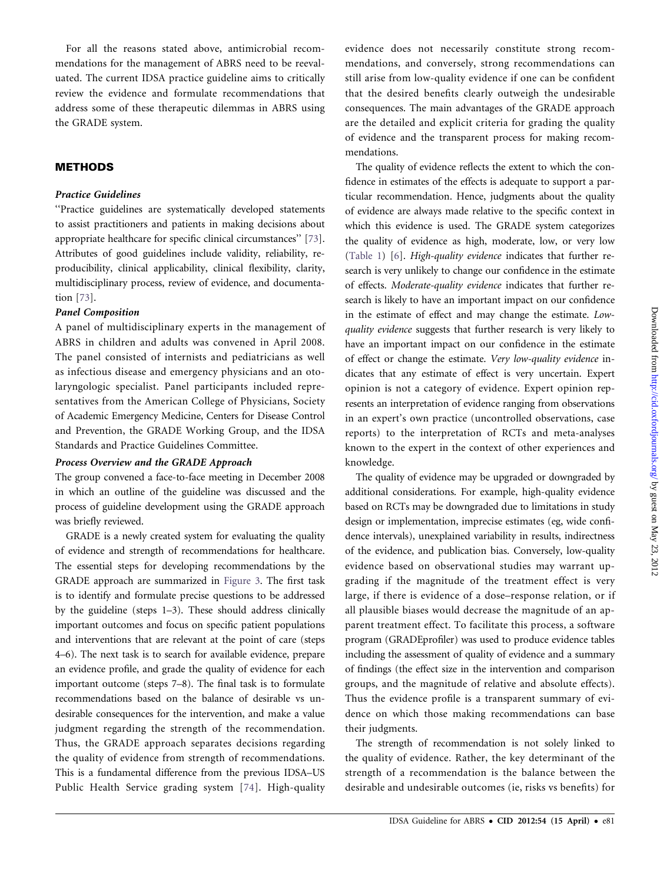For all the reasons stated above, antimicrobial recommendations for the management of ABRS need to be reevaluated. The current IDSA practice guideline aims to critically review the evidence and formulate recommendations that address some of these therapeutic dilemmas in ABRS using the GRADE system.

## METHODS

### *Practice Guidelines*

"Practice guidelines are systematically developed statements to assist practitioners and patients in making decisions about appropriate healthcare for specific clinical circumstances" [73]. Attributes of good guidelines include validity, reliability, reproducibility, clinical applicability, clinical flexibility, clarity, multidisciplinary process, review of evidence, and documentation [73].

### *Panel Composition*

A panel of multidisciplinary experts in the management of ABRS in children and adults was convened in April 2008. The panel consisted of internists and pediatricians as well as infectious disease and emergency physicians and an otolaryngologic specialist. Panel participants included representatives from the American College of Physicians, Society of Academic Emergency Medicine, Centers for Disease Control and Prevention, the GRADE Working Group, and the IDSA Standards and Practice Guidelines Committee.

### *Process Overview and the GRADE Approach*

The group convened a face-to-face meeting in December 2008 in which an outline of the guideline was discussed and the process of guideline development using the GRADE approach was briefly reviewed.

GRADE is a newly created system for evaluating the quality of evidence and strength of recommendations for healthcare. The essential steps for developing recommendations by the GRADE approach are summarized in Figure 3. The first task is to identify and formulate precise questions to be addressed by the guideline (steps 1–3). These should address clinically important outcomes and focus on specific patient populations and interventions that are relevant at the point of care (steps 4–6). The next task is to search for available evidence, prepare an evidence profile, and grade the quality of evidence for each important outcome (steps 7–8). The final task is to formulate recommendations based on the balance of desirable vs undesirable consequences for the intervention, and make a value judgment regarding the strength of the recommendation. Thus, the GRADE approach separates decisions regarding the quality of evidence from strength of recommendations. This is a fundamental difference from the previous IDSA–US Public Health Service grading system [74]. High-quality evidence does not necessarily constitute strong recommendations, and conversely, strong recommendations can still arise from low-quality evidence if one can be confident that the desired benefits clearly outweigh the undesirable consequences. The main advantages of the GRADE approach are the detailed and explicit criteria for grading the quality of evidence and the transparent process for making recommendations.

The quality of evidence reflects the extent to which the confidence in estimates of the effects is adequate to support a particular recommendation. Hence, judgments about the quality of evidence are always made relative to the specific context in which this evidence is used. The GRADE system categorizes the quality of evidence as high, moderate, low, or very low (Table 1) [6]. *High-quality evidence* indicates that further research is very unlikely to change our confidence in the estimate of effects. *Moderate-quality evidence* indicates that further research is likely to have an important impact on our confidence in the estimate of effect and may change the estimate. *Low-quality evidence* suggests that further research is very likely to have an important impact on our confidence in the estimate of effect or change the estimate. *Very low-quality evidence* indicates that any estimate of effect is very uncertain. Expert opinion is not a category of evidence. Expert opinion represents an interpretation of evidence ranging from observations in an expert's own practice (uncontrolled observations, case reports) to the interpretation of RCTs and meta-analyses known to the expert in the context of other experiences and knowledge.

The quality of evidence may be upgraded or downgraded by additional considerations. For example, high-quality evidence based on RCTs may be downgraded due to limitations in study design or implementation, imprecise estimates (eg, wide confidence intervals), unexplained variability in results, indirectness of the evidence, and publication bias. Conversely, low-quality evidence based on observational studies may warrant upgrading if the magnitude of the treatment effect is very large, if there is evidence of a dose–response relation, or if all plausible biases would decrease the magnitude of an apparent treatment effect. To facilitate this process, a software program (GRADEprofiler) was used to produce evidence tables including the assessment of quality of evidence and a summary of findings (the effect size in the intervention and comparison groups, and the magnitude of relative and absolute effects). Thus the evidence profile is a transparent summary of evidence on which those making recommendations can base their judgments.

The strength of recommendation is not solely linked to the quality of evidence. Rather, the key determinant of the strength of a recommendation is the balance between the desirable and undesirable outcomes (ie, risks vs benefits) for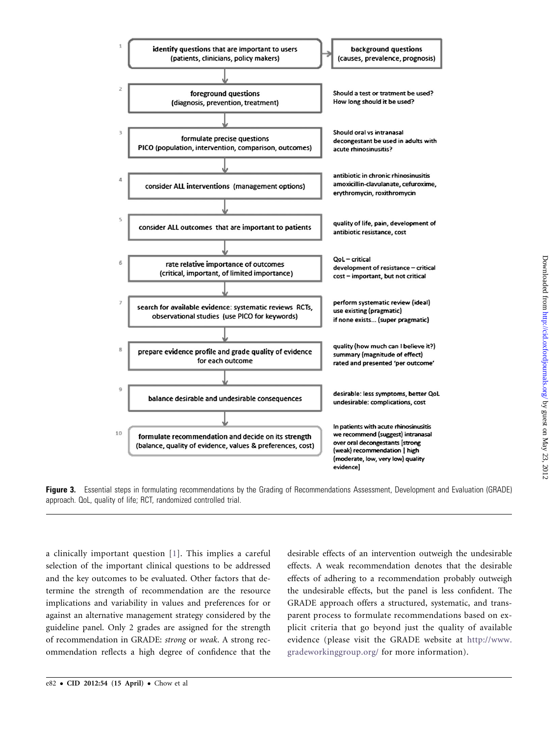| | Step | Example |
|---|---|---|
| 1 | identify questions that are important to users (patients, clinicians, policy makers) | background questions (causes, prevalence, prognosis) |
| 2 | foreground questions (diagnosis, prevention, treatment) | Should a test or tratment be used? How long should it be used? |
| 3 | formulate precise questions PICO (population, intervention, comparison, outcomes) | Should oral vs intranasal decongestant be used in adults with acute rhinosinusitis? |
| 4 | consider ALL interventions (management options) | antibiotic in chronic rhinosinusitis amoxicillin-clavulanate, cefuroxime, erythromycin, roxithromycin |
| 5 | consider ALL outcomes that are important to patients | quality of life, pain, development of antibiotic resistance, cost |
| 6 | rate relative importance of outcomes (critical, important, of limited importance) | QoL – critical; development of resistance – critical; cost – important, but not critical |
| 7 | search for available evidence: systematic reviews RCTs, observational studies (use PICO for keywords) | perform systematic review (ideal); use existing (pragmatic); if none exists... (super pragmatic) |
| 8 | prepare evidence profile and grade quality of evidence for each outcome | quality (how much can I believe it?); summary (magnitude of effect); rated and presented 'per outcome' |
| 9 | balance desirable and undesirable consequences | desirable: less symptoms, better QoL; undesirable: complications, cost |
| 10 | formulate recommendation and decide on its strength (balance, quality of evidence, values & preferences, cost) | In patients with acute rhinosinusitis we recommend (suggest) intranasal over oral decongestants [strong (weak) recommendation \| high (moderate, low, very low) quality evidence] |

**Figure 3.** Essential steps in formulating recommendations by the Grading of Recommendations Assessment, Development and Evaluation (GRADE) approach. QoL, quality of life; RCT, randomized controlled trial.

a clinically important question [1]. This implies a careful selection of the important clinical questions to be addressed and the key outcomes to be evaluated. Other factors that determine the strength of recommendation are the resource implications and variability in values and preferences for or against an alternative management strategy considered by the guideline panel. Only 2 grades are assigned for the strength of recommendation in GRADE: *strong* or *weak*. A strong recommendation reflects a high degree of confidence that the desirable effects of an intervention outweigh the undesirable effects. A weak recommendation denotes that the desirable effects of adhering to a recommendation probably outweigh the undesirable effects, but the panel is less confident. The GRADE approach offers a structured, systematic, and transparent process to formulate recommendations based on explicit criteria that go beyond just the quality of available evidence (please visit the GRADE website at http://www.gradeworkinggroup.org/ for more information).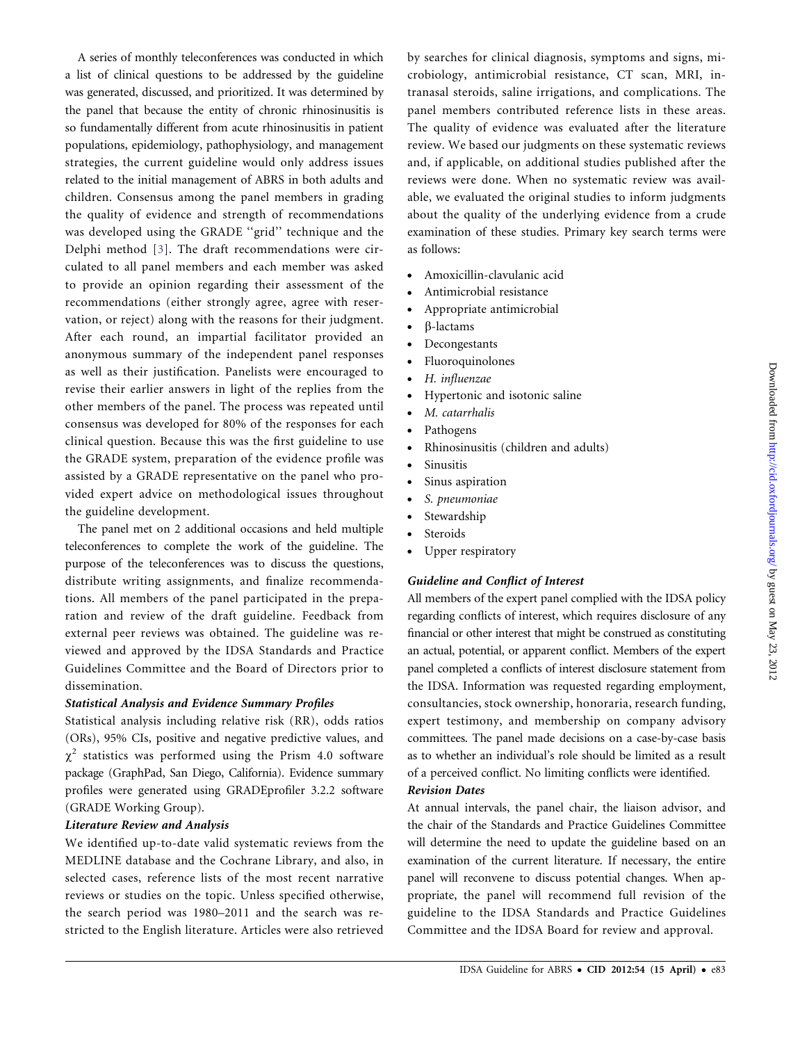A series of monthly teleconferences was conducted in which a list of clinical questions to be addressed by the guideline was generated, discussed, and prioritized. It was determined by the panel that because the entity of chronic rhinosinusitis is so fundamentally different from acute rhinosinusitis in patient populations, epidemiology, pathophysiology, and management strategies, the current guideline would only address issues related to the initial management of ABRS in both adults and children. Consensus among the panel members in grading the quality of evidence and strength of recommendations was developed using the GRADE ''grid'' technique and the Delphi method [3]. The draft recommendations were circulated to all panel members and each member was asked to provide an opinion regarding their assessment of the recommendations (either strongly agree, agree with reservation, or reject) along with the reasons for their judgment. After each round, an impartial facilitator provided an anonymous summary of the independent panel responses as well as their justification. Panelists were encouraged to revise their earlier answers in light of the replies from the other members of the panel. The process was repeated until consensus was developed for 80% of the responses for each clinical question. Because this was the first guideline to use the GRADE system, preparation of the evidence profile was assisted by a GRADE representative on the panel who provided expert advice on methodological issues throughout the guideline development.

The panel met on 2 additional occasions and held multiple teleconferences to complete the work of the guideline. The purpose of the teleconferences was to discuss the questions, distribute writing assignments, and finalize recommendations. All members of the panel participated in the preparation and review of the draft guideline. Feedback from external peer reviews was obtained. The guideline was reviewed and approved by the IDSA Standards and Practice Guidelines Committee and the Board of Directors prior to dissemination.

### *Statistical Analysis and Evidence Summary Profiles*

Statistical analysis including relative risk (RR), odds ratios (ORs), 95% CIs, positive and negative predictive values, and $\chi^2$ statistics was performed using the Prism 4.0 software package (GraphPad, San Diego, California). Evidence summary profiles were generated using GRADEprofiler 3.2.2 software (GRADE Working Group).

### *Literature Review and Analysis*

We identified up-to-date valid systematic reviews from the MEDLINE database and the Cochrane Library, and also, in selected cases, reference lists of the most recent narrative reviews or studies on the topic. Unless specified otherwise, the search period was 1980–2011 and the search was restricted to the English literature. Articles were also retrieved by searches for clinical diagnosis, symptoms and signs, microbiology, antimicrobial resistance, CT scan, MRI, intranasal steroids, saline irrigations, and complications. The panel members contributed reference lists in these areas. The quality of evidence was evaluated after the literature review. We based our judgments on these systematic reviews and, if applicable, on additional studies published after the reviews were done. When no systematic review was available, we evaluated the original studies to inform judgments about the quality of the underlying evidence from a crude examination of these studies. Primary key search terms were as follows:

- Amoxicillin-clavulanic acid
- Antimicrobial resistance
- Appropriate antimicrobial
- β-lactams
- Decongestants
- Fluoroquinolones
- *H. influenzae*
- Hypertonic and isotonic saline
- *M. catarrhalis*
- Pathogens
- Rhinosinusitis (children and adults)
- Sinusitis
- Sinus aspiration
- *S. pneumoniae*
- Stewardship
- Steroids
- Upper respiratory

### *Guideline and Conflict of Interest*

All members of the expert panel complied with the IDSA policy regarding conflicts of interest, which requires disclosure of any financial or other interest that might be construed as constituting an actual, potential, or apparent conflict. Members of the expert panel completed a conflicts of interest disclosure statement from the IDSA. Information was requested regarding employment, consultancies, stock ownership, honoraria, research funding, expert testimony, and membership on company advisory committees. The panel made decisions on a case-by-case basis as to whether an individual's role should be limited as a result of a perceived conflict. No limiting conflicts were identified.

### *Revision Dates*

At annual intervals, the panel chair, the liaison advisor, and the chair of the Standards and Practice Guidelines Committee will determine the need to update the guideline based on an examination of the current literature. If necessary, the entire panel will reconvene to discuss potential changes. When appropriate, the panel will recommend full revision of the guideline to the IDSA Standards and Practice Guidelines Committee and the IDSA Board for review and approval.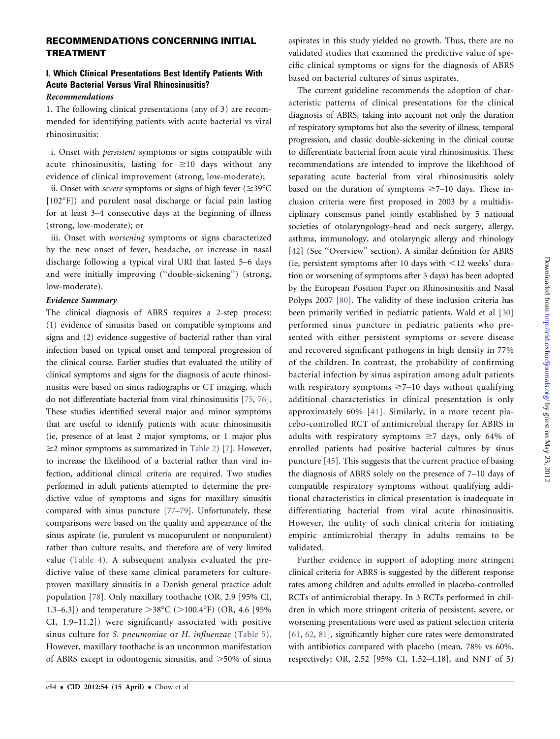## RECOMMENDATIONS CONCERNING INITIAL TREATMENT

### I. Which Clinical Presentations Best Identify Patients With Acute Bacterial Versus Viral Rhinosinusitis?

***Recommendations***

1. The following clinical presentations (any of 3) are recommended for identifying patients with acute bacterial vs viral rhinosinusitis:

i. Onset with *persistent* symptoms or signs compatible with acute rhinosinusitis, lasting for ≥10 days without any evidence of clinical improvement (strong, low-moderate);

ii. Onset with *severe* symptoms or signs of high fever (≥39°C [102°F]) and purulent nasal discharge or facial pain lasting for at least 3–4 consecutive days at the beginning of illness (strong, low-moderate); or

iii. Onset with *worsening* symptoms or signs characterized by the new onset of fever, headache, or increase in nasal discharge following a typical viral URI that lasted 5–6 days and were initially improving ("double-sickening") (strong, low-moderate).

***Evidence Summary***

The clinical diagnosis of ABRS requires a 2-step process: (1) evidence of sinusitis based on compatible symptoms and signs and (2) evidence suggestive of bacterial rather than viral infection based on typical onset and temporal progression of the clinical course. Earlier studies that evaluated the utility of clinical symptoms and signs for the diagnosis of acute rhinosinusitis were based on sinus radiographs or CT imaging, which do not differentiate bacterial from viral rhinosinusitis [75, 76]. These studies identified several major and minor symptoms that are useful to identify patients with acute rhinosinusitis (ie, presence of at least 2 major symptoms, or 1 major plus ≥2 minor symptoms as summarized in Table 2) [7]. However, to increase the likelihood of a bacterial rather than viral infection, additional clinical criteria are required. Two studies performed in adult patients attempted to determine the predictive value of symptoms and signs for maxillary sinusitis compared with sinus puncture [77–79]. Unfortunately, these comparisons were based on the quality and appearance of the sinus aspirate (ie, purulent vs mucopurulent or nonpurulent) rather than culture results, and therefore are of very limited value (Table 4). A subsequent analysis evaluated the predictive value of these same clinical parameters for culture-proven maxillary sinusitis in a Danish general practice adult population [78]. Only maxillary toothache (OR, 2.9 [95% CI, 1.3–6.3]) and temperature >38°C (>100.4°F) (OR, 4.6 [95% CI, 1.9–11.2]) were significantly associated with positive sinus culture for *S. pneumoniae* or *H. influenzae* (Table 5). However, maxillary toothache is an uncommon manifestation of ABRS except in odontogenic sinusitis, and >50% of sinus aspirates in this study yielded no growth. Thus, there are no validated studies that examined the predictive value of specific clinical symptoms or signs for the diagnosis of ABRS based on bacterial cultures of sinus aspirates.

The current guideline recommends the adoption of characteristic patterns of clinical presentations for the clinical diagnosis of ABRS, taking into account not only the duration of respiratory symptoms but also the severity of illness, temporal progression, and classic double-sickening in the clinical course to differentiate bacterial from acute viral rhinosinusitis. These recommendations are intended to improve the likelihood of separating acute bacterial from viral rhinosinusitis solely based on the duration of symptoms ≥7–10 days. These inclusion criteria were first proposed in 2003 by a multidisciplinary consensus panel jointly established by 5 national societies of otolaryngology–head and neck surgery, allergy, asthma, immunology, and otolaryngic allergy and rhinology [42] (See "Overview" section). A similar definition for ABRS (ie, persistent symptoms after 10 days with <12 weeks' duration or worsening of symptoms after 5 days) has been adopted by the European Position Paper on Rhinosinusitis and Nasal Polyps 2007 [80]. The validity of these inclusion criteria has been primarily verified in pediatric patients. Wald et al [30] performed sinus puncture in pediatric patients who presented with either persistent symptoms or severe disease and recovered significant pathogens in high density in 77% of the children. In contrast, the probability of confirming bacterial infection by sinus aspiration among adult patients with respiratory symptoms ≥7–10 days without qualifying additional characteristics in clinical presentation is only approximately 60% [41]. Similarly, in a more recent placebo-controlled RCT of antimicrobial therapy for ABRS in adults with respiratory symptoms ≥7 days, only 64% of enrolled patients had positive bacterial cultures by sinus puncture [45]. This suggests that the current practice of basing the diagnosis of ABRS solely on the presence of 7–10 days of compatible respiratory symptoms without qualifying additional characteristics in clinical presentation is inadequate in differentiating bacterial from viral acute rhinosinusitis. However, the utility of such clinical criteria for initiating empiric antimicrobial therapy in adults remains to be validated.

Further evidence in support of adopting more stringent clinical criteria for ABRS is suggested by the different response rates among children and adults enrolled in placebo-controlled RCTs of antimicrobial therapy. In 3 RCTs performed in children in which more stringent criteria of persistent, severe, or worsening presentations were used as patient selection criteria [61, 62, 81], significantly higher cure rates were demonstrated with antibiotics compared with placebo (mean, 78% vs 60%, respectively; OR, 2.52 [95% CI, 1.52–4.18], and NNT of 5)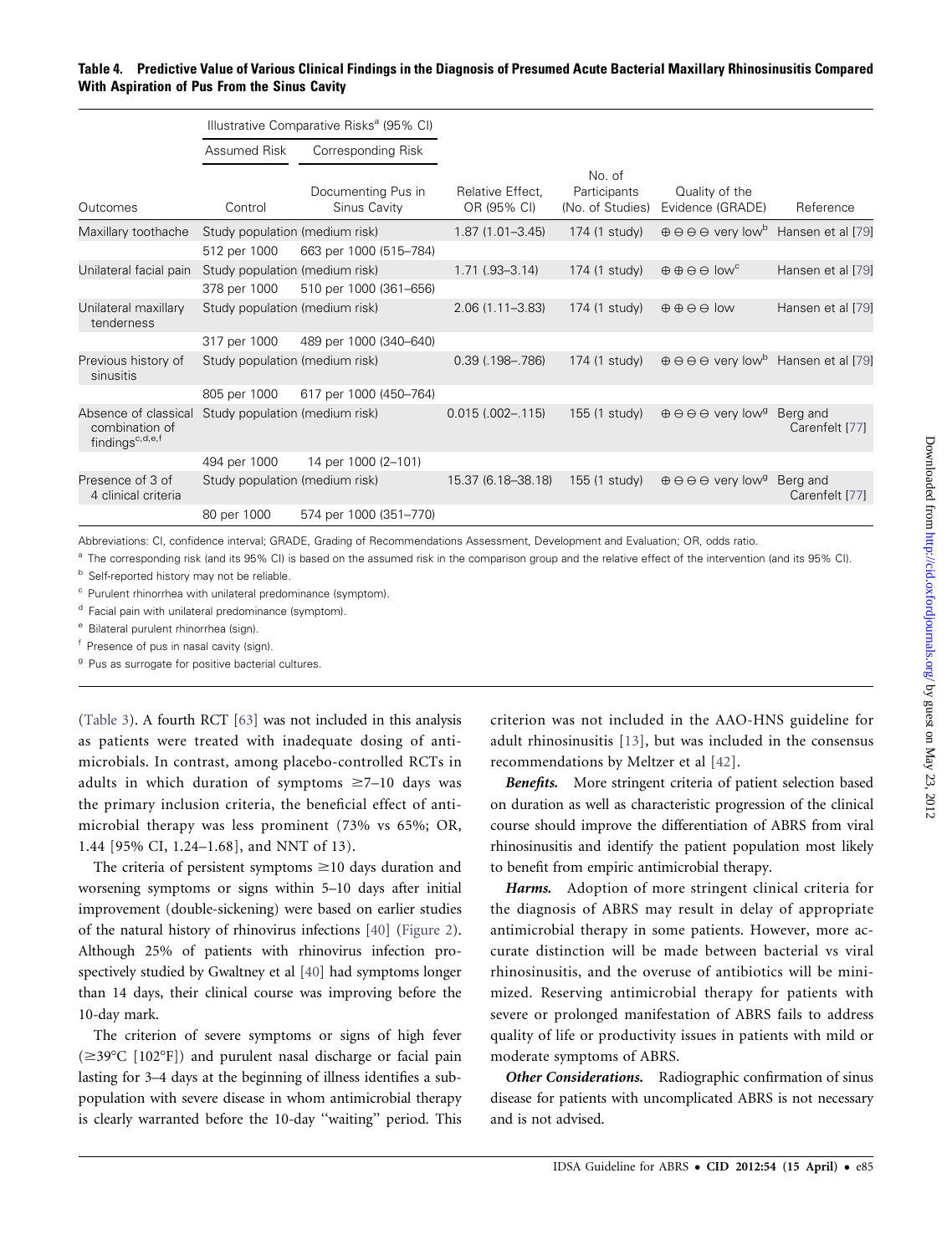**Table 4. Predictive Value of Various Clinical Findings in the Diagnosis of Presumed Acute Bacterial Maxillary Rhinosinusitis Compared With Aspiration of Pus From the Sinus Cavity**

| | Illustrative Comparative Risks[a] (95% CI) | | | | | |
|---|---|---|---|---|---|---|
| | Assumed Risk | Corresponding Risk | | | | |
| Outcomes | Control | Documenting Pus in Sinus Cavity | Relative Effect, OR (95% CI) | No. of Participants (No. of Studies) | Quality of the Evidence (GRADE) | Reference |
| Maxillary toothache | Study population (medium risk) | | 1.87 (1.01–3.45) | 174 (1 study) | ⊕⊖⊖⊖ very low[b] | Hansen et al [79] |
| | 512 per 1000 | 663 per 1000 (515–784) | | | | |
| Unilateral facial pain | Study population (medium risk) | | 1.71 (.93–3.14) | 174 (1 study) | ⊕⊕⊖⊖ low[c] | Hansen et al [79] |
| | 378 per 1000 | 510 per 1000 (361–656) | | | | |
| Unilateral maxillary tenderness | Study population (medium risk) | | 2.06 (1.11–3.83) | 174 (1 study) | ⊕⊕⊖⊖ low | Hansen et al [79] |
| | 317 per 1000 | 489 per 1000 (340–640) | | | | |
| Previous history of sinusitis | Study population (medium risk) | | 0.39 (.198–.786) | 174 (1 study) | ⊕⊖⊖⊖ very low[b] | Hansen et al [79] |
| | 805 per 1000 | 617 per 1000 (450–764) | | | | |
| Absence of classical combination of findings[c,d,e,f] | Study population (medium risk) | | 0.015 (.002–.115) | 155 (1 study) | ⊕⊖⊖⊖ very low[g] | Berg and Carenfelt [77] |
| | 494 per 1000 | 14 per 1000 (2–101) | | | | |
| Presence of 3 of 4 clinical criteria | Study population (medium risk) | | 15.37 (6.18–38.18) | 155 (1 study) | ⊕⊖⊖⊖ very low[g] | Berg and Carenfelt [77] |
| | 80 per 1000 | 574 per 1000 (351–770) | | | | |

Abbreviations: CI, confidence interval; GRADE, Grading of Recommendations Assessment, Development and Evaluation; OR, odds ratio.

[a] The corresponding risk (and its 95% CI) is based on the assumed risk in the comparison group and the relative effect of the intervention (and its 95% CI).

[b] Self-reported history may not be reliable.

[c] Purulent rhinorrhea with unilateral predominance (symptom).

[d] Facial pain with unilateral predominance (symptom).

[e] Bilateral purulent rhinorrhea (sign).

[f] Presence of pus in nasal cavity (sign).

[g] Pus as surrogate for positive bacterial cultures.

(Table 3). A fourth RCT [63] was not included in this analysis as patients were treated with inadequate dosing of antimicrobials. In contrast, among placebo-controlled RCTs in adults in which duration of symptoms ≥7–10 days was the primary inclusion criteria, the beneficial effect of antimicrobial therapy was less prominent (73% vs 65%; OR, 1.44 [95% CI, 1.24–1.68], and NNT of 13).

The criteria of persistent symptoms ≥10 days duration and worsening symptoms or signs within 5–10 days after initial improvement (double-sickening) were based on earlier studies of the natural history of rhinovirus infections [40] (Figure 2). Although 25% of patients with rhinovirus infection prospectively studied by Gwaltney et al [40] had symptoms longer than 14 days, their clinical course was improving before the 10-day mark.

The criterion of severe symptoms or signs of high fever (≥39°C [102°F]) and purulent nasal discharge or facial pain lasting for 3–4 days at the beginning of illness identifies a subpopulation with severe disease in whom antimicrobial therapy is clearly warranted before the 10-day "waiting" period. This criterion was not included in the AAO-HNS guideline for adult rhinosinusitis [13], but was included in the consensus recommendations by Meltzer et al [42].

***Benefits.*** More stringent criteria of patient selection based on duration as well as characteristic progression of the clinical course should improve the differentiation of ABRS from viral rhinosinusitis and identify the patient population most likely to benefit from empiric antimicrobial therapy.

***Harms.*** Adoption of more stringent clinical criteria for the diagnosis of ABRS may result in delay of appropriate antimicrobial therapy in some patients. However, more accurate distinction will be made between bacterial vs viral rhinosinusitis, and the overuse of antibiotics will be minimized. Reserving antimicrobial therapy for patients with severe or prolonged manifestation of ABRS fails to address quality of life or productivity issues in patients with mild or moderate symptoms of ABRS.

***Other Considerations.*** Radiographic confirmation of sinus disease for patients with uncomplicated ABRS is not necessary and is not advised.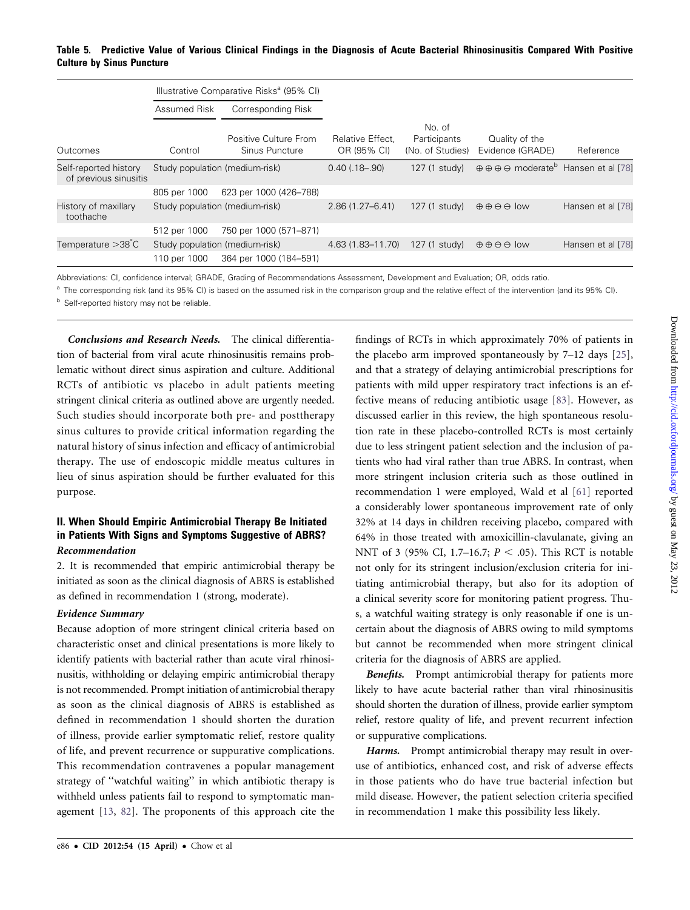**Table 5. Predictive Value of Various Clinical Findings in the Diagnosis of Acute Bacterial Rhinosinusitis Compared With Positive Culture by Sinus Puncture**

| | Illustrative Comparative Risks[a] (95% CI) | | | | | |
|---|---|---|---|---|---|---|
| | Assumed Risk | Corresponding Risk | | | | |
| Outcomes | Control | Positive Culture From Sinus Puncture | Relative Effect, OR (95% CI) | No. of Participants (No. of Studies) | Quality of the Evidence (GRADE) | Reference |
| Self-reported history of previous sinusitis | Study population (medium-risk) | | 0.40 (.18–.90) | 127 (1 study) | ⊕⊕⊕⊖ moderate[b] | Hansen et al [78] |
| | 805 per 1000 | 623 per 1000 (426–788) | | | | |
| History of maxillary toothache | Study population (medium-risk) | | 2.86 (1.27–6.41) | 127 (1 study) | ⊕⊕⊖⊖ low | Hansen et al [78] |
| | 512 per 1000 | 750 per 1000 (571–871) | | | | |
| Temperature >38°C | Study population (medium-risk) | | 4.63 (1.83–11.70) | 127 (1 study) | ⊕⊕⊖⊖ low | Hansen et al [78] |
| | 110 per 1000 | 364 per 1000 (184–591) | | | | |

Abbreviations: CI, confidence interval; GRADE, Grading of Recommendations Assessment, Development and Evaluation; OR, odds ratio.

[a] The corresponding risk (and its 95% CI) is based on the assumed risk in the comparison group and the relative effect of the intervention (and its 95% CI).

[b] Self-reported history may not be reliable.

***Conclusions and Research Needs.*** The clinical differentiation of bacterial from viral acute rhinosinusitis remains problematic without direct sinus aspiration and culture. Additional RCTs of antibiotic vs placebo in adult patients meeting stringent clinical criteria as outlined above are urgently needed. Such studies should incorporate both pre- and posttherapy sinus cultures to provide critical information regarding the natural history of sinus infection and efficacy of antimicrobial therapy. The use of endoscopic middle meatus cultures in lieu of sinus aspiration should be further evaluated for this purpose.

## II. When Should Empiric Antimicrobial Therapy Be Initiated in Patients With Signs and Symptoms Suggestive of ABRS?

***Recommendation***

2. It is recommended that empiric antimicrobial therapy be initiated as soon as the clinical diagnosis of ABRS is established as defined in recommendation 1 (strong, moderate).

***Evidence Summary***

Because adoption of more stringent clinical criteria based on characteristic onset and clinical presentations is more likely to identify patients with bacterial rather than acute viral rhinosinusitis, withholding or delaying empiric antimicrobial therapy is not recommended. Prompt initiation of antimicrobial therapy as soon as the clinical diagnosis of ABRS is established as defined in recommendation 1 should shorten the duration of illness, provide earlier symptomatic relief, restore quality of life, and prevent recurrence or suppurative complications. This recommendation contravenes a popular management strategy of "watchful waiting" in which antibiotic therapy is withheld unless patients fail to respond to symptomatic management [13, 82]. The proponents of this approach cite the findings of RCTs in which approximately 70% of patients in the placebo arm improved spontaneously by 7–12 days [25], and that a strategy of delaying antimicrobial prescriptions for patients with mild upper respiratory tract infections is an effective means of reducing antibiotic usage [83]. However, as discussed earlier in this review, the high spontaneous resolution rate in these placebo-controlled RCTs is most certainly due to less stringent patient selection and the inclusion of patients who had viral rather than true ABRS. In contrast, when more stringent inclusion criteria such as those outlined in recommendation 1 were employed, Wald et al [61] reported a considerably lower spontaneous improvement rate of only 32% at 14 days in children receiving placebo, compared with 64% in those treated with amoxicillin-clavulanate, giving an NNT of 3 (95% CI, 1.7–16.7; $P < .05$). This RCT is notable not only for its stringent inclusion/exclusion criteria for initiating antimicrobial therapy, but also for its adoption of a clinical severity score for monitoring patient progress. Thus, a watchful waiting strategy is only reasonable if one is uncertain about the diagnosis of ABRS owing to mild symptoms but cannot be recommended when more stringent clinical criteria for the diagnosis of ABRS are applied.

***Benefits.*** Prompt antimicrobial therapy for patients more likely to have acute bacterial rather than viral rhinosinusitis should shorten the duration of illness, provide earlier symptom relief, restore quality of life, and prevent recurrent infection or suppurative complications.

***Harms.*** Prompt antimicrobial therapy may result in overuse of antibiotics, enhanced cost, and risk of adverse effects in those patients who do have true bacterial infection but mild disease. However, the patient selection criteria specified in recommendation 1 make this possibility less likely.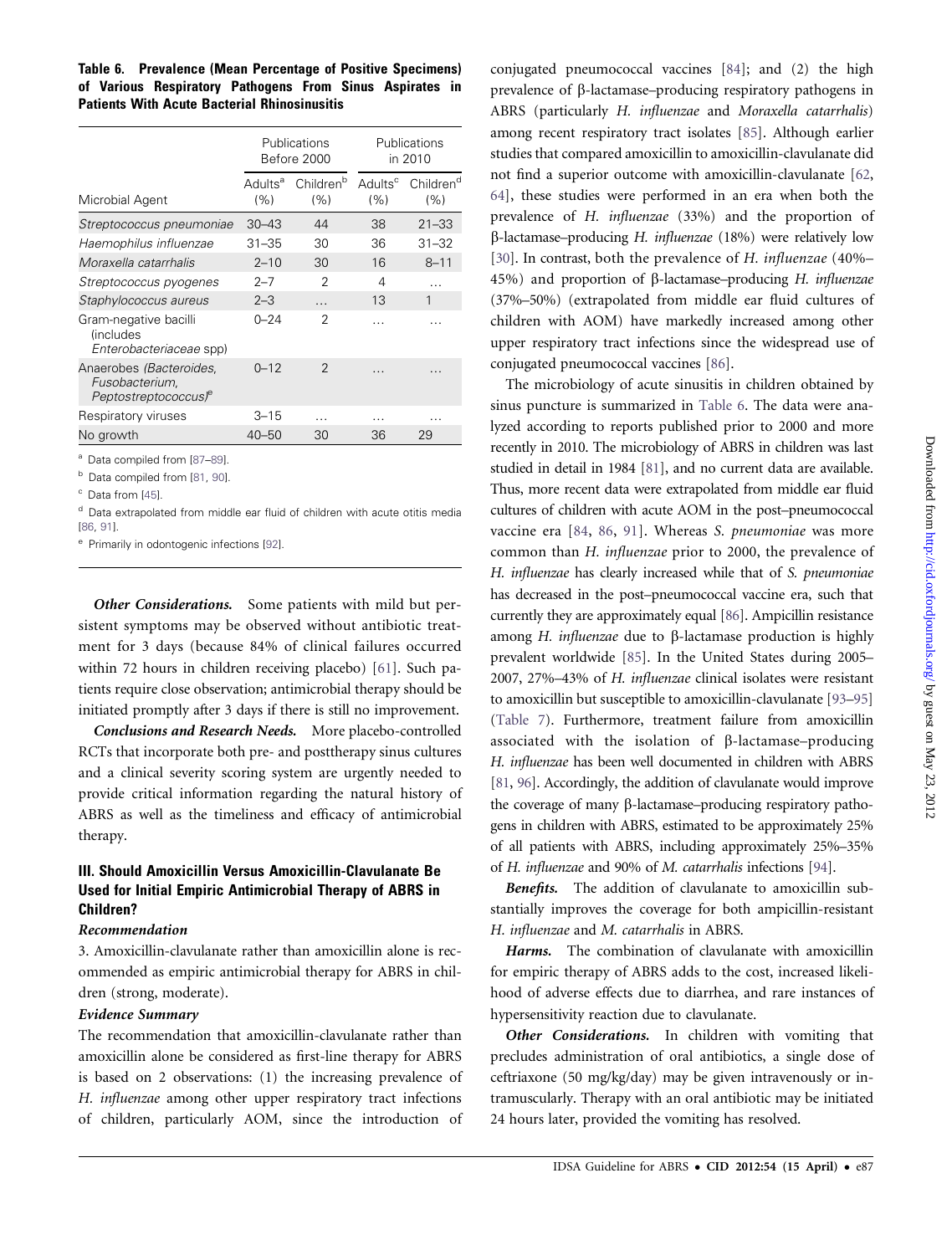**Table 6. Prevalence (Mean Percentage of Positive Specimens) of Various Respiratory Pathogens From Sinus Aspirates in Patients With Acute Bacterial Rhinosinusitis**

| Microbial Agent | Publications Before 2000 | | Publications in 2010 | |
|---|---|---|---|---|
| | Adults[a] (%) | Children[b] (%) | Adults[c] (%) | Children[d] (%) |
| *Streptococcus pneumoniae* | 30–43 | 44 | 38 | 21–33 |
| *Haemophilus influenzae* | 31–35 | 30 | 36 | 31–32 |
| *Moraxella catarrhalis* | 2–10 | 30 | 16 | 8–11 |
| *Streptococcus pyogenes* | 2–7 | 2 | 4 | … |
| *Staphylococcus aureus* | 2–3 | … | 13 | 1 |
| Gram-negative bacilli (includes *Enterobacteriaceae* spp) | 0–24 | 2 | … | … |
| Anaerobes (*Bacteroides, Fusobacterium, Peptostreptococcus*)[e] | 0–12 | 2 | … | … |
| Respiratory viruses | 3–15 | … | … | … |
| No growth | 40–50 | 30 | 36 | 29 |

[a] Data compiled from [87–89].

[b] Data compiled from [81, 90].

[c] Data from [45].

[d] Data extrapolated from middle ear fluid of children with acute otitis media [86, 91].

[e] Primarily in odontogenic infections [92].

***Other Considerations.*** Some patients with mild but persistent symptoms may be observed without antibiotic treatment for 3 days (because 84% of clinical failures occurred within 72 hours in children receiving placebo) [61]. Such patients require close observation; antimicrobial therapy should be initiated promptly after 3 days if there is still no improvement.

***Conclusions and Research Needs.*** More placebo-controlled RCTs that incorporate both pre- and posttherapy sinus cultures and a clinical severity scoring system are urgently needed to provide critical information regarding the natural history of ABRS as well as the timeliness and efficacy of antimicrobial therapy.

### III. Should Amoxicillin Versus Amoxicillin-Clavulanate Be Used for Initial Empiric Antimicrobial Therapy of ABRS in Children?

#### *Recommendation*

3. Amoxicillin-clavulanate rather than amoxicillin alone is recommended as empiric antimicrobial therapy for ABRS in children (strong, moderate).

#### *Evidence Summary*

The recommendation that amoxicillin-clavulanate rather than amoxicillin alone be considered as first-line therapy for ABRS is based on 2 observations: (1) the increasing prevalence of *H. influenzae* among other upper respiratory tract infections of children, particularly AOM, since the introduction of conjugated pneumococcal vaccines [84]; and (2) the high prevalence of β-lactamase–producing respiratory pathogens in ABRS (particularly *H. influenzae* and *Moraxella catarrhalis*) among recent respiratory tract isolates [85]. Although earlier studies that compared amoxicillin to amoxicillin-clavulanate did not find a superior outcome with amoxicillin-clavulanate [62, 64], these studies were performed in an era when both the prevalence of *H. influenzae* (33%) and the proportion of β-lactamase–producing *H. influenzae* (18%) were relatively low [30]. In contrast, both the prevalence of *H. influenzae* (40%–45%) and proportion of β-lactamase–producing *H. influenzae* (37%–50%) (extrapolated from middle ear fluid cultures of children with AOM) have markedly increased among other upper respiratory tract infections since the widespread use of conjugated pneumococcal vaccines [86].

The microbiology of acute sinusitis in children obtained by sinus puncture is summarized in Table 6. The data were analyzed according to reports published prior to 2000 and more recently in 2010. The microbiology of ABRS in children was last studied in detail in 1984 [81], and no current data are available. Thus, more recent data were extrapolated from middle ear fluid cultures of children with acute AOM in the post–pneumococcal vaccine era [84, 86, 91]. Whereas *S. pneumoniae* was more common than *H. influenzae* prior to 2000, the prevalence of *H. influenzae* has clearly increased while that of *S. pneumoniae* has decreased in the post–pneumococcal vaccine era, such that currently they are approximately equal [86]. Ampicillin resistance among *H. influenzae* due to β-lactamase production is highly prevalent worldwide [85]. In the United States during 2005–2007, 27%–43% of *H. influenzae* clinical isolates were resistant to amoxicillin but susceptible to amoxicillin-clavulanate [93–95] (Table 7). Furthermore, treatment failure from amoxicillin associated with the isolation of β-lactamase–producing *H. influenzae* has been well documented in children with ABRS [81, 96]. Accordingly, the addition of clavulanate would improve the coverage of many β-lactamase–producing respiratory pathogens in children with ABRS, estimated to be approximately 25% of all patients with ABRS, including approximately 25%–35% of *H. influenzae* and 90% of *M. catarrhalis* infections [94].

***Benefits.*** The addition of clavulanate to amoxicillin substantially improves the coverage for both ampicillin-resistant *H. influenzae* and *M. catarrhalis* in ABRS.

***Harms.*** The combination of clavulanate with amoxicillin for empiric therapy of ABRS adds to the cost, increased likelihood of adverse effects due to diarrhea, and rare instances of hypersensitivity reaction due to clavulanate.

***Other Considerations.*** In children with vomiting that precludes administration of oral antibiotics, a single dose of ceftriaxone (50 mg/kg/day) may be given intravenously or intramuscularly. Therapy with an oral antibiotic may be initiated 24 hours later, provided the vomiting has resolved.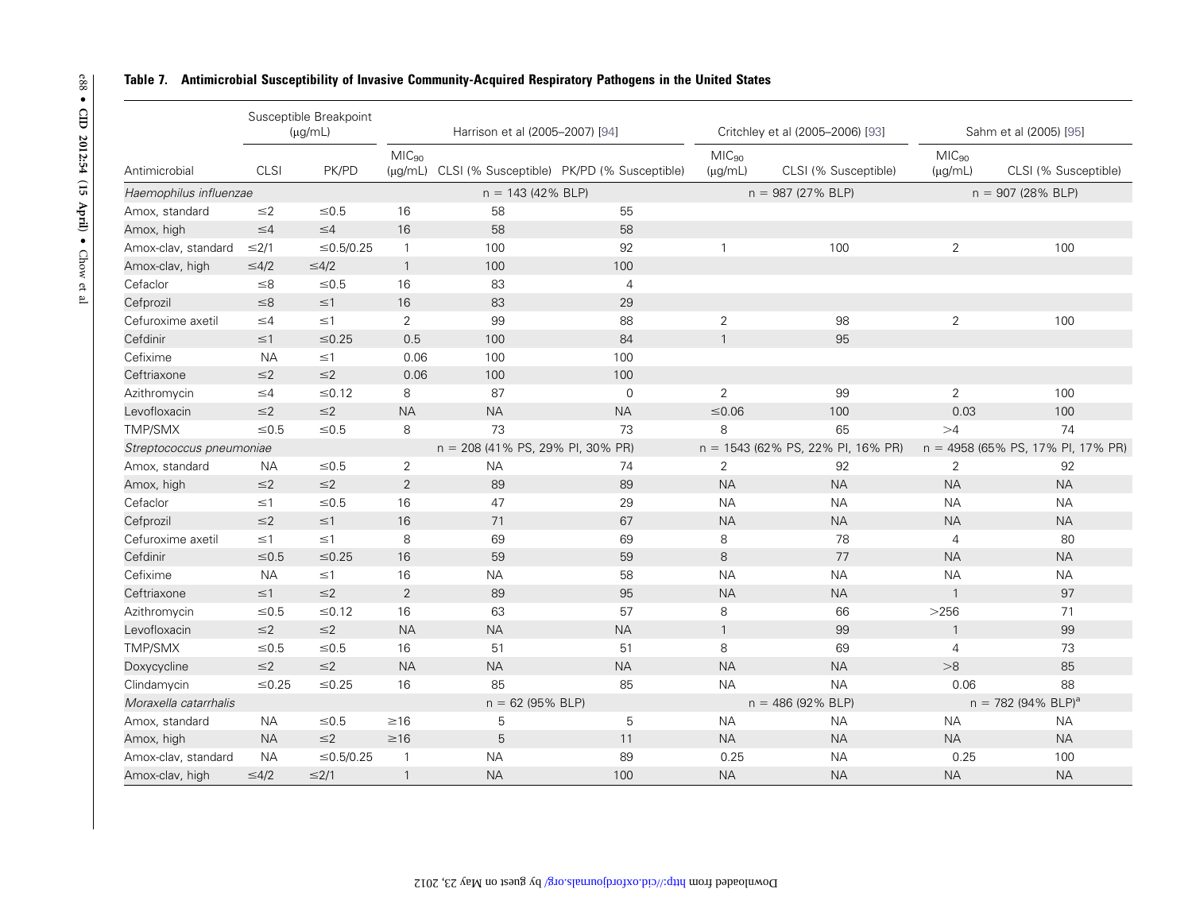**Table 7. Antimicrobial Susceptibility of Invasive Community-Acquired Respiratory Pathogens in the United States**

| Antimicrobial | Susceptible Breakpoint (μg/mL) CLSI | PK/PD | Harrison et al (2005–2007) [94] $MIC_{90}$ (μg/mL) | CLSI (% Susceptible) | PK/PD (% Susceptible) | Critchley et al (2005–2006) [93] $MIC_{90}$ (μg/mL) | CLSI (% Susceptible) | Sahm et al (2005) [95] $MIC_{90}$ (μg/mL) | CLSI (% Susceptible) |
|---|---|---|---|---|---|---|---|---|---|
| *Haemophilus influenzae* | | | n = 143 (42% BLP) | | | n = 987 (27% BLP) | | n = 907 (28% BLP) | |
| Amox, standard | ≤2 | ≤0.5 | 16 | 58 | 55 | | | | |
| Amox, high | ≤4 | ≤4 | 16 | 58 | 58 | | | | |
| Amox-clav, standard | ≤2/1 | ≤0.5/0.25 | 1 | 100 | 92 | 1 | 100 | 2 | 100 |
| Amox-clav, high | ≤4/2 | ≤4/2 | 1 | 100 | 100 | | | | |
| Cefaclor | ≤8 | ≤0.5 | 16 | 83 | 4 | | | | |
| Cefprozil | ≤8 | ≤1 | 16 | 83 | 29 | | | | |
| Cefuroxime axetil | ≤4 | ≤1 | 2 | 99 | 88 | 2 | 98 | 2 | 100 |
| Cefdinir | ≤1 | ≤0.25 | 0.5 | 100 | 84 | 1 | 95 | | |
| Cefixime | NA | ≤1 | 0.06 | 100 | 100 | | | | |
| Ceftriaxone | ≤2 | ≤2 | 0.06 | 100 | 100 | | | | |
| Azithromycin | ≤4 | ≤0.12 | 8 | 87 | 0 | 2 | 99 | 2 | 100 |
| Levofloxacin | ≤2 | ≤2 | NA | NA | NA | ≤0.06 | 100 | 0.03 | 100 |
| TMP/SMX | ≤0.5 | ≤0.5 | 8 | 73 | 73 | 8 | 65 | >4 | 74 |
| *Streptococcus pneumoniae* | | | n = 208 (41% PS, 29% PI, 30% PR) | | | n = 1543 (62% PS, 22% PI, 16% PR) | | n = 4958 (65% PS, 17% PI, 17% PR) | |
| Amox, standard | NA | ≤0.5 | 2 | NA | 74 | 2 | 92 | 2 | 92 |
| Amox, high | ≤2 | ≤2 | 2 | 89 | 89 | NA | NA | NA | NA |
| Cefaclor | ≤1 | ≤0.5 | 16 | 47 | 29 | NA | NA | NA | NA |
| Cefprozil | ≤2 | ≤1 | 16 | 71 | 67 | NA | NA | NA | NA |
| Cefuroxime axetil | ≤1 | ≤1 | 8 | 69 | 69 | 8 | 78 | 4 | 80 |
| Cefdinir | ≤0.5 | ≤0.25 | 16 | 59 | 59 | 8 | 77 | NA | NA |
| Cefixime | NA | ≤1 | 16 | NA | 58 | NA | NA | NA | NA |
| Ceftriaxone | ≤1 | ≤2 | 2 | 89 | 95 | NA | NA | 1 | 97 |
| Azithromycin | ≤0.5 | ≤0.12 | 16 | 63 | 57 | 8 | 66 | >256 | 71 |
| Levofloxacin | ≤2 | ≤2 | NA | NA | NA | 1 | 99 | 1 | 99 |
| TMP/SMX | ≤0.5 | ≤0.5 | 16 | 51 | 51 | 8 | 69 | 4 | 73 |
| Doxycycline | ≤2 | ≤2 | NA | NA | NA | NA | NA | >8 | 85 |
| Clindamycin | ≤0.25 | ≤0.25 | 16 | 85 | 85 | NA | NA | 0.06 | 88 |
| *Moraxella catarrhalis* | | | n = 62 (95% BLP) | | | n = 486 (92% BLP) | | n = 782 (94% BLP)[a] | |
| Amox, standard | NA | ≤0.5 | ≥16 | 5 | 5 | NA | NA | NA | NA |
| Amox, high | NA | ≤2 | ≥16 | 5 | 11 | NA | NA | NA | NA |
| Amox-clav, standard | NA | ≤0.5/0.25 | 1 | NA | 89 | 0.25 | NA | 0.25 | 100 |
| Amox-clav, high | ≤4/2 | ≤2/1 | 1 | NA | 100 | NA | NA | NA | NA |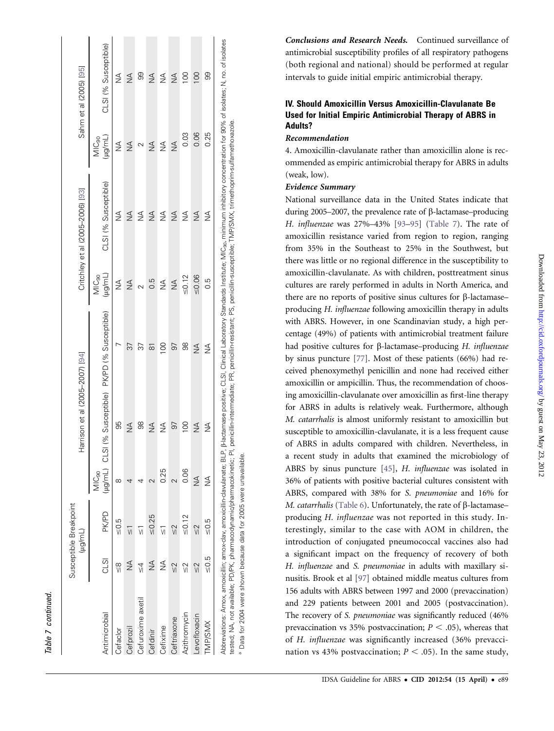Table 7 continued.

| Antimicrobial | Susceptible Breakpoint (μg/mL) CLSI | PK/PD | Harrison et al (2005–2007) [94] $MIC_{90}$ (μg/mL) | CLSI (% Susceptible) | PK/PD (% Susceptible) | Critchley et al (2005–2006) [93] $MIC_{90}$ (μg/mL) | CLSI (% Susceptible) | Sahm et al (2005) [95] $MIC_{90}$ (μg/mL) | CLSI (% Susceptible) |
|---|---|---|---|---|---|---|---|---|---|
| Cefaclor | ≤8 | ≤0.5 | 8 | 95 | 7 | NA | NA | NA | NA |
| Cefprozil | NA | ≤1 | 4 | NA | 37 | NA | NA | NA | NA |
| Cefuroxime axetil | ≤4 | ≤1 | 4 | 98 | 37 | 2 | NA | 2 | 99 |
| Cefdinir | NA | ≤0.25 | 2 | NA | 81 | 0.5 | NA | NA | NA |
| Cefixime | NA | ≤1 | 0.25 | NA | 100 | NA | NA | NA | NA |
| Ceftriaxone | ≤2 | ≤2 | 2 | 97 | 97 | NA | NA | NA | NA |
| Azithromycin | ≤2 | ≤0.12 | 0.06 | 100 | 98 | ≤0.12 | NA | 0.03 | 100 |
| Levofloxacin | ≤2 | ≤2 | NA | NA | NA | ≤0.06 | NA | 0.06 | 100 |
| TMP/SMX | ≤0.5 | ≤0.5 | NA | NA | NA | 0.5 | NA | 0.25 | 99 |

Abbreviations: Amox, amoxicillin; amox-clav, amoxicillin-clavulanate; BLP, β-lactamase positive; CLSI, Clinical Laboratory Standards Institute; $MIC_{90}$, minimum inhibitory concentration for 90% of isolates; N, no. of isolates tested; NA, not available; PD/PK, pharmacodynamic/pharmacokinetic; PI, penicillin-intermediate; PR, penicillin-resistant; PS, penicillin-susceptible; TMP/SMX, trimethoprim-sulfamethoxazole.

[a] Data for 2004 were shown because data for 2005 were unavailable.

***Conclusions and Research Needs.*** Continued surveillance of antimicrobial susceptibility profiles of all respiratory pathogens (both regional and national) should be performed at regular intervals to guide initial empiric antimicrobial therapy.

## IV. Should Amoxicillin Versus Amoxicillin-Clavulanate Be Used for Initial Empiric Antimicrobial Therapy of ABRS in Adults?

### *Recommendation*

4. Amoxicillin-clavulanate rather than amoxicillin alone is recommended as empiric antimicrobial therapy for ABRS in adults (weak, low).

### *Evidence Summary*

National surveillance data in the United States indicate that during 2005–2007, the prevalence rate of β-lactamase–producing *H. influenzae* was 27%–43% [93–95] (Table 7). The rate of amoxicillin resistance varied from region to region, ranging from 35% in the Southeast to 25% in the Southwest, but there was little or no regional difference in the susceptibility to amoxicillin-clavulanate. As with children, posttreatment sinus cultures are rarely performed in adults in North America, and there are no reports of positive sinus cultures for β-lactamase–producing *H. influenzae* following amoxicillin therapy in adults with ABRS. However, in one Scandinavian study, a high percentage (49%) of patients with antimicrobial treatment failure had positive cultures for β-lactamase–producing *H. influenzae* by sinus puncture [77]. Most of these patients (66%) had received phenoxymethyl penicillin and none had received either amoxicillin or ampicillin. Thus, the recommendation of choosing amoxicillin-clavulanate over amoxicillin as first-line therapy for ABRS in adults is relatively weak. Furthermore, although *M. catarrhalis* is almost uniformly resistant to amoxicillin but susceptible to amoxicillin-clavulanate, it is a less frequent cause of ABRS in adults compared with children. Nevertheless, in a recent study in adults that examined the microbiology of ABRS by sinus puncture [45], *H. influenzae* was isolated in 36% of patients with positive bacterial cultures consistent with ABRS, compared with 38% for *S. pneumoniae* and 16% for *M. catarrhalis* (Table 6). Unfortunately, the rate of β-lactamase–producing *H. influenzae* was not reported in this study. Interestingly, similar to the case with AOM in children, the introduction of conjugated pneumococcal vaccines also had a significant impact on the frequency of recovery of both *H. influenzae* and *S. pneumoniae* in adults with maxillary sinusitis. Brook et al [97] obtained middle meatus cultures from 156 adults with ABRS between 1997 and 2000 (prevaccination) and 229 patients between 2001 and 2005 (postvaccination). The recovery of *S. pneumoniae* was significantly reduced (46% prevaccination vs 35% postvaccination; $P < .05$), whereas that of *H. influenzae* was significantly increased (36% prevaccination vs 43% postvaccination; $P < .05$). In the same study,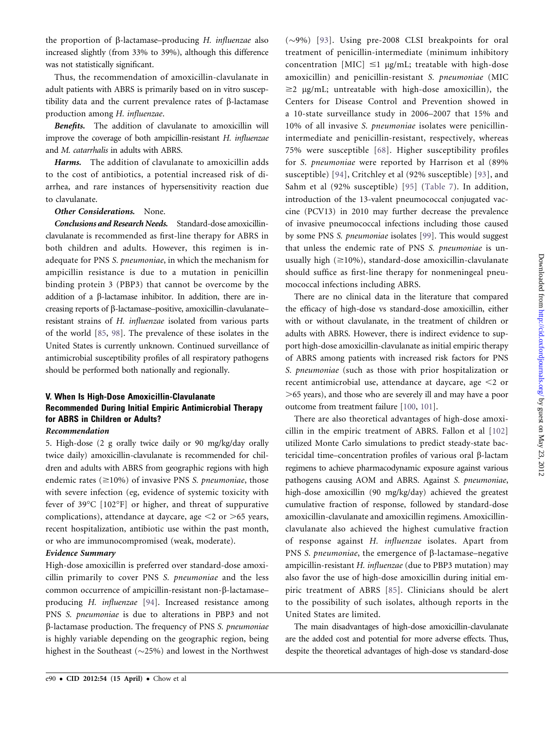the proportion of β-lactamase–producing *H. influenzae* also increased slightly (from 33% to 39%), although this difference was not statistically significant.

Thus, the recommendation of amoxicillin-clavulanate in adult patients with ABRS is primarily based on in vitro susceptibility data and the current prevalence rates of β-lactamase production among *H. influenzae*.

***Benefits.*** The addition of clavulanate to amoxicillin will improve the coverage of both ampicillin-resistant *H. influenzae* and *M. catarrhalis* in adults with ABRS.

***Harms.*** The addition of clavulanate to amoxicillin adds to the cost of antibiotics, a potential increased risk of diarrhea, and rare instances of hypersensitivity reaction due to clavulanate.

***Other Considerations.*** None.

***Conclusions and Research Needs.*** Standard-dose amoxicillin-clavulanate is recommended as first-line therapy for ABRS in both children and adults. However, this regimen is inadequate for PNS *S. pneumoniae*, in which the mechanism for ampicillin resistance is due to a mutation in penicillin binding protein 3 (PBP3) that cannot be overcome by the addition of a β-lactamase inhibitor. In addition, there are increasing reports of β-lactamase–positive, amoxicillin-clavulanate–resistant strains of *H. influenzae* isolated from various parts of the world [85, 98]. The prevalence of these isolates in the United States is currently unknown. Continued surveillance of antimicrobial susceptibility profiles of all respiratory pathogens should be performed both nationally and regionally.

## V. When Is High-Dose Amoxicillin-Clavulanate Recommended During Initial Empiric Antimicrobial Therapy for ABRS in Children or Adults?

### *Recommendation*

5. High-dose (2 g orally twice daily or 90 mg/kg/day orally twice daily) amoxicillin-clavulanate is recommended for children and adults with ABRS from geographic regions with high endemic rates (≥10%) of invasive PNS *S. pneumoniae*, those with severe infection (eg, evidence of systemic toxicity with fever of 39°C [102°F] or higher, and threat of suppurative complications), attendance at daycare, age <2 or >65 years, recent hospitalization, antibiotic use within the past month, or who are immunocompromised (weak, moderate).

### *Evidence Summary*

High-dose amoxicillin is preferred over standard-dose amoxicillin primarily to cover PNS *S. pneumoniae* and the less common occurrence of ampicillin-resistant non-β-lactamase–producing *H. influenzae* [94]. Increased resistance among PNS *S. pneumoniae* is due to alterations in PBP3 and not β-lactamase production. The frequency of PNS *S. pneumoniae* is highly variable depending on the geographic region, being highest in the Southeast (∼25%) and lowest in the Northwest (∼9%) [93]. Using pre-2008 CLSI breakpoints for oral treatment of penicillin-intermediate (minimum inhibitory concentration [MIC] ≤1 μg/mL; treatable with high-dose amoxicillin) and penicillin-resistant *S. pneumoniae* (MIC ≥2 μg/mL; untreatable with high-dose amoxicillin), the Centers for Disease Control and Prevention showed in a 10-state surveillance study in 2006–2007 that 15% and 10% of all invasive *S. pneumoniae* isolates were penicillin-intermediate and penicillin-resistant, respectively, whereas 75% were susceptible [68]. Higher susceptibility profiles for *S. pneumoniae* were reported by Harrison et al (89% susceptible) [94], Critchley et al (92% susceptible) [93], and Sahm et al (92% susceptible) [95] (Table 7). In addition, introduction of the 13-valent pneumococcal conjugated vaccine (PCV13) in 2010 may further decrease the prevalence of invasive pneumococcal infections including those caused by some PNS *S. pneumoniae* isolates [99]. This would suggest that unless the endemic rate of PNS *S. pneumoniae* is unusually high (≥10%), standard-dose amoxicillin-clavulanate should suffice as first-line therapy for nonmeningeal pneumococcal infections including ABRS.

There are no clinical data in the literature that compared the efficacy of high-dose vs standard-dose amoxicillin, either with or without clavulanate, in the treatment of children or adults with ABRS. However, there is indirect evidence to support high-dose amoxicillin-clavulanate as initial empiric therapy of ABRS among patients with increased risk factors for PNS *S. pneumoniae* (such as those with prior hospitalization or recent antimicrobial use, attendance at daycare, age <2 or >65 years), and those who are severely ill and may have a poor outcome from treatment failure [100, 101].

There are also theoretical advantages of high-dose amoxicillin in the empiric treatment of ABRS. Fallon et al [102] utilized Monte Carlo simulations to predict steady-state bactericidal time–concentration profiles of various oral β-lactam regimens to achieve pharmacodynamic exposure against various pathogens causing AOM and ABRS. Against *S. pneumoniae*, high-dose amoxicillin (90 mg/kg/day) achieved the greatest cumulative fraction of response, followed by standard-dose amoxicillin-clavulanate and amoxicillin regimens. Amoxicillin-clavulanate also achieved the highest cumulative fraction of response against *H. influenzae* isolates. Apart from PNS *S. pneumoniae*, the emergence of β-lactamase–negative ampicillin-resistant *H. influenzae* (due to PBP3 mutation) may also favor the use of high-dose amoxicillin during initial empiric treatment of ABRS [85]. Clinicians should be alert to the possibility of such isolates, although reports in the United States are limited.

The main disadvantages of high-dose amoxicillin-clavulanate are the added cost and potential for more adverse effects. Thus, despite the theoretical advantages of high-dose vs standard-dose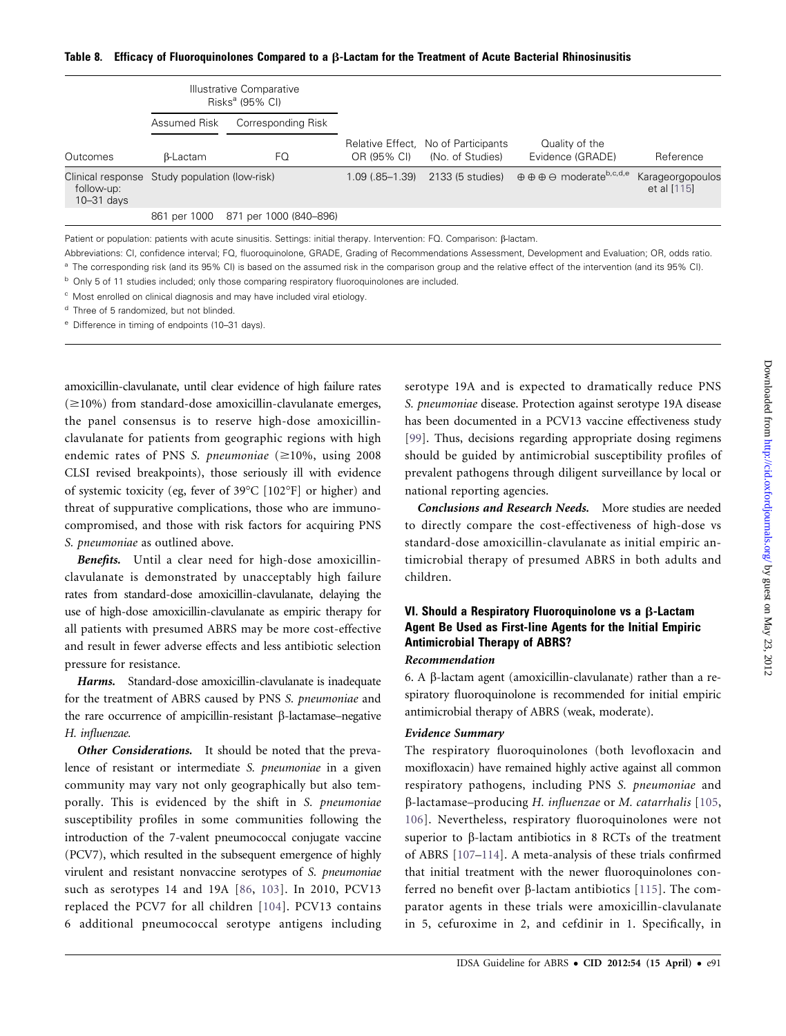**Table 8. Efficacy of Fluoroquinolones Compared to a β-Lactam for the Treatment of Acute Bacterial Rhinosinusitis**

| | Illustrative Comparative Risks[a] (95% CI) | | | | | |
|---|---|---|---|---|---|---|
| | Assumed Risk | Corresponding Risk | | | | |
| Outcomes | β-Lactam | FQ | Relative Effect, OR (95% CI) | No of Participants (No. of Studies) | Quality of the Evidence (GRADE) | Reference |
| Clinical response follow-up: 10–31 days | Study population (low-risk) | | 1.09 (.85–1.39) | 2133 (5 studies) | ⊕⊕⊕⊖ moderate[b,c,d,e] | Karageorgopoulos et al [115] |
| | 861 per 1000 | 871 per 1000 (840–896) | | | | |

Patient or population: patients with acute sinusitis. Settings: initial therapy. Intervention: FQ. Comparison: β-lactam.

Abbreviations: CI, confidence interval; FQ, fluoroquinolone, GRADE, Grading of Recommendations Assessment, Development and Evaluation; OR, odds ratio.

[a] The corresponding risk (and its 95% CI) is based on the assumed risk in the comparison group and the relative effect of the intervention (and its 95% CI).

[b] Only 5 of 11 studies included; only those comparing respiratory fluoroquinolones are included.

[c] Most enrolled on clinical diagnosis and may have included viral etiology.

[d] Three of 5 randomized, but not blinded.

[e] Difference in timing of endpoints (10–31 days).

amoxicillin-clavulanate, until clear evidence of high failure rates (≥10%) from standard-dose amoxicillin-clavulanate emerges, the panel consensus is to reserve high-dose amoxicillin-clavulanate for patients from geographic regions with high endemic rates of PNS *S. pneumoniae* (≥10%, using 2008 CLSI revised breakpoints), those seriously ill with evidence of systemic toxicity (eg, fever of 39°C [102°F] or higher) and threat of suppurative complications, those who are immunocompromised, and those with risk factors for acquiring PNS *S. pneumoniae* as outlined above.

***Benefits.*** Until a clear need for high-dose amoxicillin-clavulanate is demonstrated by unacceptably high failure rates from standard-dose amoxicillin-clavulanate, delaying the use of high-dose amoxicillin-clavulanate as empiric therapy for all patients with presumed ABRS may be more cost-effective and result in fewer adverse effects and less antibiotic selection pressure for resistance.

***Harms.*** Standard-dose amoxicillin-clavulanate is inadequate for the treatment of ABRS caused by PNS *S. pneumoniae* and the rare occurrence of ampicillin-resistant β-lactamase–negative *H. influenzae.*

***Other Considerations.*** It should be noted that the prevalence of resistant or intermediate *S. pneumoniae* in a given community may vary not only geographically but also temporally. This is evidenced by the shift in *S. pneumoniae* susceptibility profiles in some communities following the introduction of the 7-valent pneumococcal conjugate vaccine (PCV7), which resulted in the subsequent emergence of highly virulent and resistant nonvaccine serotypes of *S. pneumoniae* such as serotypes 14 and 19A [86, 103]. In 2010, PCV13 replaced the PCV7 for all children [104]. PCV13 contains 6 additional pneumococcal serotype antigens including serotype 19A and is expected to dramatically reduce PNS *S. pneumoniae* disease. Protection against serotype 19A disease has been documented in a PCV13 vaccine effectiveness study [99]. Thus, decisions regarding appropriate dosing regimens should be guided by antimicrobial susceptibility profiles of prevalent pathogens through diligent surveillance by local or national reporting agencies.

***Conclusions and Research Needs.*** More studies are needed to directly compare the cost-effectiveness of high-dose vs standard-dose amoxicillin-clavulanate as initial empiric antimicrobial therapy of presumed ABRS in both adults and children.

### VI. Should a Respiratory Fluoroquinolone vs a β-Lactam Agent Be Used as First-line Agents for the Initial Empiric Antimicrobial Therapy of ABRS?

#### *Recommendation*

6. A β-lactam agent (amoxicillin-clavulanate) rather than a respiratory fluoroquinolone is recommended for initial empiric antimicrobial therapy of ABRS (weak, moderate).

#### *Evidence Summary*

The respiratory fluoroquinolones (both levofloxacin and moxifloxacin) have remained highly active against all common respiratory pathogens, including PNS *S. pneumoniae* and β-lactamase–producing *H. influenzae* or *M. catarrhalis* [105, 106]. Nevertheless, respiratory fluoroquinolones were not superior to β-lactam antibiotics in 8 RCTs of the treatment of ABRS [107–114]. A meta-analysis of these trials confirmed that initial treatment with the newer fluoroquinolones conferred no benefit over β-lactam antibiotics [115]. The comparator agents in these trials were amoxicillin-clavulanate in 5, cefuroxime in 2, and cefdinir in 1. Specifically, in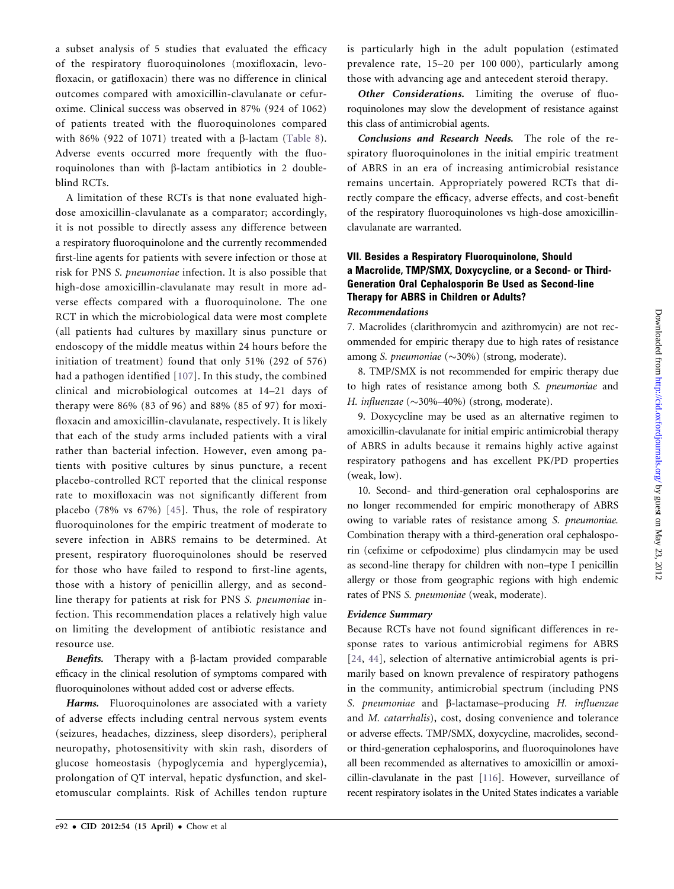a subset analysis of 5 studies that evaluated the efficacy of the respiratory fluoroquinolones (moxifloxacin, levofloxacin, or gatifloxacin) there was no difference in clinical outcomes compared with amoxicillin-clavulanate or cefuroxime. Clinical success was observed in 87% (924 of 1062) of patients treated with the fluoroquinolones compared with 86% (922 of 1071) treated with a β-lactam (Table 8). Adverse events occurred more frequently with the fluoroquinolones than with β-lactam antibiotics in 2 double-blind RCTs.

A limitation of these RCTs is that none evaluated high-dose amoxicillin-clavulanate as a comparator; accordingly, it is not possible to directly assess any difference between a respiratory fluoroquinolone and the currently recommended first-line agents for patients with severe infection or those at risk for PNS *S. pneumoniae* infection. It is also possible that high-dose amoxicillin-clavulanate may result in more adverse effects compared with a fluoroquinolone. The one RCT in which the microbiological data were most complete (all patients had cultures by maxillary sinus puncture or endoscopy of the middle meatus within 24 hours before the initiation of treatment) found that only 51% (292 of 576) had a pathogen identified [107]. In this study, the combined clinical and microbiological outcomes at 14–21 days of therapy were 86% (83 of 96) and 88% (85 of 97) for moxifloxacin and amoxicillin-clavulanate, respectively. It is likely that each of the study arms included patients with a viral rather than bacterial infection. However, even among patients with positive cultures by sinus puncture, a recent placebo-controlled RCT reported that the clinical response rate to moxifloxacin was not significantly different from placebo (78% vs 67%) [45]. Thus, the role of respiratory fluoroquinolones for the empiric treatment of moderate to severe infection in ABRS remains to be determined. At present, respiratory fluoroquinolones should be reserved for those who have failed to respond to first-line agents, those with a history of penicillin allergy, and as second-line therapy for patients at risk for PNS *S. pneumoniae* infection. This recommendation places a relatively high value on limiting the development of antibiotic resistance and resource use.

***Benefits.*** Therapy with a β-lactam provided comparable efficacy in the clinical resolution of symptoms compared with fluoroquinolones without added cost or adverse effects.

***Harms.*** Fluoroquinolones are associated with a variety of adverse effects including central nervous system events (seizures, headaches, dizziness, sleep disorders), peripheral neuropathy, photosensitivity with skin rash, disorders of glucose homeostasis (hypoglycemia and hyperglycemia), prolongation of QT interval, hepatic dysfunction, and skeletomuscular complaints. Risk of Achilles tendon rupture is particularly high in the adult population (estimated prevalence rate, 15–20 per 100 000), particularly among those with advancing age and antecedent steroid therapy.

***Other Considerations.*** Limiting the overuse of fluoroquinolones may slow the development of resistance against this class of antimicrobial agents.

***Conclusions and Research Needs.*** The role of the respiratory fluoroquinolones in the initial empiric treatment of ABRS in an era of increasing antimicrobial resistance remains uncertain. Appropriately powered RCTs that directly compare the efficacy, adverse effects, and cost-benefit of the respiratory fluoroquinolones vs high-dose amoxicillin-clavulanate are warranted.

## VII. Besides a Respiratory Fluoroquinolone, Should a Macrolide, TMP/SMX, Doxycycline, or a Second- or Third-Generation Oral Cephalosporin Be Used as Second-line Therapy for ABRS in Children or Adults?

### *Recommendations*

7. Macrolides (clarithromycin and azithromycin) are not recommended for empiric therapy due to high rates of resistance among *S. pneumoniae* (~30%) (strong, moderate).

8. TMP/SMX is not recommended for empiric therapy due to high rates of resistance among both *S. pneumoniae* and *H. influenzae* (~30%–40%) (strong, moderate).

9. Doxycycline may be used as an alternative regimen to amoxicillin-clavulanate for initial empiric antimicrobial therapy of ABRS in adults because it remains highly active against respiratory pathogens and has excellent PK/PD properties (weak, low).

10. Second- and third-generation oral cephalosporins are no longer recommended for empiric monotherapy of ABRS owing to variable rates of resistance among *S. pneumoniae.* Combination therapy with a third-generation oral cephalosporin (cefixime or cefpodoxime) plus clindamycin may be used as second-line therapy for children with non–type I penicillin allergy or those from geographic regions with high endemic rates of PNS *S. pneumoniae* (weak, moderate).

### *Evidence Summary*

Because RCTs have not found significant differences in response rates to various antimicrobial regimens for ABRS [24, 44], selection of alternative antimicrobial agents is primarily based on known prevalence of respiratory pathogens in the community, antimicrobial spectrum (including PNS *S. pneumoniae* and β-lactamase–producing *H. influenzae* and *M. catarrhalis*), cost, dosing convenience and tolerance or adverse effects. TMP/SMX, doxycycline, macrolides, second- or third-generation cephalosporins, and fluoroquinolones have all been recommended as alternatives to amoxicillin or amoxicillin-clavulanate in the past [116]. However, surveillance of recent respiratory isolates in the United States indicates a variable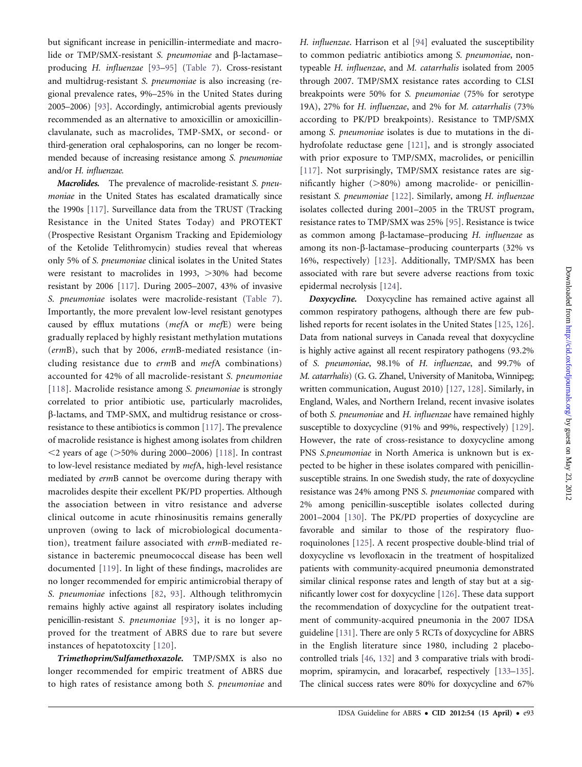but significant increase in penicillin-intermediate and macrolide or TMP/SMX-resistant *S. pneumoniae* and β-lactamase–producing *H. influenzae* [93–95] (Table 7). Cross-resistant and multidrug-resistant *S. pneumoniae* is also increasing (regional prevalence rates, 9%–25% in the United States during 2005–2006) [93]. Accordingly, antimicrobial agents previously recommended as an alternative to amoxicillin or amoxicillin-clavulanate, such as macrolides, TMP-SMX, or second- or third-generation oral cephalosporins, can no longer be recommended because of increasing resistance among *S. pneumoniae* and/or *H. influenzae.*

***Macrolides.*** The prevalence of macrolide-resistant *S. pneumoniae* in the United States has escalated dramatically since the 1990s [117]. Surveillance data from the TRUST (Tracking Resistance in the United States Today) and PROTEKT (Prospective Resistant Organism Tracking and Epidemiology of the Ketolide Telithromycin) studies reveal that whereas only 5% of *S. pneumoniae* clinical isolates in the United States were resistant to macrolides in 1993, >30% had become resistant by 2006 [117]. During 2005–2007, 43% of invasive *S. pneumoniae* isolates were macrolide-resistant (Table 7). Importantly, the more prevalent low-level resistant genotypes caused by efflux mutations (*mef*A or *mef*E) were being gradually replaced by highly resistant methylation mutations (*erm*B), such that by 2006, *erm*B-mediated resistance (including resistance due to *erm*B and *mef*A combinations) accounted for 42% of all macrolide-resistant *S. pneumoniae* [118]. Macrolide resistance among *S. pneumoniae* is strongly correlated to prior antibiotic use, particularly macrolides, β-lactams, and TMP-SMX, and multidrug resistance or cross-resistance to these antibiotics is common [117]. The prevalence of macrolide resistance is highest among isolates from children <2 years of age (>50% during 2000–2006) [118]. In contrast to low-level resistance mediated by *mef*A, high-level resistance mediated by *erm*B cannot be overcome during therapy with macrolides despite their excellent PK/PD properties. Although the association between in vitro resistance and adverse clinical outcome in acute rhinosinusitis remains generally unproven (owing to lack of microbiological documentation), treatment failure associated with *erm*B-mediated resistance in bacteremic pneumococcal disease has been well documented [119]. In light of these findings, macrolides are no longer recommended for empiric antimicrobial therapy of *S. pneumoniae* infections [82, 93]. Although telithromycin remains highly active against all respiratory isolates including penicillin-resistant *S. pneumoniae* [93], it is no longer approved for the treatment of ABRS due to rare but severe instances of hepatotoxcity [120].

***Trimethoprim/Sulfamethoxazole.*** TMP/SMX is also no longer recommended for empiric treatment of ABRS due to high rates of resistance among both *S. pneumoniae* and *H. influenzae*. Harrison et al [94] evaluated the susceptibility to common pediatric antibiotics among *S. pneumoniae*, nontypeable *H. influenzae*, and *M. catarrhalis* isolated from 2005 through 2007. TMP/SMX resistance rates according to CLSI breakpoints were 50% for *S. pneumoniae* (75% for serotype 19A), 27% for *H. influenzae*, and 2% for *M. catarrhalis* (73% according to PK/PD breakpoints). Resistance to TMP/SMX among *S. pneumoniae* isolates is due to mutations in the dihydrofolate reductase gene [121], and is strongly associated with prior exposure to TMP/SMX, macrolides, or penicillin [117]. Not surprisingly, TMP/SMX resistance rates are significantly higher (>80%) among macrolide- or penicillin-resistant *S. pneumoniae* [122]. Similarly, among *H. influenzae* isolates collected during 2001–2005 in the TRUST program, resistance rates to TMP/SMX was 25% [95]. Resistance is twice as common among β-lactamase–producing *H. influenzae* as among its non-β-lactamase–producing counterparts (32% vs 16%, respectively) [123]. Additionally, TMP/SMX has been associated with rare but severe adverse reactions from toxic epidermal necrolysis [124].

***Doxycycline.*** Doxycycline has remained active against all common respiratory pathogens, although there are few published reports for recent isolates in the United States [125, 126]. Data from national surveys in Canada reveal that doxycycline is highly active against all recent respiratory pathogens (93.2% of *S. pneumoniae*, 98.1% of *H. influenzae*, and 99.7% of *M. catarrhalis*) (G. G. Zhanel, University of Manitoba, Winnipeg; written communication, August 2010) [127, 128]. Similarly, in England, Wales, and Northern Ireland, recent invasive isolates of both *S. pneumoniae* and *H. influenzae* have remained highly susceptible to doxycycline (91% and 99%, respectively) [129]. However, the rate of cross-resistance to doxycycline among PNS *S.pneumoniae* in North America is unknown but is expected to be higher in these isolates compared with penicillin-susceptible strains. In one Swedish study, the rate of doxycycline resistance was 24% among PNS *S. pneumoniae* compared with 2% among penicillin-susceptible isolates collected during 2001–2004 [130]. The PK/PD properties of doxycycline are favorable and similar to those of the respiratory fluoroquinolones [125]. A recent prospective double-blind trial of doxycycline vs levofloxacin in the treatment of hospitalized patients with community-acquired pneumonia demonstrated similar clinical response rates and length of stay but at a significantly lower cost for doxycycline [126]. These data support the recommendation of doxycycline for the outpatient treatment of community-acquired pneumonia in the 2007 IDSA guideline [131]. There are only 5 RCTs of doxycycline for ABRS in the English literature since 1980, including 2 placebo-controlled trials [46, 132] and 3 comparative trials with brodimoprim, spiramycin, and loracarbef, respectively [133–135]. The clinical success rates were 80% for doxycycline and 67%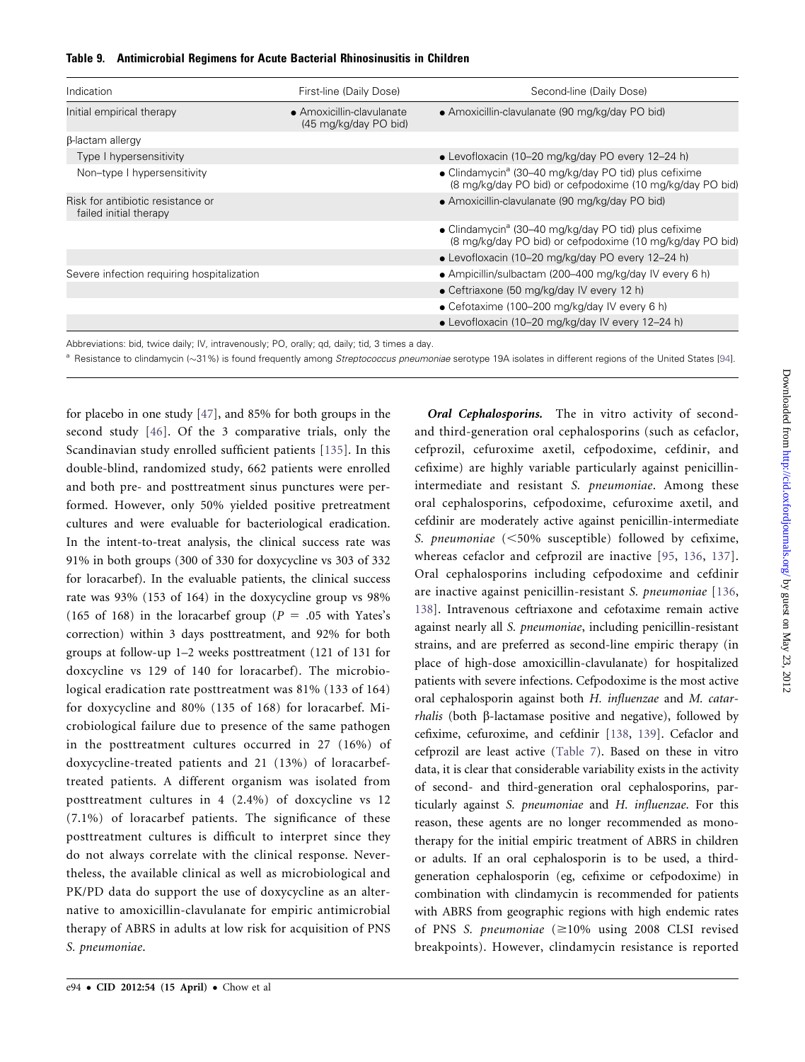**Table 9. Antimicrobial Regimens for Acute Bacterial Rhinosinusitis in Children**

| Indication | First-line (Daily Dose) | Second-line (Daily Dose) |
|---|---|---|
| Initial empirical therapy | • Amoxicillin-clavulanate (45 mg/kg/day PO bid) | • Amoxicillin-clavulanate (90 mg/kg/day PO bid) |
| β-lactam allergy | | |
| Type I hypersensitivity | | • Levofloxacin (10–20 mg/kg/day PO every 12–24 h) |
| Non–type I hypersensitivity | | • Clindamycin[a] (30–40 mg/kg/day PO tid) plus cefixime (8 mg/kg/day PO bid) or cefpodoxime (10 mg/kg/day PO bid) |
| Risk for antibiotic resistance or failed initial therapy | | • Amoxicillin-clavulanate (90 mg/kg/day PO bid) |
| | | • Clindamycin[a] (30–40 mg/kg/day PO tid) plus cefixime (8 mg/kg/day PO bid) or cefpodoxime (10 mg/kg/day PO bid) |
| | | • Levofloxacin (10–20 mg/kg/day PO every 12–24 h) |
| Severe infection requiring hospitalization | | • Ampicillin/sulbactam (200–400 mg/kg/day IV every 6 h) |
| | | • Ceftriaxone (50 mg/kg/day IV every 12 h) |
| | | • Cefotaxime (100–200 mg/kg/day IV every 6 h) |
| | | • Levofloxacin (10–20 mg/kg/day IV every 12–24 h) |

Abbreviations: bid, twice daily; IV, intravenously; PO, orally; qd, daily; tid, 3 times a day.

[a] Resistance to clindamycin (∼31%) is found frequently among *Streptococcus pneumoniae* serotype 19A isolates in different regions of the United States [94].

for placebo in one study [47], and 85% for both groups in the second study [46]. Of the 3 comparative trials, only the Scandinavian study enrolled sufficient patients [135]. In this double-blind, randomized study, 662 patients were enrolled and both pre- and posttreatment sinus punctures were performed. However, only 50% yielded positive pretreatment cultures and were evaluable for bacteriological eradication. In the intent-to-treat analysis, the clinical success rate was 91% in both groups (300 of 330 for doxycycline vs 303 of 332 for loracarbef). In the evaluable patients, the clinical success rate was 93% (153 of 164) in the doxycycline group vs 98% (165 of 168) in the loracarbef group ($P = .05$ with Yates's correction) within 3 days posttreatment, and 92% for both groups at follow-up 1–2 weeks posttreatment (121 of 131 for doxcycline vs 129 of 140 for loracarbef). The microbiological eradication rate posttreatment was 81% (133 of 164) for doxycycline and 80% (135 of 168) for loracarbef. Microbiological failure due to presence of the same pathogen in the posttreatment cultures occurred in 27 (16%) of doxycycline-treated patients and 21 (13%) of loracarbef-treated patients. A different organism was isolated from posttreatment cultures in 4 (2.4%) of doxcycline vs 12 (7.1%) of loracarbef patients. The significance of these posttreatment cultures is difficult to interpret since they do not always correlate with the clinical response. Nevertheless, the available clinical as well as microbiological and PK/PD data do support the use of doxycycline as an alternative to amoxicillin-clavulanate for empiric antimicrobial therapy of ABRS in adults at low risk for acquisition of PNS *S. pneumoniae*.

***Oral Cephalosporins.*** The in vitro activity of second- and third-generation oral cephalosporins (such as cefaclor, cefprozil, cefuroxime axetil, cefpodoxime, cefdinir, and cefixime) are highly variable particularly against penicillin-intermediate and resistant *S. pneumoniae*. Among these oral cephalosporins, cefpodoxime, cefuroxime axetil, and cefdinir are moderately active against penicillin-intermediate *S. pneumoniae* (<50% susceptible) followed by cefixime, whereas cefaclor and cefprozil are inactive [95, 136, 137]. Oral cephalosporins including cefpodoxime and cefdinir are inactive against penicillin-resistant *S. pneumoniae* [136, 138]. Intravenous ceftriaxone and cefotaxime remain active against nearly all *S. pneumoniae*, including penicillin-resistant strains, and are preferred as second-line empiric therapy (in place of high-dose amoxicillin-clavulanate) for hospitalized patients with severe infections. Cefpodoxime is the most active oral cephalosporin against both *H. influenzae* and *M. catarrhalis* (both β-lactamase positive and negative), followed by cefixime, cefuroxime, and cefdinir [138, 139]. Cefaclor and cefprozil are least active (Table 7). Based on these in vitro data, it is clear that considerable variability exists in the activity of second- and third-generation oral cephalosporins, particularly against *S. pneumoniae* and *H. influenzae*. For this reason, these agents are no longer recommended as monotherapy for the initial empiric treatment of ABRS in children or adults. If an oral cephalosporin is to be used, a third-generation cephalosporin (eg, cefixime or cefpodoxime) in combination with clindamycin is recommended for patients with ABRS from geographic regions with high endemic rates of PNS *S. pneumoniae* (≥10% using 2008 CLSI revised breakpoints). However, clindamycin resistance is reported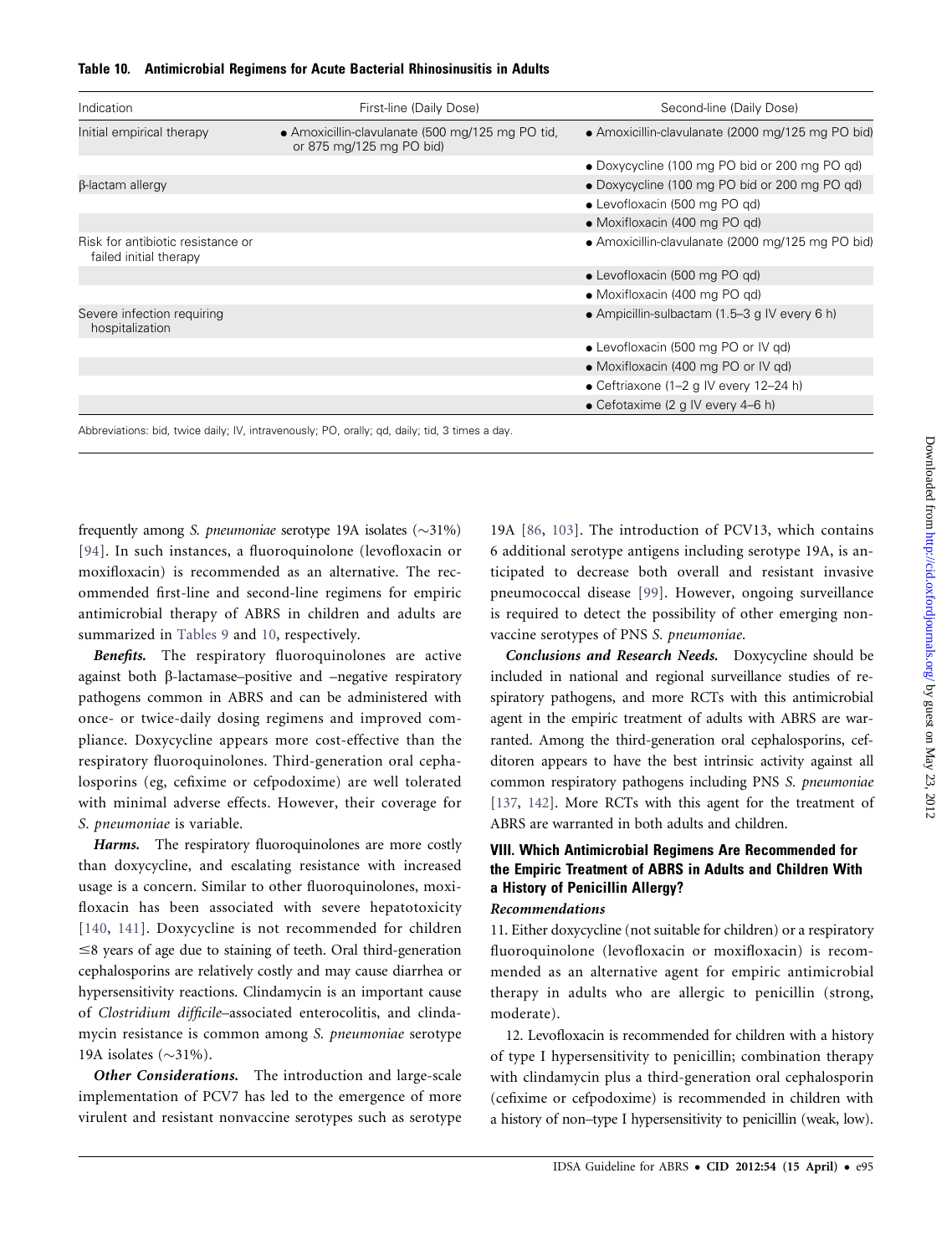**Table 10. Antimicrobial Regimens for Acute Bacterial Rhinosinusitis in Adults**

| Indication | First-line (Daily Dose) | Second-line (Daily Dose) |
|---|---|---|
| Initial empirical therapy | • Amoxicillin-clavulanate (500 mg/125 mg PO tid, or 875 mg/125 mg PO bid) | • Amoxicillin-clavulanate (2000 mg/125 mg PO bid) |
| | | • Doxycycline (100 mg PO bid or 200 mg PO qd) |
| β-lactam allergy | | • Doxycycline (100 mg PO bid or 200 mg PO qd) |
| | | • Levofloxacin (500 mg PO qd) |
| | | • Moxifloxacin (400 mg PO qd) |
| Risk for antibiotic resistance or failed initial therapy | | • Amoxicillin-clavulanate (2000 mg/125 mg PO bid) |
| | | • Levofloxacin (500 mg PO qd) |
| | | • Moxifloxacin (400 mg PO qd) |
| Severe infection requiring hospitalization | | • Ampicillin-sulbactam (1.5–3 g IV every 6 h) |
| | | • Levofloxacin (500 mg PO or IV qd) |
| | | • Moxifloxacin (400 mg PO or IV qd) |
| | | • Ceftriaxone (1–2 g IV every 12–24 h) |
| | | • Cefotaxime (2 g IV every 4–6 h) |

Abbreviations: bid, twice daily; IV, intravenously; PO, orally; qd, daily; tid, 3 times a day.

frequently among *S. pneumoniae* serotype 19A isolates (~31%) [94]. In such instances, a fluoroquinolone (levofloxacin or moxifloxacin) is recommended as an alternative. The recommended first-line and second-line regimens for empiric antimicrobial therapy of ABRS in children and adults are summarized in Tables 9 and 10, respectively.

***Benefits.*** The respiratory fluoroquinolones are active against both β-lactamase–positive and –negative respiratory pathogens common in ABRS and can be administered with once- or twice-daily dosing regimens and improved compliance. Doxycycline appears more cost-effective than the respiratory fluoroquinolones. Third-generation oral cephalosporins (eg, cefixime or cefpodoxime) are well tolerated with minimal adverse effects. However, their coverage for *S. pneumoniae* is variable.

***Harms.*** The respiratory fluoroquinolones are more costly than doxycycline, and escalating resistance with increased usage is a concern. Similar to other fluoroquinolones, moxifloxacin has been associated with severe hepatotoxicity [140, 141]. Doxycycline is not recommended for children ≤8 years of age due to staining of teeth. Oral third-generation cephalosporins are relatively costly and may cause diarrhea or hypersensitivity reactions. Clindamycin is an important cause of *Clostridium difficile*–associated enterocolitis, and clindamycin resistance is common among *S. pneumoniae* serotype 19A isolates (~31%).

***Other Considerations.*** The introduction and large-scale implementation of PCV7 has led to the emergence of more virulent and resistant nonvaccine serotypes such as serotype 19A [86, 103]. The introduction of PCV13, which contains 6 additional serotype antigens including serotype 19A, is anticipated to decrease both overall and resistant invasive pneumococcal disease [99]. However, ongoing surveillance is required to detect the possibility of other emerging nonvaccine serotypes of PNS *S. pneumoniae*.

***Conclusions and Research Needs.*** Doxycycline should be included in national and regional surveillance studies of respiratory pathogens, and more RCTs with this antimicrobial agent in the empiric treatment of adults with ABRS are warranted. Among the third-generation oral cephalosporins, cefditoren appears to have the best intrinsic activity against all common respiratory pathogens including PNS *S. pneumoniae* [137, 142]. More RCTs with this agent for the treatment of ABRS are warranted in both adults and children.

## VIII. Which Antimicrobial Regimens Are Recommended for the Empiric Treatment of ABRS in Adults and Children With a History of Penicillin Allergy?

### *Recommendations*

11. Either doxycycline (not suitable for children) or a respiratory fluoroquinolone (levofloxacin or moxifloxacin) is recommended as an alternative agent for empiric antimicrobial therapy in adults who are allergic to penicillin (strong, moderate).

12. Levofloxacin is recommended for children with a history of type I hypersensitivity to penicillin; combination therapy with clindamycin plus a third-generation oral cephalosporin (cefixime or cefpodoxime) is recommended in children with a history of non–type I hypersensitivity to penicillin (weak, low).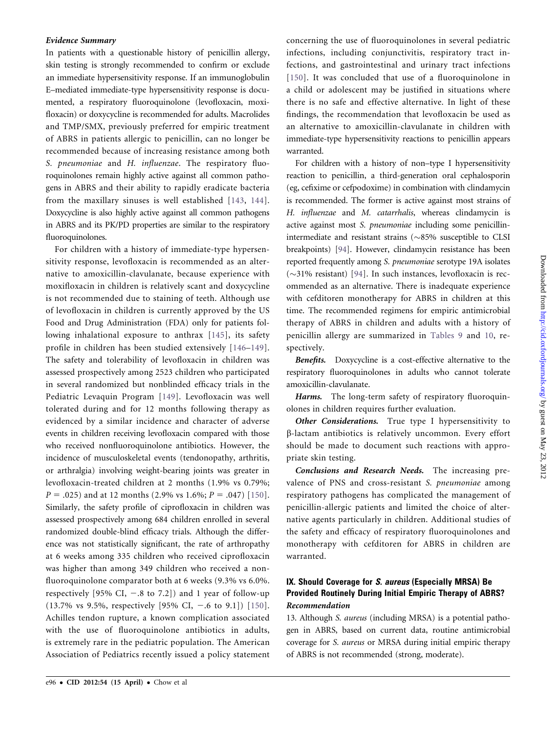***Evidence Summary***

In patients with a questionable history of penicillin allergy, skin testing is strongly recommended to confirm or exclude an immediate hypersensitivity response. If an immunoglobulin E–mediated immediate-type hypersensitivity response is documented, a respiratory fluoroquinolone (levofloxacin, moxifloxacin) or doxycycline is recommended for adults. Macrolides and TMP/SMX, previously preferred for empiric treatment of ABRS in patients allergic to penicillin, can no longer be recommended because of increasing resistance among both *S. pneumoniae* and *H. influenzae*. The respiratory fluoroquinolones remain highly active against all common pathogens in ABRS and their ability to rapidly eradicate bacteria from the maxillary sinuses is well established [143, 144]. Doxycycline is also highly active against all common pathogens in ABRS and its PK/PD properties are similar to the respiratory fluoroquinolones.

For children with a history of immediate-type hypersensitivity response, levofloxacin is recommended as an alternative to amoxicillin-clavulanate, because experience with moxifloxacin in children is relatively scant and doxycycline is not recommended due to staining of teeth. Although use of levofloxacin in children is currently approved by the US Food and Drug Administration (FDA) only for patients following inhalational exposure to anthrax [145], its safety profile in children has been studied extensively [146–149]. The safety and tolerability of levofloxacin in children was assessed prospectively among 2523 children who participated in several randomized but nonblinded efficacy trials in the Pediatric Levaquin Program [149]. Levofloxacin was well tolerated during and for 12 months following therapy as evidenced by a similar incidence and character of adverse events in children receiving levofloxacin compared with those who received nonfluoroquinolone antibiotics. However, the incidence of musculoskeletal events (tendonopathy, arthritis, or arthralgia) involving weight-bearing joints was greater in levofloxacin-treated children at 2 months (1.9% vs 0.79%; $P = .025$) and at 12 months (2.9% vs 1.6%; $P = .047$) [150]. Similarly, the safety profile of ciprofloxacin in children was assessed prospectively among 684 children enrolled in several randomized double-blind efficacy trials. Although the difference was not statistically significant, the rate of arthropathy at 6 weeks among 335 children who received ciprofloxacin was higher than among 349 children who received a nonfluoroquinolone comparator both at 6 weeks (9.3% vs 6.0%. respectively [95% CI, −.8 to 7.2]) and 1 year of follow-up (13.7% vs 9.5%, respectively [95% CI, −.6 to 9.1]) [150]. Achilles tendon rupture, a known complication associated with the use of fluoroquinolone antibiotics in adults, is extremely rare in the pediatric population. The American Association of Pediatrics recently issued a policy statement concerning the use of fluoroquinolones in several pediatric infections, including conjunctivitis, respiratory tract infections, and gastrointestinal and urinary tract infections [150]. It was concluded that use of a fluoroquinolone in a child or adolescent may be justified in situations where there is no safe and effective alternative. In light of these findings, the recommendation that levofloxacin be used as an alternative to amoxicillin-clavulanate in children with immediate-type hypersensitivity reactions to penicillin appears warranted.

For children with a history of non–type I hypersensitivity reaction to penicillin, a third-generation oral cephalosporin (eg, cefixime or cefpodoxime) in combination with clindamycin is recommended. The former is active against most strains of *H. influenzae* and *M. catarrhalis*, whereas clindamycin is active against most *S. pneumoniae* including some penicillin-intermediate and resistant strains (∼85% susceptible to CLSI breakpoints) [94]. However, clindamycin resistance has been reported frequently among *S. pneumoniae* serotype 19A isolates (∼31% resistant) [94]. In such instances, levofloxacin is recommended as an alternative. There is inadequate experience with cefditoren monotherapy for ABRS in children at this time. The recommended regimens for empiric antimicrobial therapy of ABRS in children and adults with a history of penicillin allergy are summarized in Tables 9 and 10, respectively.

***Benefits.*** Doxycycline is a cost-effective alternative to the respiratory fluoroquinolones in adults who cannot tolerate amoxicillin-clavulanate.

***Harms.*** The long-term safety of respiratory fluoroquinolones in children requires further evaluation.

***Other Considerations.*** True type I hypersensitivity to β-lactam antibiotics is relatively uncommon. Every effort should be made to document such reactions with appropriate skin testing.

***Conclusions and Research Needs.*** The increasing prevalence of PNS and cross-resistant *S. pneumoniae* among respiratory pathogens has complicated the management of penicillin-allergic patients and limited the choice of alternative agents particularly in children. Additional studies of the safety and efficacy of respiratory fluoroquinolones and monotherapy with cefditoren for ABRS in children are warranted.

## IX. Should Coverage for *S. aureus* (Especially MRSA) Be Provided Routinely During Initial Empiric Therapy of ABRS?

***Recommendation***

13. Although *S. aureus* (including MRSA) is a potential pathogen in ABRS, based on current data, routine antimicrobial coverage for *S. aureus* or MRSA during initial empiric therapy of ABRS is not recommended (strong, moderate).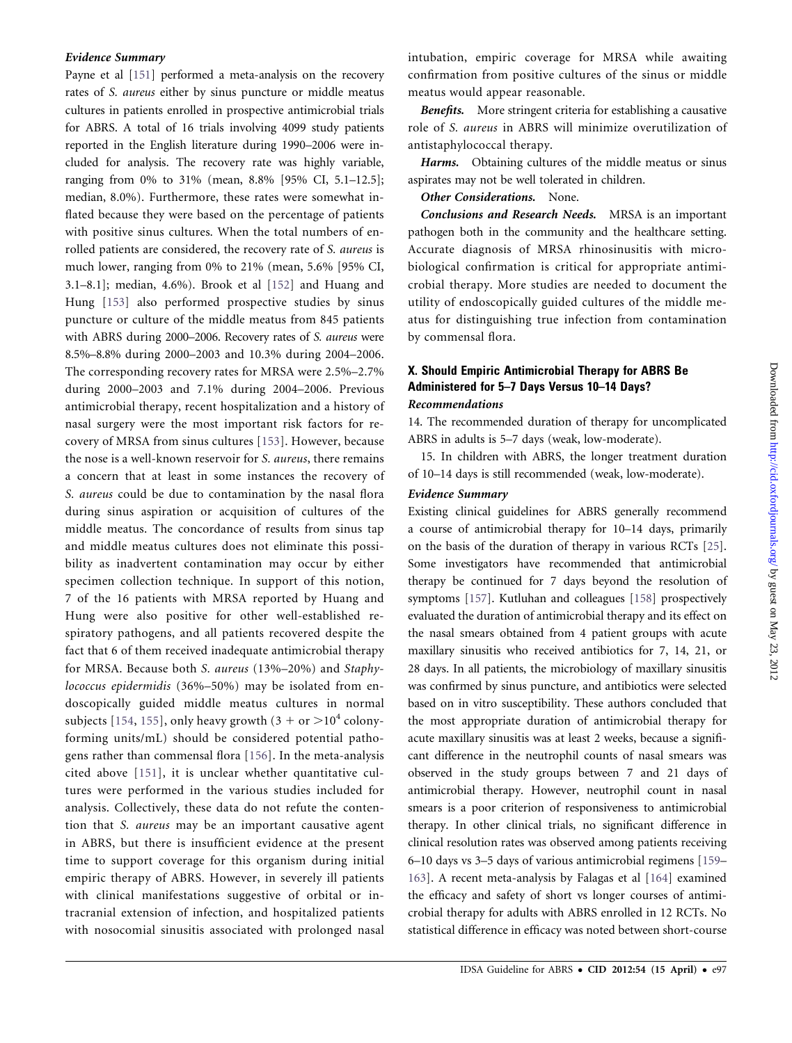#### *Evidence Summary*

Payne et al [151] performed a meta-analysis on the recovery rates of *S. aureus* either by sinus puncture or middle meatus cultures in patients enrolled in prospective antimicrobial trials for ABRS. A total of 16 trials involving 4099 study patients reported in the English literature during 1990–2006 were included for analysis. The recovery rate was highly variable, ranging from 0% to 31% (mean, 8.8% [95% CI, 5.1–12.5]; median, 8.0%). Furthermore, these rates were somewhat inflated because they were based on the percentage of patients with positive sinus cultures. When the total numbers of enrolled patients are considered, the recovery rate of *S. aureus* is much lower, ranging from 0% to 21% (mean, 5.6% [95% CI, 3.1–8.1]; median, 4.6%). Brook et al [152] and Huang and Hung [153] also performed prospective studies by sinus puncture or culture of the middle meatus from 845 patients with ABRS during 2000–2006. Recovery rates of *S. aureus* were 8.5%–8.8% during 2000–2003 and 10.3% during 2004–2006. The corresponding recovery rates for MRSA were 2.5%–2.7% during 2000–2003 and 7.1% during 2004–2006. Previous antimicrobial therapy, recent hospitalization and a history of nasal surgery were the most important risk factors for recovery of MRSA from sinus cultures [153]. However, because the nose is a well-known reservoir for *S. aureus*, there remains a concern that at least in some instances the recovery of *S. aureus* could be due to contamination by the nasal flora during sinus aspiration or acquisition of cultures of the middle meatus. The concordance of results from sinus tap and middle meatus cultures does not eliminate this possibility as inadvertent contamination may occur by either specimen collection technique. In support of this notion, 7 of the 16 patients with MRSA reported by Huang and Hung were also positive for other well-established respiratory pathogens, and all patients recovered despite the fact that 6 of them received inadequate antimicrobial therapy for MRSA. Because both *S. aureus* (13%–20%) and *Staphylococcus epidermidis* (36%–50%) may be isolated from endoscopically guided middle meatus cultures in normal subjects [154, 155], only heavy growth (3 + or $>10^4$ colony-forming units/mL) should be considered potential pathogens rather than commensal flora [156]. In the meta-analysis cited above [151], it is unclear whether quantitative cultures were performed in the various studies included for analysis. Collectively, these data do not refute the contention that *S. aureus* may be an important causative agent in ABRS, but there is insufficient evidence at the present time to support coverage for this organism during initial empiric therapy of ABRS. However, in severely ill patients with clinical manifestations suggestive of orbital or intracranial extension of infection, and hospitalized patients with nosocomial sinusitis associated with prolonged nasal intubation, empiric coverage for MRSA while awaiting confirmation from positive cultures of the sinus or middle meatus would appear reasonable.

***Benefits.*** More stringent criteria for establishing a causative role of *S. aureus* in ABRS will minimize overutilization of antistaphylococcal therapy.

***Harms.*** Obtaining cultures of the middle meatus or sinus aspirates may not be well tolerated in children.

***Other Considerations.*** None.

***Conclusions and Research Needs.*** MRSA is an important pathogen both in the community and the healthcare setting. Accurate diagnosis of MRSA rhinosinusitis with microbiological confirmation is critical for appropriate antimicrobial therapy. More studies are needed to document the utility of endoscopically guided cultures of the middle meatus for distinguishing true infection from contamination by commensal flora.

### X. Should Empiric Antimicrobial Therapy for ABRS Be Administered for 5–7 Days Versus 10–14 Days?

#### *Recommendations*

14. The recommended duration of therapy for uncomplicated ABRS in adults is 5–7 days (weak, low-moderate).

15. In children with ABRS, the longer treatment duration of 10–14 days is still recommended (weak, low-moderate).

#### *Evidence Summary*

Existing clinical guidelines for ABRS generally recommend a course of antimicrobial therapy for 10–14 days, primarily on the basis of the duration of therapy in various RCTs [25]. Some investigators have recommended that antimicrobial therapy be continued for 7 days beyond the resolution of symptoms [157]. Kutluhan and colleagues [158] prospectively evaluated the duration of antimicrobial therapy and its effect on the nasal smears obtained from 4 patient groups with acute maxillary sinusitis who received antibiotics for 7, 14, 21, or 28 days. In all patients, the microbiology of maxillary sinusitis was confirmed by sinus puncture, and antibiotics were selected based on in vitro susceptibility. These authors concluded that the most appropriate duration of antimicrobial therapy for acute maxillary sinusitis was at least 2 weeks, because a significant difference in the neutrophil counts of nasal smears was observed in the study groups between 7 and 21 days of antimicrobial therapy. However, neutrophil count in nasal smears is a poor criterion of responsiveness to antimicrobial therapy. In other clinical trials, no significant difference in clinical resolution rates was observed among patients receiving 6–10 days vs 3–5 days of various antimicrobial regimens [159–163]. A recent meta-analysis by Falagas et al [164] examined the efficacy and safety of short vs longer courses of antimicrobial therapy for adults with ABRS enrolled in 12 RCTs. No statistical difference in efficacy was noted between short-course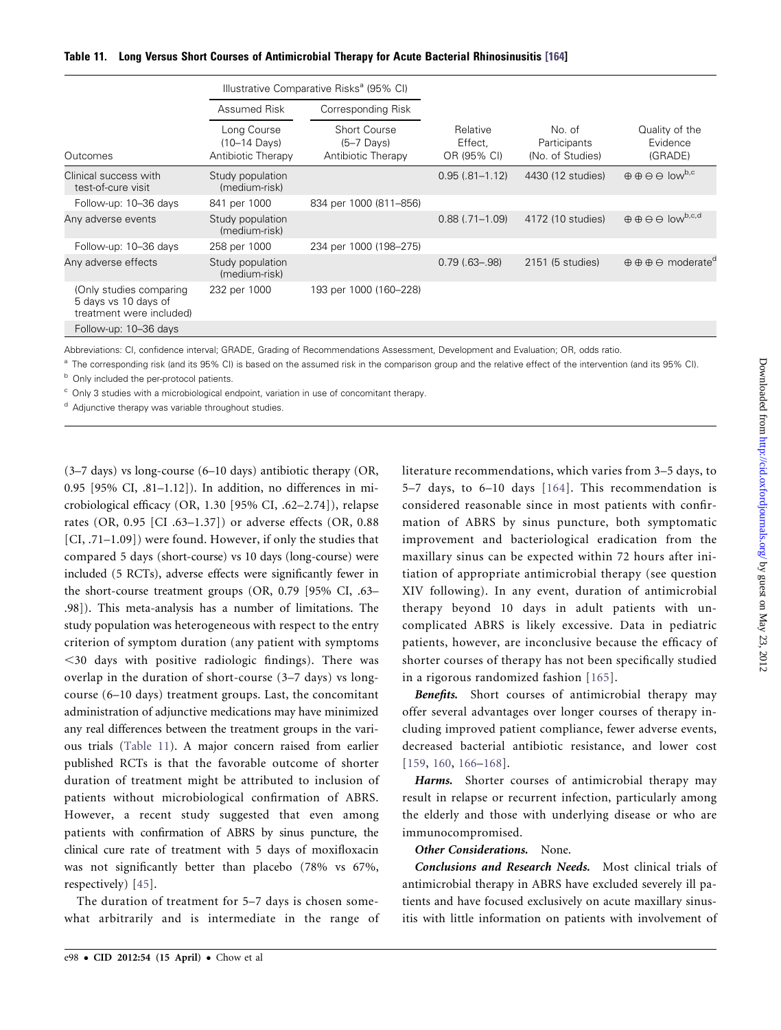**Table 11. Long Versus Short Courses of Antimicrobial Therapy for Acute Bacterial Rhinosinusitis [164]**

| | Illustrative Comparative Risks[a] (95% CI) | | | | |
|---|---|---|---|---|---|
| | Assumed Risk | Corresponding Risk | | | |
| Outcomes | Long Course (10–14 Days) Antibiotic Therapy | Short Course (5–7 Days) Antibiotic Therapy | Relative Effect, OR (95% CI) | No. of Participants (No. of Studies) | Quality of the Evidence (GRADE) |
| Clinical success with test-of-cure visit | Study population (medium-risk) | | 0.95 (.81–1.12) | 4430 (12 studies) | ⊕⊕⊖⊖ low[b,c] |
| Follow-up: 10–36 days | 841 per 1000 | 834 per 1000 (811–856) | | | |
| Any adverse events | Study population (medium-risk) | | 0.88 (.71–1.09) | 4172 (10 studies) | ⊕⊕⊖⊖ low[b,c,d] |
| Follow-up: 10–36 days | 258 per 1000 | 234 per 1000 (198–275) | | | |
| Any adverse effects | Study population (medium-risk) | | 0.79 (.63–.98) | 2151 (5 studies) | ⊕⊕⊕⊖ moderate[d] |
| (Only studies comparing 5 days vs 10 days of treatment were included) | 232 per 1000 | 193 per 1000 (160–228) | | | |
| Follow-up: 10–36 days | | | | | |

Abbreviations: CI, confidence interval; GRADE, Grading of Recommendations Assessment, Development and Evaluation; OR, odds ratio.

[a] The corresponding risk (and its 95% CI) is based on the assumed risk in the comparison group and the relative effect of the intervention (and its 95% CI).

[b] Only included the per-protocol patients.

[c] Only 3 studies with a microbiological endpoint, variation in use of concomitant therapy.

[d] Adjunctive therapy was variable throughout studies.

(3–7 days) vs long-course (6–10 days) antibiotic therapy (OR, 0.95 [95% CI, .81–1.12]). In addition, no differences in microbiological efficacy (OR, 1.30 [95% CI, .62–2.74]), relapse rates (OR, 0.95 [CI .63–1.37]) or adverse effects (OR, 0.88 [CI, .71–1.09]) were found. However, if only the studies that compared 5 days (short-course) vs 10 days (long-course) were included (5 RCTs), adverse effects were significantly fewer in the short-course treatment groups (OR, 0.79 [95% CI, .63–.98]). This meta-analysis has a number of limitations. The study population was heterogeneous with respect to the entry criterion of symptom duration (any patient with symptoms <30 days with positive radiologic findings). There was overlap in the duration of short-course (3–7 days) vs long-course (6–10 days) treatment groups. Last, the concomitant administration of adjunctive medications may have minimized any real differences between the treatment groups in the various trials (Table 11). A major concern raised from earlier published RCTs is that the favorable outcome of shorter duration of treatment might be attributed to inclusion of patients without microbiological confirmation of ABRS. However, a recent study suggested that even among patients with confirmation of ABRS by sinus puncture, the clinical cure rate of treatment with 5 days of moxifloxacin was not significantly better than placebo (78% vs 67%, respectively) [45].

The duration of treatment for 5–7 days is chosen somewhat arbitrarily and is intermediate in the range of literature recommendations, which varies from 3–5 days, to 5–7 days, to 6–10 days [164]. This recommendation is considered reasonable since in most patients with confirmation of ABRS by sinus puncture, both symptomatic improvement and bacteriological eradication from the maxillary sinus can be expected within 72 hours after initiation of appropriate antimicrobial therapy (see question XIV following). In any event, duration of antimicrobial therapy beyond 10 days in adult patients with uncomplicated ABRS is likely excessive. Data in pediatric patients, however, are inconclusive because the efficacy of shorter courses of therapy has not been specifically studied in a rigorous randomized fashion [165].

***Benefits.*** Short courses of antimicrobial therapy may offer several advantages over longer courses of therapy including improved patient compliance, fewer adverse events, decreased bacterial antibiotic resistance, and lower cost [159, 160, 166–168].

***Harms.*** Shorter courses of antimicrobial therapy may result in relapse or recurrent infection, particularly among the elderly and those with underlying disease or who are immunocompromised.

***Other Considerations.*** None.

***Conclusions and Research Needs.*** Most clinical trials of antimicrobial therapy in ABRS have excluded severely ill patients and have focused exclusively on acute maxillary sinusitis with little information on patients with involvement of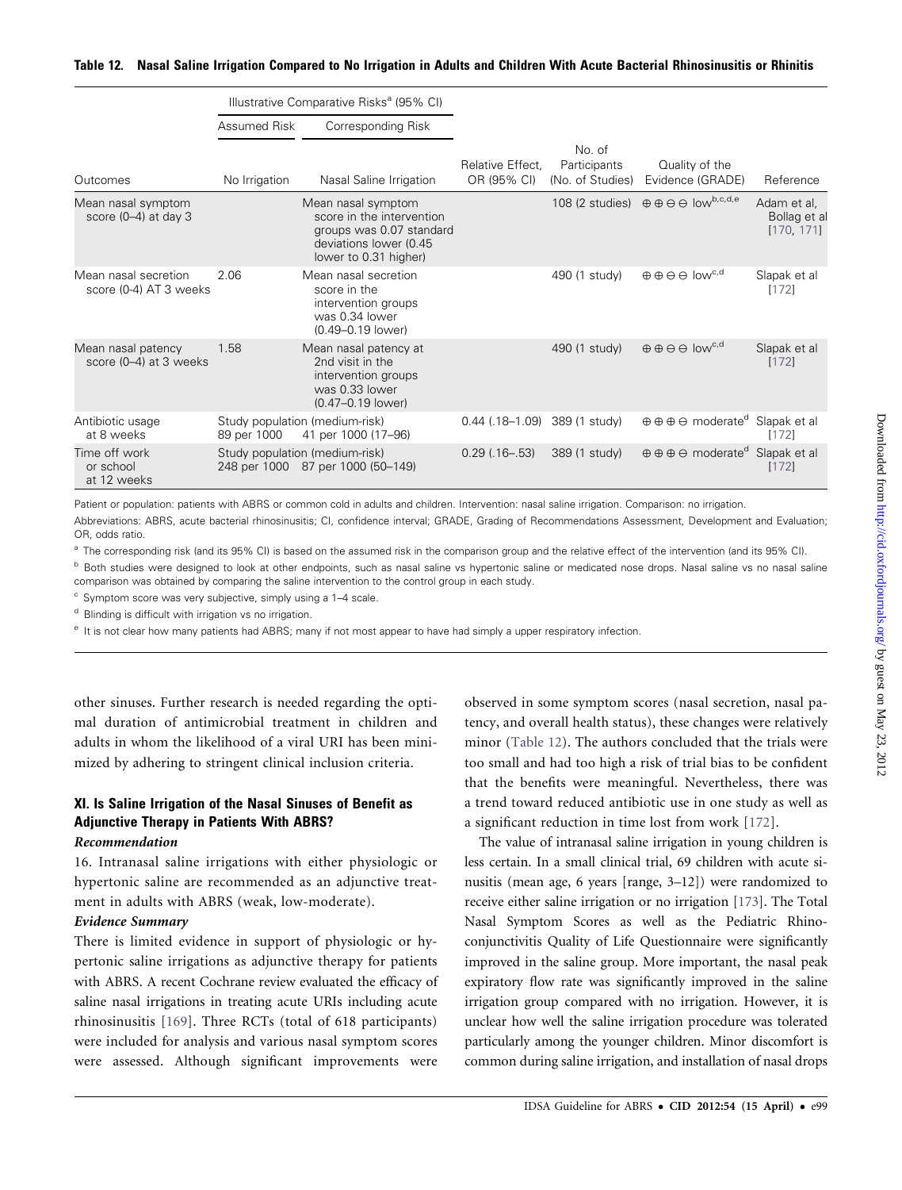**Table 12. Nasal Saline Irrigation Compared to No Irrigation in Adults and Children With Acute Bacterial Rhinosinusitis or Rhinitis**

| | Illustrative Comparative Risks[a] (95% CI) | | | | | |
|---|---|---|---|---|---|---|
| | Assumed Risk | Corresponding Risk | | | | |
| Outcomes | No Irrigation | Nasal Saline Irrigation | Relative Effect, OR (95% CI) | No. of Participants (No. of Studies) | Quality of the Evidence (GRADE) | Reference |
| Mean nasal symptom score (0–4) at day 3 | | Mean nasal symptom score in the intervention groups was 0.07 standard deviations lower (0.45 lower to 0.31 higher) | | 108 (2 studies) | ⊕⊕⊖⊖ low[b,c,d,e] | Adam et al, Bollag et al [170, 171] |
| Mean nasal secretion score (0-4) AT 3 weeks | 2.06 | Mean nasal secretion score in the intervention groups was 0.34 lower (0.49–0.19 lower) | | 490 (1 study) | ⊕⊕⊖⊖ low[c,d] | Slapak et al [172] |
| Mean nasal patency score (0–4) at 3 weeks | 1.58 | Mean nasal patency at 2nd visit in the intervention groups was 0.33 lower (0.47–0.19 lower) | | 490 (1 study) | ⊕⊕⊖⊖ low[c,d] | Slapak et al [172] |
| Antibiotic usage at 8 weeks | Study population (medium-risk) 89 per 1000 | 41 per 1000 (17–96) | 0.44 (.18–1.09) | 389 (1 study) | ⊕⊕⊕⊖ moderate[d] | Slapak et al [172] |
| Time off work or school at 12 weeks | Study population (medium-risk) 248 per 1000 | 87 per 1000 (50–149) | 0.29 (.16–.53) | 389 (1 study) | ⊕⊕⊕⊖ moderate[d] | Slapak et al [172] |

Patient or population: patients with ABRS or common cold in adults and children. Intervention: nasal saline irrigation. Comparison: no irrigation.

Abbreviations: ABRS, acute bacterial rhinosinusitis; CI, confidence interval; GRADE, Grading of Recommendations Assessment, Development and Evaluation; OR, odds ratio.

[a] The corresponding risk (and its 95% CI) is based on the assumed risk in the comparison group and the relative effect of the intervention (and its 95% CI).

[b] Both studies were designed to look at other endpoints, such as nasal saline vs hypertonic saline or medicated nose drops. Nasal saline vs no nasal saline comparison was obtained by comparing the saline intervention to the control group in each study.

[c] Symptom score was very subjective, simply using a 1–4 scale.

[d] Blinding is difficult with irrigation vs no irrigation.

[e] It is not clear how many patients had ABRS; many if not most appear to have had simply a upper respiratory infection.

other sinuses. Further research is needed regarding the optimal duration of antimicrobial treatment in children and adults in whom the likelihood of a viral URI has been minimized by adhering to stringent clinical inclusion criteria.

## XI. Is Saline Irrigation of the Nasal Sinuses of Benefit as Adjunctive Therapy in Patients With ABRS?

### *Recommendation*

16. Intranasal saline irrigations with either physiologic or hypertonic saline are recommended as an adjunctive treatment in adults with ABRS (weak, low-moderate).

### *Evidence Summary*

There is limited evidence in support of physiologic or hypertonic saline irrigations as adjunctive therapy for patients with ABRS. A recent Cochrane review evaluated the efficacy of saline nasal irrigations in treating acute URIs including acute rhinosinusitis [169]. Three RCTs (total of 618 participants) were included for analysis and various nasal symptom scores were assessed. Although significant improvements were observed in some symptom scores (nasal secretion, nasal patency, and overall health status), these changes were relatively minor (Table 12). The authors concluded that the trials were too small and had too high a risk of trial bias to be confident that the benefits were meaningful. Nevertheless, there was a trend toward reduced antibiotic use in one study as well as a significant reduction in time lost from work [172].

The value of intranasal saline irrigation in young children is less certain. In a small clinical trial, 69 children with acute sinusitis (mean age, 6 years [range, 3–12]) were randomized to receive either saline irrigation or no irrigation [173]. The Total Nasal Symptom Scores as well as the Pediatric Rhinoconjunctivitis Quality of Life Questionnaire were significantly improved in the saline group. More important, the nasal peak expiratory flow rate was significantly improved in the saline irrigation group compared with no irrigation. However, it is unclear how well the saline irrigation procedure was tolerated particularly among the younger children. Minor discomfort is common during saline irrigation, and installation of nasal drops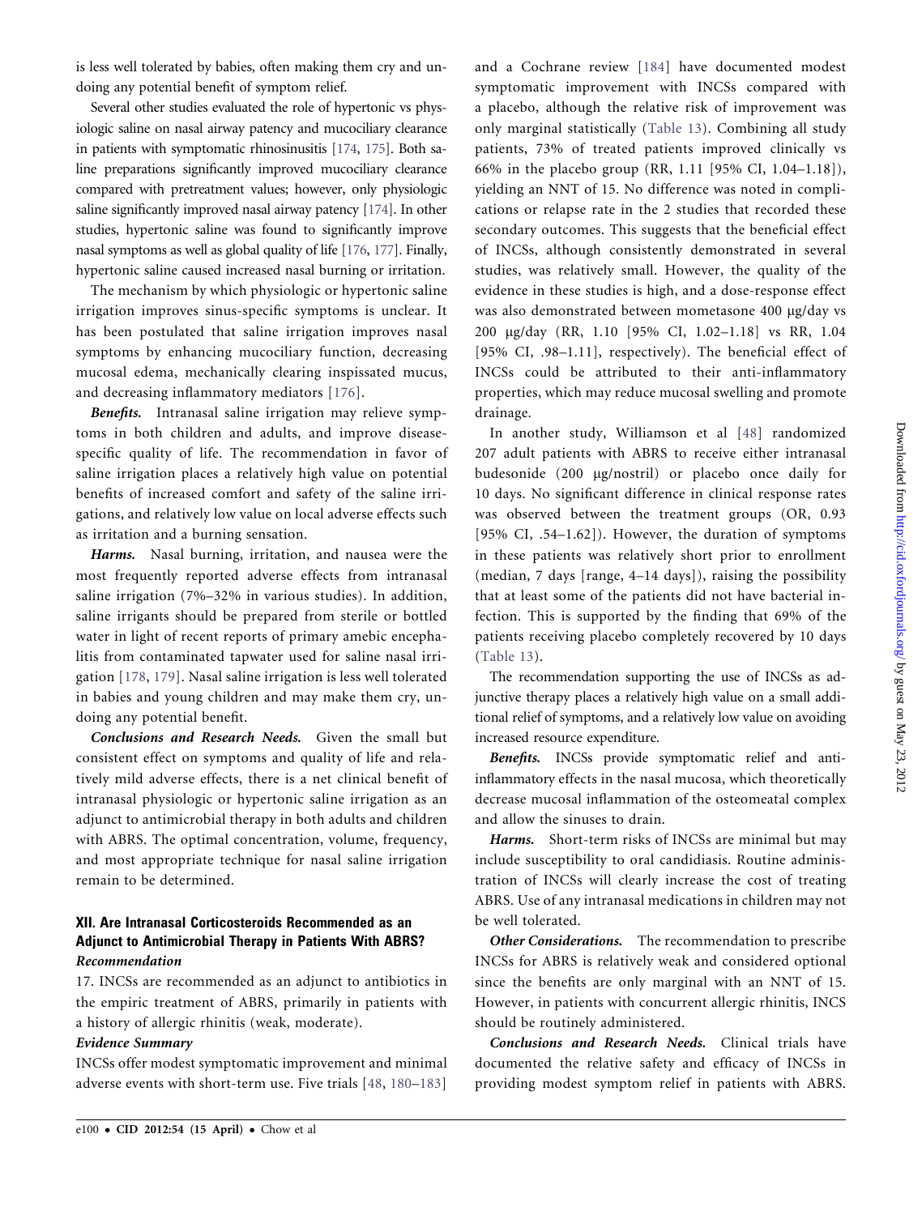is less well tolerated by babies, often making them cry and undoing any potential benefit of symptom relief.

Several other studies evaluated the role of hypertonic vs physiologic saline on nasal airway patency and mucociliary clearance in patients with symptomatic rhinosinusitis [174, 175]. Both saline preparations significantly improved mucociliary clearance compared with pretreatment values; however, only physiologic saline significantly improved nasal airway patency [174]. In other studies, hypertonic saline was found to significantly improve nasal symptoms as well as global quality of life [176, 177]. Finally, hypertonic saline caused increased nasal burning or irritation.

The mechanism by which physiologic or hypertonic saline irrigation improves sinus-specific symptoms is unclear. It has been postulated that saline irrigation improves nasal symptoms by enhancing mucociliary function, decreasing mucosal edema, mechanically clearing inspissated mucus, and decreasing inflammatory mediators [176].

***Benefits.*** Intranasal saline irrigation may relieve symptoms in both children and adults, and improve disease-specific quality of life. The recommendation in favor of saline irrigation places a relatively high value on potential benefits of increased comfort and safety of the saline irrigations, and relatively low value on local adverse effects such as irritation and a burning sensation.

***Harms.*** Nasal burning, irritation, and nausea were the most frequently reported adverse effects from intranasal saline irrigation (7%–32% in various studies). In addition, saline irrigants should be prepared from sterile or bottled water in light of recent reports of primary amebic encephalitis from contaminated tapwater used for saline nasal irrigation [178, 179]. Nasal saline irrigation is less well tolerated in babies and young children and may make them cry, undoing any potential benefit.

***Conclusions and Research Needs.*** Given the small but consistent effect on symptoms and quality of life and relatively mild adverse effects, there is a net clinical benefit of intranasal physiologic or hypertonic saline irrigation as an adjunct to antimicrobial therapy in both adults and children with ABRS. The optimal concentration, volume, frequency, and most appropriate technique for nasal saline irrigation remain to be determined.

### XII. Are Intranasal Corticosteroids Recommended as an Adjunct to Antimicrobial Therapy in Patients With ABRS?

***Recommendation***

17. INCSs are recommended as an adjunct to antibiotics in the empiric treatment of ABRS, primarily in patients with a history of allergic rhinitis (weak, moderate).

***Evidence Summary***

INCSs offer modest symptomatic improvement and minimal adverse events with short-term use. Five trials [48, 180–183] and a Cochrane review [184] have documented modest symptomatic improvement with INCSs compared with a placebo, although the relative risk of improvement was only marginal statistically (Table 13). Combining all study patients, 73% of treated patients improved clinically vs 66% in the placebo group (RR, 1.11 [95% CI, 1.04–1.18]), yielding an NNT of 15. No difference was noted in complications or relapse rate in the 2 studies that recorded these secondary outcomes. This suggests that the beneficial effect of INCSs, although consistently demonstrated in several studies, was relatively small. However, the quality of the evidence in these studies is high, and a dose-response effect was also demonstrated between mometasone 400 µg/day vs 200 µg/day (RR, 1.10 [95% CI, 1.02–1.18] vs RR, 1.04 [95% CI, .98–1.11], respectively). The beneficial effect of INCSs could be attributed to their anti-inflammatory properties, which may reduce mucosal swelling and promote drainage.

In another study, Williamson et al [48] randomized 207 adult patients with ABRS to receive either intranasal budesonide (200 µg/nostril) or placebo once daily for 10 days. No significant difference in clinical response rates was observed between the treatment groups (OR, 0.93 [95% CI, .54–1.62]). However, the duration of symptoms in these patients was relatively short prior to enrollment (median, 7 days [range, 4–14 days]), raising the possibility that at least some of the patients did not have bacterial infection. This is supported by the finding that 69% of the patients receiving placebo completely recovered by 10 days (Table 13).

The recommendation supporting the use of INCSs as adjunctive therapy places a relatively high value on a small additional relief of symptoms, and a relatively low value on avoiding increased resource expenditure.

***Benefits.*** INCSs provide symptomatic relief and anti-inflammatory effects in the nasal mucosa, which theoretically decrease mucosal inflammation of the osteomeatal complex and allow the sinuses to drain.

***Harms.*** Short-term risks of INCSs are minimal but may include susceptibility to oral candidiasis. Routine administration of INCSs will clearly increase the cost of treating ABRS. Use of any intranasal medications in children may not be well tolerated.

***Other Considerations.*** The recommendation to prescribe INCSs for ABRS is relatively weak and considered optional since the benefits are only marginal with an NNT of 15. However, in patients with concurrent allergic rhinitis, INCS should be routinely administered.

***Conclusions and Research Needs.*** Clinical trials have documented the relative safety and efficacy of INCSs in providing modest symptom relief in patients with ABRS.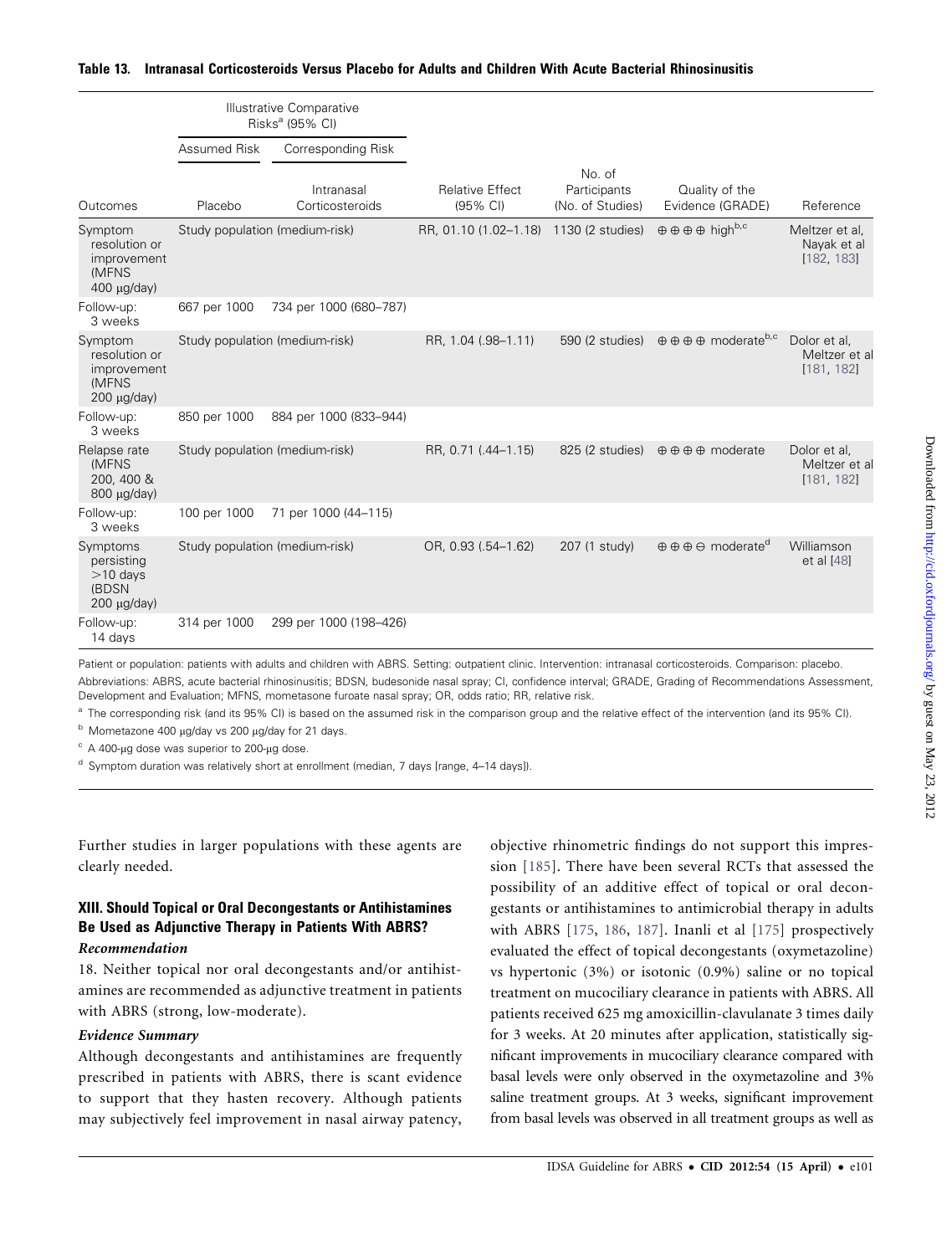**Table 13. Intranasal Corticosteroids Versus Placebo for Adults and Children With Acute Bacterial Rhinosinusitis**

| | Illustrative Comparative Risks[a] (95% CI) | | | | | |
|---|---|---|---|---|---|---|
| | Assumed Risk | Corresponding Risk | | | | |
| Outcomes | Placebo | Intranasal Corticosteroids | Relative Effect (95% CI) | No. of Participants (No. of Studies) | Quality of the Evidence (GRADE) | Reference |
| Symptom resolution or improvement (MFNS 400 μg/day) | Study population (medium-risk) | | RR, 01.10 (1.02–1.18) | 1130 (2 studies) | ⊕⊕⊕⊕ high[b,c] | Meltzer et al, Nayak et al [182, 183] |
| Follow-up: 3 weeks | 667 per 1000 | 734 per 1000 (680–787) | | | | |
| Symptom resolution or improvement (MFNS 200 μg/day) | Study population (medium-risk) | | RR, 1.04 (.98–1.11) | 590 (2 studies) | ⊕⊕⊕⊕ moderate[b,c] | Dolor et al, Meltzer et al [181, 182] |
| Follow-up: 3 weeks | 850 per 1000 | 884 per 1000 (833–944) | | | | |
| Relapse rate (MFNS 200, 400 & 800 μg/day) | Study population (medium-risk) | | RR, 0.71 (.44–1.15) | 825 (2 studies) | ⊕⊕⊕⊕ moderate | Dolor et al, Meltzer et al [181, 182] |
| Follow-up: 3 weeks | 100 per 1000 | 71 per 1000 (44–115) | | | | |
| Symptoms persisting >10 days (BDSN 200 μg/day) | Study population (medium-risk) | | OR, 0.93 (.54–1.62) | 207 (1 study) | ⊕⊕⊕⊖ moderate[d] | Williamson et al [48] |
| Follow-up: 14 days | 314 per 1000 | 299 per 1000 (198–426) | | | | |

Patient or population: patients with adults and children with ABRS. Setting: outpatient clinic. Intervention: intranasal corticosteroids. Comparison: placebo.

Abbreviations: ABRS, acute bacterial rhinosinusitis; BDSN, budesonide nasal spray; CI, confidence interval; GRADE, Grading of Recommendations Assessment, Development and Evaluation; MFNS, mometasone furoate nasal spray; OR, odds ratio; RR, relative risk.

[a] The corresponding risk (and its 95% CI) is based on the assumed risk in the comparison group and the relative effect of the intervention (and its 95% CI).

[b] Mometasone 400 μg/day vs 200 μg/day for 21 days.

[c] A 400-μg dose was superior to 200-μg dose.

[d] Symptom duration was relatively short at enrollment (median, 7 days [range, 4–14 days]).

Further studies in larger populations with these agents are clearly needed.

### XIII. Should Topical or Oral Decongestants or Antihistamines Be Used as Adjunctive Therapy in Patients With ABRS?

#### *Recommendation*

18. Neither topical nor oral decongestants and/or antihistamines are recommended as adjunctive treatment in patients with ABRS (strong, low-moderate).

#### *Evidence Summary*

Although decongestants and antihistamines are frequently prescribed in patients with ABRS, there is scant evidence to support that they hasten recovery. Although patients may subjectively feel improvement in nasal airway patency, objective rhinometric findings do not support this impression [185]. There have been several RCTs that assessed the possibility of an additive effect of topical or oral decongestants or antihistamines to antimicrobial therapy in adults with ABRS [175, 186, 187]. Inanli et al [175] prospectively evaluated the effect of topical decongestants (oxymetazoline) vs hypertonic (3%) or isotonic (0.9%) saline or no topical treatment on mucociliary clearance in patients with ABRS. All patients received 625 mg amoxicillin-clavulanate 3 times daily for 3 weeks. At 20 minutes after application, statistically significant improvements in mucociliary clearance compared with basal levels were only observed in the oxymetazoline and 3% saline treatment groups. At 3 weeks, significant improvement from basal levels was observed in all treatment groups as well as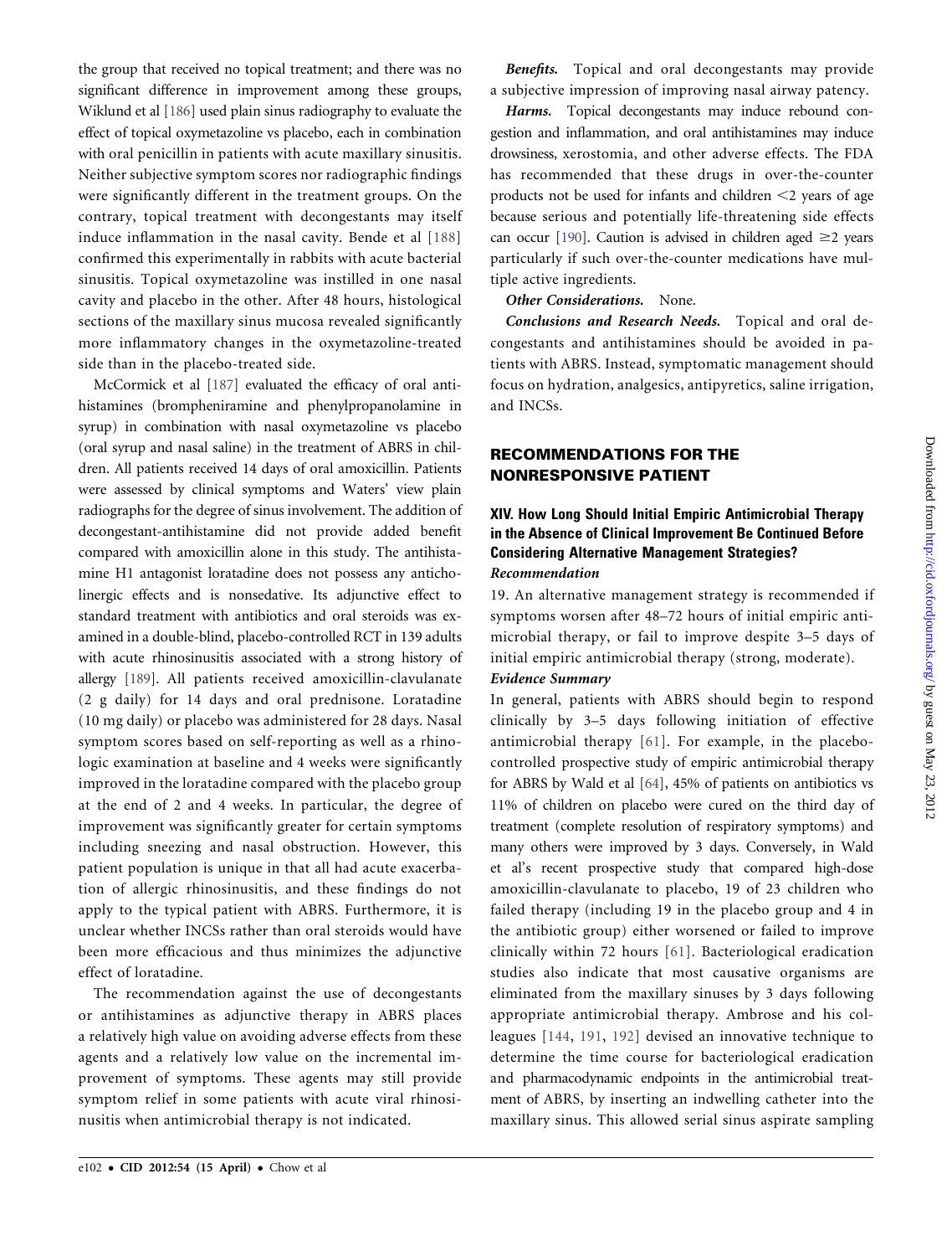the group that received no topical treatment; and there was no significant difference in improvement among these groups, Wiklund et al [186] used plain sinus radiography to evaluate the effect of topical oxymetazoline vs placebo, each in combination with oral penicillin in patients with acute maxillary sinusitis. Neither subjective symptom scores nor radiographic findings were significantly different in the treatment groups. On the contrary, topical treatment with decongestants may itself induce inflammation in the nasal cavity. Bende et al [188] confirmed this experimentally in rabbits with acute bacterial sinusitis. Topical oxymetazoline was instilled in one nasal cavity and placebo in the other. After 48 hours, histological sections of the maxillary sinus mucosa revealed significantly more inflammatory changes in the oxymetazoline-treated side than in the placebo-treated side.

McCormick et al [187] evaluated the efficacy of oral antihistamines (brompheniramine and phenylpropanolamine in syrup) in combination with nasal oxymetazoline vs placebo (oral syrup and nasal saline) in the treatment of ABRS in children. All patients received 14 days of oral amoxicillin. Patients were assessed by clinical symptoms and Waters' view plain radiographs for the degree of sinus involvement. The addition of decongestant-antihistamine did not provide added benefit compared with amoxicillin alone in this study. The antihistamine H1 antagonist loratadine does not possess any anticholinergic effects and is nonsedative. Its adjunctive effect to standard treatment with antibiotics and oral steroids was examined in a double-blind, placebo-controlled RCT in 139 adults with acute rhinosinusitis associated with a strong history of allergy [189]. All patients received amoxicillin-clavulanate (2 g daily) for 14 days and oral prednisone. Loratadine (10 mg daily) or placebo was administered for 28 days. Nasal symptom scores based on self-reporting as well as a rhinologic examination at baseline and 4 weeks were significantly improved in the loratadine compared with the placebo group at the end of 2 and 4 weeks. In particular, the degree of improvement was significantly greater for certain symptoms including sneezing and nasal obstruction. However, this patient population is unique in that all had acute exacerbation of allergic rhinosinusitis, and these findings do not apply to the typical patient with ABRS. Furthermore, it is unclear whether INCSs rather than oral steroids would have been more efficacious and thus minimizes the adjunctive effect of loratadine.

The recommendation against the use of decongestants or antihistamines as adjunctive therapy in ABRS places a relatively high value on avoiding adverse effects from these agents and a relatively low value on the incremental improvement of symptoms. These agents may still provide symptom relief in some patients with acute viral rhinosinusitis when antimicrobial therapy is not indicated.

***Benefits.*** Topical and oral decongestants may provide a subjective impression of improving nasal airway patency.

***Harms.*** Topical decongestants may induce rebound congestion and inflammation, and oral antihistamines may induce drowsiness, xerostomia, and other adverse effects. The FDA has recommended that these drugs in over-the-counter products not be used for infants and children <2 years of age because serious and potentially life-threatening side effects can occur [190]. Caution is advised in children aged ≥2 years particularly if such over-the-counter medications have multiple active ingredients.

***Other Considerations.*** None.

***Conclusions and Research Needs.*** Topical and oral decongestants and antihistamines should be avoided in patients with ABRS. Instead, symptomatic management should focus on hydration, analgesics, antipyretics, saline irrigation, and INCSs.

## RECOMMENDATIONS FOR THE NONRESPONSIVE PATIENT

### XIV. How Long Should Initial Empiric Antimicrobial Therapy in the Absence of Clinical Improvement Be Continued Before Considering Alternative Management Strategies?

***Recommendation***

19. An alternative management strategy is recommended if symptoms worsen after 48–72 hours of initial empiric antimicrobial therapy, or fail to improve despite 3–5 days of initial empiric antimicrobial therapy (strong, moderate).

***Evidence Summary***

In general, patients with ABRS should begin to respond clinically by 3–5 days following initiation of effective antimicrobial therapy [61]. For example, in the placebo-controlled prospective study of empiric antimicrobial therapy for ABRS by Wald et al [64], 45% of patients on antibiotics vs 11% of children on placebo were cured on the third day of treatment (complete resolution of respiratory symptoms) and many others were improved by 3 days. Conversely, in Wald et al's recent prospective study that compared high-dose amoxicillin-clavulanate to placebo, 19 of 23 children who failed therapy (including 19 in the placebo group and 4 in the antibiotic group) either worsened or failed to improve clinically within 72 hours [61]. Bacteriological eradication studies also indicate that most causative organisms are eliminated from the maxillary sinuses by 3 days following appropriate antimicrobial therapy. Ambrose and his colleagues [144, 191, 192] devised an innovative technique to determine the time course for bacteriological eradication and pharmacodynamic endpoints in the antimicrobial treatment of ABRS, by inserting an indwelling catheter into the maxillary sinus. This allowed serial sinus aspirate sampling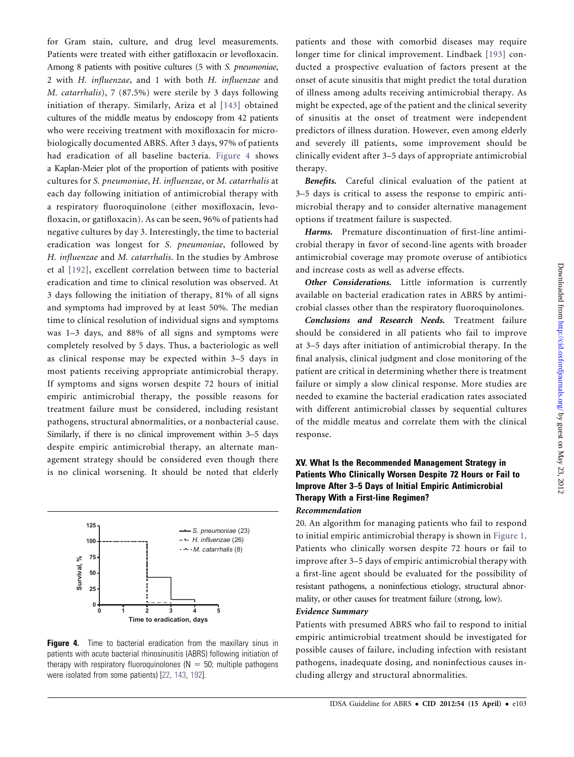for Gram stain, culture, and drug level measurements. Patients were treated with either gatifloxacin or levofloxacin. Among 8 patients with positive cultures (5 with *S. pneumoniae*, 2 with *H. influenzae*, and 1 with both *H. influenzae* and *M. catarrhalis*), 7 (87.5%) were sterile by 3 days following initiation of therapy. Similarly, Ariza et al [143] obtained cultures of the middle meatus by endoscopy from 42 patients who were receiving treatment with moxifloxacin for microbiologically documented ABRS. After 3 days, 97% of patients had eradication of all baseline bacteria. Figure 4 shows a Kaplan-Meier plot of the proportion of patients with positive cultures for *S. pneumoniae*, *H. influenzae*, or *M. catarrhalis* at each day following initiation of antimicrobial therapy with a respiratory fluoroquinolone (either moxifloxacin, levofloxacin, or gatifloxacin). As can be seen, 96% of patients had negative cultures by day 3. Interestingly, the time to bacterial eradication was longest for *S. pneumoniae*, followed by *H. influenzae* and *M. catarrhalis*. In the studies by Ambrose et al [192], excellent correlation between time to bacterial eradication and time to clinical resolution was observed. At 3 days following the initiation of therapy, 81% of all signs and symptoms had improved by at least 50%. The median time to clinical resolution of individual signs and symptoms was 1–3 days, and 88% of all signs and symptoms were completely resolved by 5 days. Thus, a bacteriologic as well as clinical response may be expected within 3–5 days in most patients receiving appropriate antimicrobial therapy. If symptoms and signs worsen despite 72 hours of initial empiric antimicrobial therapy, the possible reasons for treatment failure must be considered, including resistant pathogens, structural abnormalities, or a nonbacterial cause. Similarly, if there is no clinical improvement within 3–5 days despite empiric antimicrobial therapy, an alternate management strategy should be considered even though there is no clinical worsening. It should be noted that elderly patients and those with comorbid diseases may require longer time for clinical improvement. Lindbaek [193] conducted a prospective evaluation of factors present at the onset of acute sinusitis that might predict the total duration of illness among adults receiving antimicrobial therapy. As might be expected, age of the patient and the clinical severity of sinusitis at the onset of treatment were independent predictors of illness duration. However, even among elderly and severely ill patients, some improvement should be clinically evident after 3–5 days of appropriate antimicrobial therapy.

**Figure 4.** Time to bacterial eradication from the maxillary sinus in patients with acute bacterial rhinosinusitis (ABRS) following initiation of therapy with respiratory fluoroquinolones (N = 50; multiple pathogens were isolated from some patients) [22, 143, 192].

***Benefits.*** Careful clinical evaluation of the patient at 3–5 days is critical to assess the response to empiric antimicrobial therapy and to consider alternative management options if treatment failure is suspected.

***Harms.*** Premature discontinuation of first-line antimicrobial therapy in favor of second-line agents with broader antimicrobial coverage may promote overuse of antibiotics and increase costs as well as adverse effects.

***Other Considerations.*** Little information is currently available on bacterial eradication rates in ABRS by antimicrobial classes other than the respiratory fluoroquinolones.

***Conclusions and Research Needs.*** Treatment failure should be considered in all patients who fail to improve at 3–5 days after initiation of antimicrobial therapy. In the final analysis, clinical judgment and close monitoring of the patient are critical in determining whether there is treatment failure or simply a slow clinical response. More studies are needed to examine the bacterial eradication rates associated with different antimicrobial classes by sequential cultures of the middle meatus and correlate them with the clinical response.

## XV. What Is the Recommended Management Strategy in Patients Who Clinically Worsen Despite 72 Hours or Fail to Improve After 3–5 Days of Initial Empiric Antimicrobial Therapy With a First-line Regimen?

### *Recommendation*

20. An algorithm for managing patients who fail to respond to initial empiric antimicrobial therapy is shown in Figure 1. Patients who clinically worsen despite 72 hours or fail to improve after 3–5 days of empiric antimicrobial therapy with a first-line agent should be evaluated for the possibility of resistant pathogens, a noninfectious etiology, structural abnormality, or other causes for treatment failure (strong, low).

### *Evidence Summary*

Patients with presumed ABRS who fail to respond to initial empiric antimicrobial treatment should be investigated for possible causes of failure, including infection with resistant pathogens, inadequate dosing, and noninfectious causes including allergy and structural abnormalities.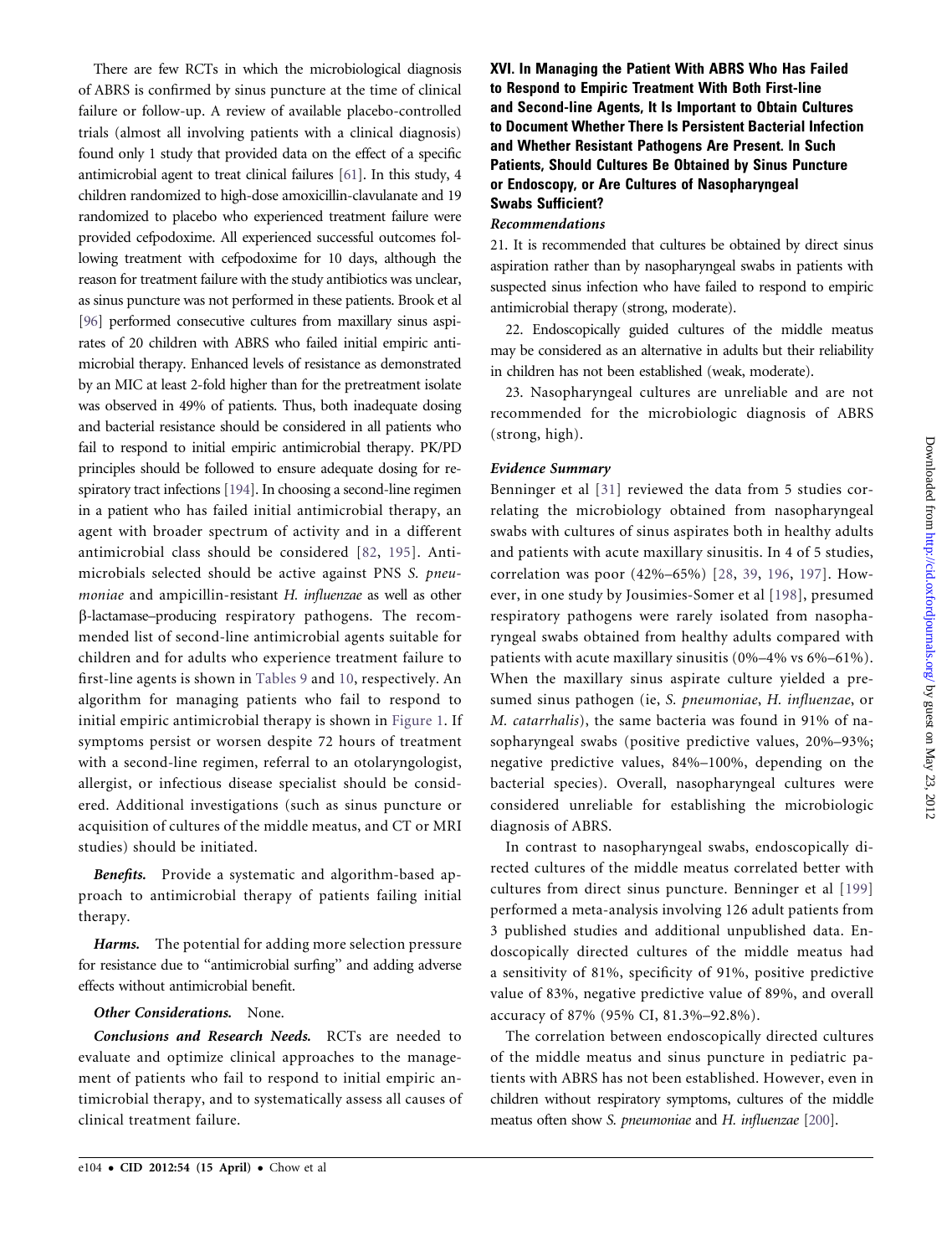There are few RCTs in which the microbiological diagnosis of ABRS is confirmed by sinus puncture at the time of clinical failure or follow-up. A review of available placebo-controlled trials (almost all involving patients with a clinical diagnosis) found only 1 study that provided data on the effect of a specific antimicrobial agent to treat clinical failures [61]. In this study, 4 children randomized to high-dose amoxicillin-clavulanate and 19 randomized to placebo who experienced treatment failure were provided cefpodoxime. All experienced successful outcomes following treatment with cefpodoxime for 10 days, although the reason for treatment failure with the study antibiotics was unclear, as sinus puncture was not performed in these patients. Brook et al [96] performed consecutive cultures from maxillary sinus aspirates of 20 children with ABRS who failed initial empiric antimicrobial therapy. Enhanced levels of resistance as demonstrated by an MIC at least 2-fold higher than for the pretreatment isolate was observed in 49% of patients. Thus, both inadequate dosing and bacterial resistance should be considered in all patients who fail to respond to initial empiric antimicrobial therapy. PK/PD principles should be followed to ensure adequate dosing for respiratory tract infections [194]. In choosing a second-line regimen in a patient who has failed initial antimicrobial therapy, an agent with broader spectrum of activity and in a different antimicrobial class should be considered [82, 195]. Antimicrobials selected should be active against PNS *S. pneumoniae* and ampicillin-resistant *H. influenzae* as well as other β-lactamase–producing respiratory pathogens. The recommended list of second-line antimicrobial agents suitable for children and for adults who experience treatment failure to first-line agents is shown in Tables 9 and 10, respectively. An algorithm for managing patients who fail to respond to initial empiric antimicrobial therapy is shown in Figure 1. If symptoms persist or worsen despite 72 hours of treatment with a second-line regimen, referral to an otolaryngologist, allergist, or infectious disease specialist should be considered. Additional investigations (such as sinus puncture or acquisition of cultures of the middle meatus, and CT or MRI studies) should be initiated.

***Benefits.*** Provide a systematic and algorithm-based approach to antimicrobial therapy of patients failing initial therapy.

***Harms.*** The potential for adding more selection pressure for resistance due to "antimicrobial surfing" and adding adverse effects without antimicrobial benefit.

***Other Considerations.*** None.

***Conclusions and Research Needs.*** RCTs are needed to evaluate and optimize clinical approaches to the management of patients who fail to respond to initial empiric antimicrobial therapy, and to systematically assess all causes of clinical treatment failure.

## XVI. In Managing the Patient With ABRS Who Has Failed to Respond to Empiric Treatment With Both First-line and Second-line Agents, It Is Important to Obtain Cultures to Document Whether There Is Persistent Bacterial Infection and Whether Resistant Pathogens Are Present. In Such Patients, Should Cultures Be Obtained by Sinus Puncture or Endoscopy, or Are Cultures of Nasopharyngeal Swabs Sufficient?

### *Recommendations*

21. It is recommended that cultures be obtained by direct sinus aspiration rather than by nasopharyngeal swabs in patients with suspected sinus infection who have failed to respond to empiric antimicrobial therapy (strong, moderate).

22. Endoscopically guided cultures of the middle meatus may be considered as an alternative in adults but their reliability in children has not been established (weak, moderate).

23. Nasopharyngeal cultures are unreliable and are not recommended for the microbiologic diagnosis of ABRS (strong, high).

### *Evidence Summary*

Benninger et al [31] reviewed the data from 5 studies correlating the microbiology obtained from nasopharyngeal swabs with cultures of sinus aspirates both in healthy adults and patients with acute maxillary sinusitis. In 4 of 5 studies, correlation was poor (42%–65%) [28, 39, 196, 197]. However, in one study by Jousimies-Somer et al [198], presumed respiratory pathogens were rarely isolated from nasopharyngeal swabs obtained from healthy adults compared with patients with acute maxillary sinusitis (0%–4% vs 6%–61%). When the maxillary sinus aspirate culture yielded a presumed sinus pathogen (ie, *S. pneumoniae*, *H. influenzae*, or *M. catarrhalis*), the same bacteria was found in 91% of nasopharyngeal swabs (positive predictive values, 20%–93%; negative predictive values, 84%–100%, depending on the bacterial species). Overall, nasopharyngeal cultures were considered unreliable for establishing the microbiologic diagnosis of ABRS.

In contrast to nasopharyngeal swabs, endoscopically directed cultures of the middle meatus correlated better with cultures from direct sinus puncture. Benninger et al [199] performed a meta-analysis involving 126 adult patients from 3 published studies and additional unpublished data. Endoscopically directed cultures of the middle meatus had a sensitivity of 81%, specificity of 91%, positive predictive value of 83%, negative predictive value of 89%, and overall accuracy of 87% (95% CI, 81.3%–92.8%).

The correlation between endoscopically directed cultures of the middle meatus and sinus puncture in pediatric patients with ABRS has not been established. However, even in children without respiratory symptoms, cultures of the middle meatus often show *S. pneumoniae* and *H. influenzae* [200].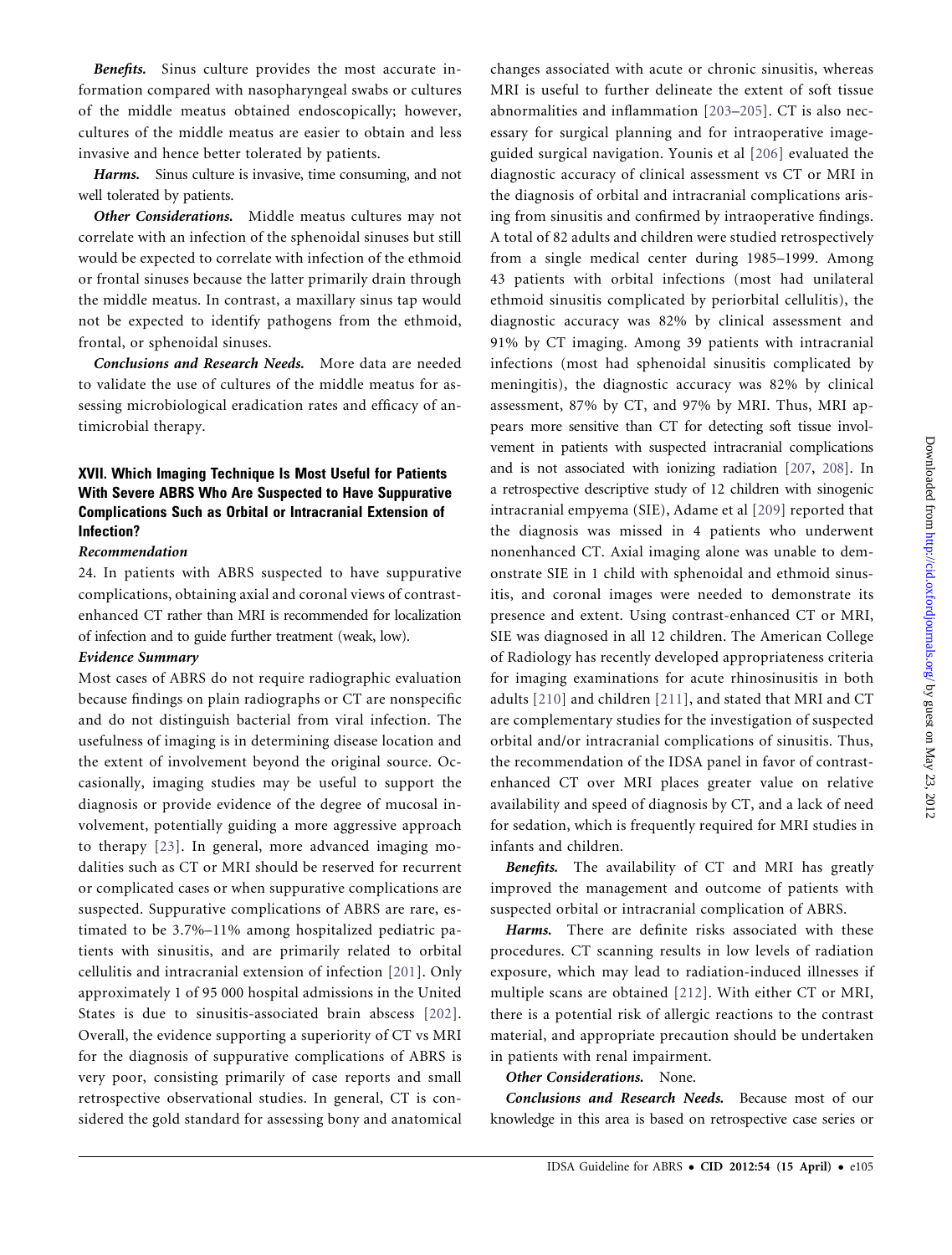*Benefits.* Sinus culture provides the most accurate information compared with nasopharyngeal swabs or cultures of the middle meatus obtained endoscopically; however, cultures of the middle meatus are easier to obtain and less invasive and hence better tolerated by patients.

*Harms.* Sinus culture is invasive, time consuming, and not well tolerated by patients.

*Other Considerations.* Middle meatus cultures may not correlate with an infection of the sphenoidal sinuses but still would be expected to correlate with infection of the ethmoid or frontal sinuses because the latter primarily drain through the middle meatus. In contrast, a maxillary sinus tap would not be expected to identify pathogens from the ethmoid, frontal, or sphenoidal sinuses.

*Conclusions and Research Needs.* More data are needed to validate the use of cultures of the middle meatus for assessing microbiological eradication rates and efficacy of antimicrobial therapy.

## XVII. Which Imaging Technique Is Most Useful for Patients With Severe ABRS Who Are Suspected to Have Suppurative Complications Such as Orbital or Intracranial Extension of Infection?

### Recommendation

24. In patients with ABRS suspected to have suppurative complications, obtaining axial and coronal views of contrast-enhanced CT rather than MRI is recommended for localization of infection and to guide further treatment (weak, low).

### Evidence Summary

Most cases of ABRS do not require radiographic evaluation because findings on plain radiographs or CT are nonspecific and do not distinguish bacterial from viral infection. The usefulness of imaging is in determining disease location and the extent of involvement beyond the original source. Occasionally, imaging studies may be useful to support the diagnosis or provide evidence of the degree of mucosal involvement, potentially guiding a more aggressive approach to therapy [23]. In general, more advanced imaging modalities such as CT or MRI should be reserved for recurrent or complicated cases or when suppurative complications are suspected. Suppurative complications of ABRS are rare, estimated to be 3.7%–11% among hospitalized pediatric patients with sinusitis, and are primarily related to orbital cellulitis and intracranial extension of infection [201]. Only approximately 1 of 95 000 hospital admissions in the United States is due to sinusitis-associated brain abscess [202]. Overall, the evidence supporting a superiority of CT vs MRI for the diagnosis of suppurative complications of ABRS is very poor, consisting primarily of case reports and small retrospective observational studies. In general, CT is considered the gold standard for assessing bony and anatomical changes associated with acute or chronic sinusitis, whereas MRI is useful to further delineate the extent of soft tissue abnormalities and inflammation [203–205]. CT is also necessary for surgical planning and for intraoperative image-guided surgical navigation. Younis et al [206] evaluated the diagnostic accuracy of clinical assessment vs CT or MRI in the diagnosis of orbital and intracranial complications arising from sinusitis and confirmed by intraoperative findings. A total of 82 adults and children were studied retrospectively from a single medical center during 1985–1999. Among 43 patients with orbital infections (most had unilateral ethmoid sinusitis complicated by periorbital cellulitis), the diagnostic accuracy was 82% by clinical assessment and 91% by CT imaging. Among 39 patients with intracranial infections (most had sphenoidal sinusitis complicated by meningitis), the diagnostic accuracy was 82% by clinical assessment, 87% by CT, and 97% by MRI. Thus, MRI appears more sensitive than CT for detecting soft tissue involvement in patients with suspected intracranial complications and is not associated with ionizing radiation [207, 208]. In a retrospective descriptive study of 12 children with sinogenic intracranial empyema (SIE), Adame et al [209] reported that the diagnosis was missed in 4 patients who underwent nonenhanced CT. Axial imaging alone was unable to demonstrate SIE in 1 child with sphenoidal and ethmoid sinusitis, and coronal images were needed to demonstrate its presence and extent. Using contrast-enhanced CT or MRI, SIE was diagnosed in all 12 children. The American College of Radiology has recently developed appropriateness criteria for imaging examinations for acute rhinosinusitis in both adults [210] and children [211], and stated that MRI and CT are complementary studies for the investigation of suspected orbital and/or intracranial complications of sinusitis. Thus, the recommendation of the IDSA panel in favor of contrast-enhanced CT over MRI places greater value on relative availability and speed of diagnosis by CT, and a lack of need for sedation, which is frequently required for MRI studies in infants and children.

*Benefits.* The availability of CT and MRI has greatly improved the management and outcome of patients with suspected orbital or intracranial complication of ABRS.

*Harms.* There are definite risks associated with these procedures. CT scanning results in low levels of radiation exposure, which may lead to radiation-induced illnesses if multiple scans are obtained [212]. With either CT or MRI, there is a potential risk of allergic reactions to the contrast material, and appropriate precaution should be undertaken in patients with renal impairment.

*Other Considerations.* None.

*Conclusions and Research Needs.* Because most of our knowledge in this area is based on retrospective case series or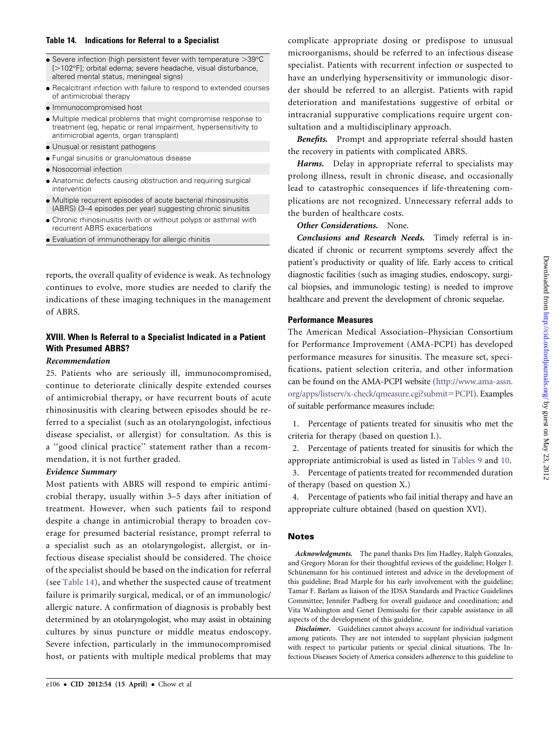**Table 14. Indications for Referral to a Specialist**

| |
|---|
| • Severe infection (high persistent fever with temperature >39°C [>102°F]; orbital edema; severe headache, visual disturbance, altered mental status, meningeal signs) |
| • Recalcitrant infection with failure to respond to extended courses of antimicrobial therapy |
| • Immunocompromised host |
| • Multiple medical problems that might compromise response to treatment (eg, hepatic or renal impairment, hypersensitivity to antimicrobial agents, organ transplant) |
| • Unusual or resistant pathogens |
| • Fungal sinusitis or granulomatous disease |
| • Nosocomial infection |
| • Anatomic defects causing obstruction and requiring surgical intervention |
| • Multiple recurrent episodes of acute bacterial rhinosinusitis (ABRS) (3–4 episodes per year) suggesting chronic sinusitis |
| • Chronic rhinosinusitis (with or without polyps or asthma) with recurrent ABRS exacerbations |
| • Evaluation of immunotherapy for allergic rhinitis |

reports, the overall quality of evidence is weak. As technology continues to evolve, more studies are needed to clarify the indications of these imaging techniques in the management of ABRS.

## XVIII. When Is Referral to a Specialist Indicated in a Patient With Presumed ABRS?

### *Recommendation*

25. Patients who are seriously ill, immunocompromised, continue to deteriorate clinically despite extended courses of antimicrobial therapy, or have recurrent bouts of acute rhinosinusitis with clearing between episodes should be referred to a specialist (such as an otolaryngologist, infectious disease specialist, or allergist) for consultation. As this is a ''good clinical practice'' statement rather than a recommendation, it is not further graded.

### *Evidence Summary*

Most patients with ABRS will respond to empiric antimicrobial therapy, usually within 3–5 days after initiation of treatment. However, when such patients fail to respond despite a change in antimicrobial therapy to broaden coverage for presumed bacterial resistance, prompt referral to a specialist such as an otolaryngologist, allergist, or infectious disease specialist should be considered. The choice of the specialist should be based on the indication for referral (see Table 14), and whether the suspected cause of treatment failure is primarily surgical, medical, or of an immunologic/allergic nature. A confirmation of diagnosis is probably best determined by an otolaryngologist, who may assist in obtaining cultures by sinus puncture or middle meatus endoscopy. Severe infection, particularly in the immunocompromised host, or patients with multiple medical problems that may complicate appropriate dosing or predispose to unusual microorganisms, should be referred to an infectious disease specialist. Patients with recurrent infection or suspected to have an underlying hypersensitivity or immunologic disorder should be referred to an allergist. Patients with rapid deterioration and manifestations suggestive of orbital or intracranial suppurative complications require urgent consultation and a multidisciplinary approach.

***Benefits.*** Prompt and appropriate referral should hasten the recovery in patients with complicated ABRS.

***Harms.*** Delay in appropriate referral to specialists may prolong illness, result in chronic disease, and occasionally lead to catastrophic consequences if life-threatening complications are not recognized. Unnecessary referral adds to the burden of healthcare costs.

***Other Considerations.*** None.

***Conclusions and Research Needs.*** Timely referral is indicated if chronic or recurrent symptoms severely affect the patient's productivity or quality of life. Early access to critical diagnostic facilities (such as imaging studies, endoscopy, surgical biopsies, and immunologic testing) is needed to improve healthcare and prevent the development of chronic sequelae.

## Performance Measures

The American Medical Association–Physician Consortium for Performance Improvement (AMA-PCPI) has developed performance measures for sinusitis. The measure set, specifications, patient selection criteria, and other information can be found on the AMA-PCPI website (http://www.ama-assn.org/apps/listserv/x-check/qmeasure.cgi?submit=PCPI). Examples of suitable performance measures include:

1. Percentage of patients treated for sinusitis who met the criteria for therapy (based on question I.).
2. Percentage of patients treated for sinusitis for which the appropriate antimicrobial is used as listed in Tables 9 and 10.
3. Percentage of patients treated for recommended duration of therapy (based on question X.)
4. Percentage of patients who fail initial therapy and have an appropriate culture obtained (based on question XVI).

## Notes

***Acknowledgments.*** The panel thanks Drs Jim Hadley, Ralph Gonzales, and Gregory Moran for their thoughtful reviews of the guideline; Holger J. Schünemann for his continued interest and advice in the development of this guideline; Brad Marple for his early involvement with the guideline; Tamar F. Barlam as liaison of the IDSA Standards and Practice Guidelines Committee; Jennifer Padberg for overall guidance and coordination; and Vita Washington and Genet Demisashi for their capable assistance in all aspects of the development of this guideline.

***Disclaimer.*** Guidelines cannot always account for individual variation among patients. They are not intended to supplant physician judgment with respect to particular patients or special clinical situations. The Infectious Diseases Society of America considers adherence to this guideline to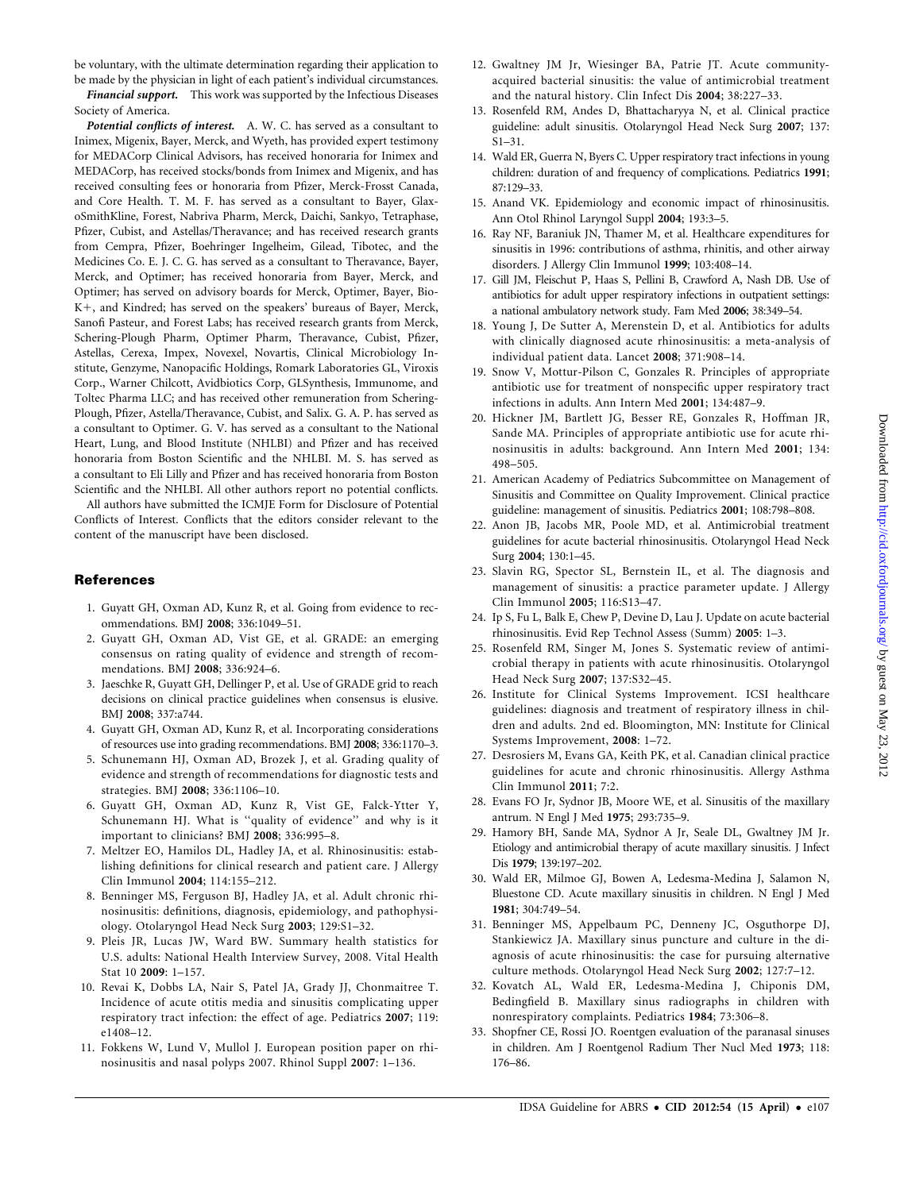be voluntary, with the ultimate determination regarding their application to be made by the physician in light of each patient's individual circumstances.

***Financial support.*** This work was supported by the Infectious Diseases Society of America.

***Potential conflicts of interest.*** A. W. C. has served as a consultant to Inimex, Migenix, Bayer, Merck, and Wyeth, has provided expert testimony for MEDACorp Clinical Advisors, has received honoraria for Inimex and MEDACorp, has received stocks/bonds from Inimex and Migenix, and has received consulting fees or honoraria from Pfizer, Merck-Frosst Canada, and Core Health. T. M. F. has served as a consultant to Bayer, GlaxoSmithKline, Forest, Nabriva Pharm, Merck, Daichi, Sankyo, Tetraphase, Pfizer, Cubist, and Astellas/Theravance; and has received research grants from Cempra, Pfizer, Boehringer Ingelheim, Gilead, Tibotec, and the Medicines Co. E. J. C. G. has served as a consultant to Theravance, Bayer, Merck, and Optimer; has received honoraria from Bayer, Merck, and Optimer; has served on advisory boards for Merck, Optimer, Bayer, Bio-K+, and Kindred; has served on the speakers' bureaus of Bayer, Merck, Sanofi Pasteur, and Forest Labs; has received research grants from Merck, Schering-Plough Pharm, Optimer Pharm, Theravance, Cubist, Pfizer, Astellas, Cerexa, Impex, Novexel, Novartis, Clinical Microbiology Institute, Genzyme, Nanopacific Holdings, Romark Laboratories GL, Viroxis Corp., Warner Chilcott, Avidbiotics Corp, GLSynthesis, Immunome, and Toltec Pharma LLC; and has received other remuneration from Schering-Plough, Pfizer, Astella/Theravance, Cubist, and Salix. G. A. P. has served as a consultant to Optimer. G. V. has served as a consultant to the National Heart, Lung, and Blood Institute (NHLBI) and Pfizer and has received honoraria from Boston Scientific and the NHLBI. M. S. has served as a consultant to Eli Lilly and Pfizer and has received honoraria from Boston Scientific and the NHLBI. All other authors report no potential conflicts.

All authors have submitted the ICMJE Form for Disclosure of Potential Conflicts of Interest. Conflicts that the editors consider relevant to the content of the manuscript have been disclosed.

## References

1. Guyatt GH, Oxman AD, Kunz R, et al. Going from evidence to recommendations. BMJ **2008**; 336:1049–51.
2. Guyatt GH, Oxman AD, Vist GE, et al. GRADE: an emerging consensus on rating quality of evidence and strength of recommendations. BMJ **2008**; 336:924–6.
3. Jaeschke R, Guyatt GH, Dellinger P, et al. Use of GRADE grid to reach decisions on clinical practice guidelines when consensus is elusive. BMJ **2008**; 337:a744.
4. Guyatt GH, Oxman AD, Kunz R, et al. Incorporating considerations of resources use into grading recommendations. BMJ **2008**; 336:1170–3.
5. Schunemann HJ, Oxman AD, Brozek J, et al. Grading quality of evidence and strength of recommendations for diagnostic tests and strategies. BMJ **2008**; 336:1106–10.
6. Guyatt GH, Oxman AD, Kunz R, Vist GE, Falck-Ytter Y, Schunemann HJ. What is ''quality of evidence'' and why is it important to clinicians? BMJ **2008**; 336:995–8.
7. Meltzer EO, Hamilos DL, Hadley JA, et al. Rhinosinusitis: establishing definitions for clinical research and patient care. J Allergy Clin Immunol **2004**; 114:155–212.
8. Benninger MS, Ferguson BJ, Hadley JA, et al. Adult chronic rhinosinusitis: definitions, diagnosis, epidemiology, and pathophysiology. Otolaryngol Head Neck Surg **2003**; 129:S1–32.
9. Pleis JR, Lucas JW, Ward BW. Summary health statistics for U.S. adults: National Health Interview Survey, 2008. Vital Health Stat 10 **2009**: 1–157.
10. Revai K, Dobbs LA, Nair S, Patel JA, Grady JJ, Chonmaitree T. Incidence of acute otitis media and sinusitis complicating upper respiratory tract infection: the effect of age. Pediatrics **2007**; 119: e1408–12.
11. Fokkens W, Lund V, Mullol J. European position paper on rhinosinusitis and nasal polyps 2007. Rhinol Suppl **2007**: 1–136.
12. Gwaltney JM Jr, Wiesinger BA, Patrie JT. Acute community-acquired bacterial sinusitis: the value of antimicrobial treatment and the natural history. Clin Infect Dis **2004**; 38:227–33.
13. Rosenfeld RM, Andes D, Bhattacharyya N, et al. Clinical practice guideline: adult sinusitis. Otolaryngol Head Neck Surg **2007**; 137: S1–31.
14. Wald ER, Guerra N, Byers C. Upper respiratory tract infections in young children: duration of and frequency of complications. Pediatrics **1991**; 87:129–33.
15. Anand VK. Epidemiology and economic impact of rhinosinusitis. Ann Otol Rhinol Laryngol Suppl **2004**; 193:3–5.
16. Ray NF, Baraniuk JN, Thamer M, et al. Healthcare expenditures for sinusitis in 1996: contributions of asthma, rhinitis, and other airway disorders. J Allergy Clin Immunol **1999**; 103:408–14.
17. Gill JM, Fleischut P, Haas S, Pellini B, Crawford A, Nash DB. Use of antibiotics for adult upper respiratory infections in outpatient settings: a national ambulatory network study. Fam Med **2006**; 38:349–54.
18. Young J, De Sutter A, Merenstein D, et al. Antibiotics for adults with clinically diagnosed acute rhinosinusitis: a meta-analysis of individual patient data. Lancet **2008**; 371:908–14.
19. Snow V, Mottur-Pilson C, Gonzales R. Principles of appropriate antibiotic use for treatment of nonspecific upper respiratory tract infections in adults. Ann Intern Med **2001**; 134:487–9.
20. Hickner JM, Bartlett JG, Besser RE, Gonzales R, Hoffman JR, Sande MA. Principles of appropriate antibiotic use for acute rhinosinusitis in adults: background. Ann Intern Med **2001**; 134: 498–505.
21. American Academy of Pediatrics Subcommittee on Management of Sinusitis and Committee on Quality Improvement. Clinical practice guideline: management of sinusitis. Pediatrics **2001**; 108:798–808.
22. Anon JB, Jacobs MR, Poole MD, et al. Antimicrobial treatment guidelines for acute bacterial rhinosinusitis. Otolaryngol Head Neck Surg **2004**; 130:1–45.
23. Slavin RG, Spector SL, Bernstein IL, et al. The diagnosis and management of sinusitis: a practice parameter update. J Allergy Clin Immunol **2005**; 116:S13–47.
24. Ip S, Fu L, Balk E, Chew P, Devine D, Lau J. Update on acute bacterial rhinosinusitis. Evid Rep Technol Assess (Summ) **2005**: 1–3.
25. Rosenfeld RM, Singer M, Jones S. Systematic review of antimicrobial therapy in patients with acute rhinosinusitis. Otolaryngol Head Neck Surg **2007**; 137:S32–45.
26. Institute for Clinical Systems Improvement. ICSI healthcare guidelines: diagnosis and treatment of respiratory illness in children and adults. 2nd ed. Bloomington, MN: Institute for Clinical Systems Improvement, **2008**: 1–72.
27. Desrosiers M, Evans GA, Keith PK, et al. Canadian clinical practice guidelines for acute and chronic rhinosinusitis. Allergy Asthma Clin Immunol **2011**; 7:2.
28. Evans FO Jr, Sydnor JB, Moore WE, et al. Sinusitis of the maxillary antrum. N Engl J Med **1975**; 293:735–9.
29. Hamory BH, Sande MA, Sydnor A Jr, Seale DL, Gwaltney JM Jr. Etiology and antimicrobial therapy of acute maxillary sinusitis. J Infect Dis **1979**; 139:197–202.
30. Wald ER, Milmoe GJ, Bowen A, Ledesma-Medina J, Salamon N, Bluestone CD. Acute maxillary sinusitis in children. N Engl J Med **1981**; 304:749–54.
31. Benninger MS, Appelbaum PC, Denneny JC, Osguthorpe DJ, Stankiewicz JA. Maxillary sinus puncture and culture in the diagnosis of acute rhinosinusitis: the case for pursuing alternative culture methods. Otolaryngol Head Neck Surg **2002**; 127:7–12.
32. Kovatch AL, Wald ER, Ledesma-Medina J, Chiponis DM, Bedingfield B. Maxillary sinus radiographs in children with nonrespiratory complaints. Pediatrics **1984**; 73:306–8.
33. Shopfner CE, Rossi JO. Roentgen evaluation of the paranasal sinuses in children. Am J Roentgenol Radium Ther Nucl Med **1973**; 118: 176–86.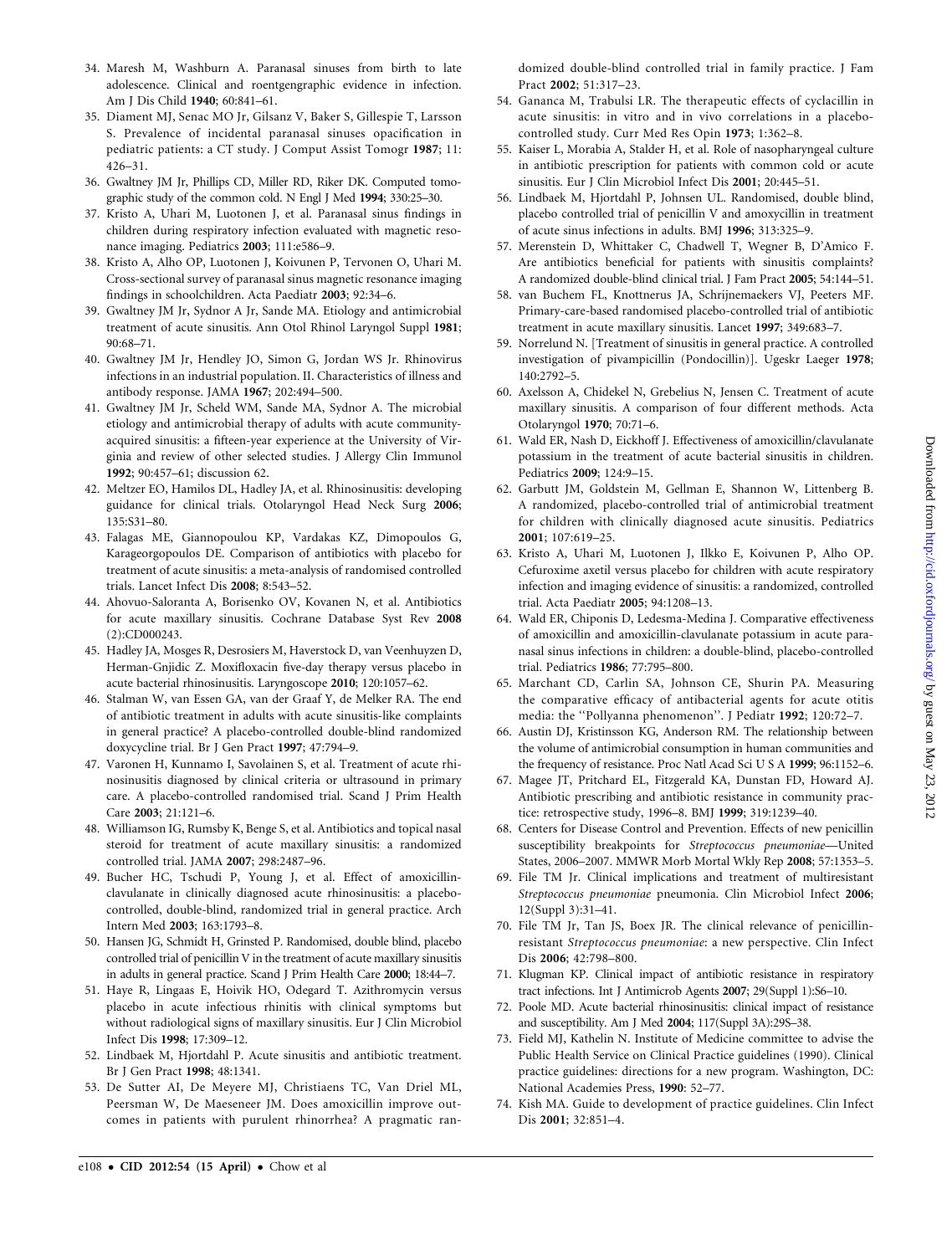34. Maresh M, Washburn A. Paranasal sinuses from birth to late adolescence. Clinical and roentgengraphic evidence in infection. Am J Dis Child 1940; 60:841–61.
35. Diament MJ, Senac MO Jr, Gilsanz V, Baker S, Gillespie T, Larsson S. Prevalence of incidental paranasal sinuses opacification in pediatric patients: a CT study. J Comput Assist Tomogr 1987; 11: 426–31.
36. Gwaltney JM Jr, Phillips CD, Miller RD, Riker DK. Computed tomographic study of the common cold. N Engl J Med 1994; 330:25–30.
37. Kristo A, Uhari M, Luotonen J, et al. Paranasal sinus findings in children during respiratory infection evaluated with magnetic resonance imaging. Pediatrics 2003; 111:e586–9.
38. Kristo A, Alho OP, Luotonen J, Koivunen P, Tervonen O, Uhari M. Cross-sectional survey of paranasal sinus magnetic resonance imaging findings in schoolchildren. Acta Paediatr 2003; 92:34–6.
39. Gwaltney JM Jr, Sydnor A Jr, Sande MA. Etiology and antimicrobial treatment of acute sinusitis. Ann Otol Rhinol Laryngol Suppl 1981; 90:68–71.
40. Gwaltney JM Jr, Hendley JO, Simon G, Jordan WS Jr. Rhinovirus infections in an industrial population. II. Characteristics of illness and antibody response. JAMA 1967; 202:494–500.
41. Gwaltney JM Jr, Scheld WM, Sande MA, Sydnor A. The microbial etiology and antimicrobial therapy of adults with acute community-acquired sinusitis: a fifteen-year experience at the University of Virginia and review of other selected studies. J Allergy Clin Immunol 1992; 90:457–61; discussion 62.
42. Meltzer EO, Hamilos DL, Hadley JA, et al. Rhinosinusitis: developing guidance for clinical trials. Otolaryngol Head Neck Surg 2006; 135:S31–80.
43. Falagas ME, Giannopoulou KP, Vardakas KZ, Dimopoulos G, Karageorgopoulos DE. Comparison of antibiotics with placebo for treatment of acute sinusitis: a meta-analysis of randomised controlled trials. Lancet Infect Dis 2008; 8:543–52.
44. Ahovuo-Saloranta A, Borisenko OV, Kovanen N, et al. Antibiotics for acute maxillary sinusitis. Cochrane Database Syst Rev 2008 (2):CD000243.
45. Hadley JA, Mosges R, Desrosiers M, Haverstock D, van Veenhuyzen D, Herman-Gnjidic Z. Moxifloxacin five-day therapy versus placebo in acute bacterial rhinosinusitis. Laryngoscope 2010; 120:1057–62.
46. Stalman W, van Essen GA, van der Graaf Y, de Melker RA. The end of antibiotic treatment in adults with acute sinusitis-like complaints in general practice? A placebo-controlled double-blind randomized doxycycline trial. Br J Gen Pract 1997; 47:794–9.
47. Varonen H, Kunnamo I, Savolainen S, et al. Treatment of acute rhinosinusitis diagnosed by clinical criteria or ultrasound in primary care. A placebo-controlled randomised trial. Scand J Prim Health Care 2003; 21:121–6.
48. Williamson IG, Rumsby K, Benge S, et al. Antibiotics and topical nasal steroid for treatment of acute maxillary sinusitis: a randomized controlled trial. JAMA 2007; 298:2487–96.
49. Bucher HC, Tschudi P, Young J, et al. Effect of amoxicillin-clavulanate in clinically diagnosed acute rhinosinusitis: a placebo-controlled, double-blind, randomized trial in general practice. Arch Intern Med 2003; 163:1793–8.
50. Hansen JG, Schmidt H, Grinsted P. Randomised, double blind, placebo controlled trial of penicillin V in the treatment of acute maxillary sinusitis in adults in general practice. Scand J Prim Health Care 2000; 18:44–7.
51. Haye R, Lingaas E, Hoivik HO, Odegard T. Azithromycin versus placebo in acute infectious rhinitis with clinical symptoms but without radiological signs of maxillary sinusitis. Eur J Clin Microbiol Infect Dis 1998; 17:309–12.
52. Lindbaek M, Hjortdahl P. Acute sinusitis and antibiotic treatment. Br J Gen Pract 1998; 48:1341.
53. De Sutter AI, De Meyere MJ, Christiaens TC, Van Driel ML, Peersman W, De Maeseneer JM. Does amoxicillin improve outcomes in patients with purulent rhinorrhea? A pragmatic randomized double-blind controlled trial in family practice. J Fam Pract 2002; 51:317–23.
54. Gananca M, Trabulsi LR. The therapeutic effects of cyclacillin in acute sinusitis: in vitro and in vivo correlations in a placebo-controlled study. Curr Med Res Opin 1973; 1:362–8.
55. Kaiser L, Morabia A, Stalder H, et al. Role of nasopharyngeal culture in antibiotic prescription for patients with common cold or acute sinusitis. Eur J Clin Microbiol Infect Dis 2001; 20:445–51.
56. Lindbaek M, Hjortdahl P, Johnsen UL. Randomised, double blind, placebo controlled trial of penicillin V and amoxycillin in treatment of acute sinus infections in adults. BMJ 1996; 313:325–9.
57. Merenstein D, Whittaker C, Chadwell T, Wegner B, D'Amico F. Are antibiotics beneficial for patients with sinusitis complaints? A randomized double-blind clinical trial. J Fam Pract 2005; 54:144–51.
58. van Buchem FL, Knottnerus JA, Schrijnemaekers VJ, Peeters MF. Primary-care-based randomised placebo-controlled trial of antibiotic treatment in acute maxillary sinusitis. Lancet 1997; 349:683–7.
59. Norrelund N. [Treatment of sinusitis in general practice. A controlled investigation of pivampicillin (Pondocillin)]. Ugeskr Laeger 1978; 140:2792–5.
60. Axelsson A, Chidekel N, Grebelius N, Jensen C. Treatment of acute maxillary sinusitis. A comparison of four different methods. Acta Otolaryngol 1970; 70:71–6.
61. Wald ER, Nash D, Eickhoff J. Effectiveness of amoxicillin/clavulanate potassium in the treatment of acute bacterial sinusitis in children. Pediatrics 2009; 124:9–15.
62. Garbutt JM, Goldstein M, Gellman E, Shannon W, Littenberg B. A randomized, placebo-controlled trial of antimicrobial treatment for children with clinically diagnosed acute sinusitis. Pediatrics 2001; 107:619–25.
63. Kristo A, Uhari M, Luotonen J, Ilkko E, Koivunen P, Alho OP. Cefuroxime axetil versus placebo for children with acute respiratory infection and imaging evidence of sinusitis: a randomized, controlled trial. Acta Paediatr 2005; 94:1208–13.
64. Wald ER, Chiponis D, Ledesma-Medina J. Comparative effectiveness of amoxicillin and amoxicillin-clavulanate potassium in acute paranasal sinus infections in children: a double-blind, placebo-controlled trial. Pediatrics 1986; 77:795–800.
65. Marchant CD, Carlin SA, Johnson CE, Shurin PA. Measuring the comparative efficacy of antibacterial agents for acute otitis media: the ''Pollyanna phenomenon''. J Pediatr 1992; 120:72–7.
66. Austin DJ, Kristinsson KG, Anderson RM. The relationship between the volume of antimicrobial consumption in human communities and the frequency of resistance. Proc Natl Acad Sci U S A 1999; 96:1152–6.
67. Magee JT, Pritchard EL, Fitzgerald KA, Dunstan FD, Howard AJ. Antibiotic prescribing and antibiotic resistance in community practice: retrospective study, 1996–8. BMJ 1999; 319:1239–40.
68. Centers for Disease Control and Prevention. Effects of new penicillin susceptibility breakpoints for *Streptococcus pneumoniae*—United States, 2006–2007. MMWR Morb Mortal Wkly Rep 2008; 57:1353–5.
69. File TM Jr. Clinical implications and treatment of multiresistant *Streptococcus pneumoniae* pneumonia. Clin Microbiol Infect 2006; 12(Suppl 3):31–41.
70. File TM Jr, Tan JS, Boex JR. The clinical relevance of penicillin-resistant *Streptococcus pneumoniae*: a new perspective. Clin Infect Dis 2006; 42:798–800.
71. Klugman KP. Clinical impact of antibiotic resistance in respiratory tract infections. Int J Antimicrob Agents 2007; 29(Suppl 1):S6–10.
72. Poole MD. Acute bacterial rhinosinusitis: clinical impact of resistance and susceptibility. Am J Med 2004; 117(Suppl 3A):29S–38.
73. Field MJ, Kathelin N. Institute of Medicine committee to advise the Public Health Service on Clinical Practice guidelines (1990). Clinical practice guidelines: directions for a new program. Washington, DC: National Academies Press, 1990: 52–77.
74. Kish MA. Guide to development of practice guidelines. Clin Infect Dis 2001; 32:851–4.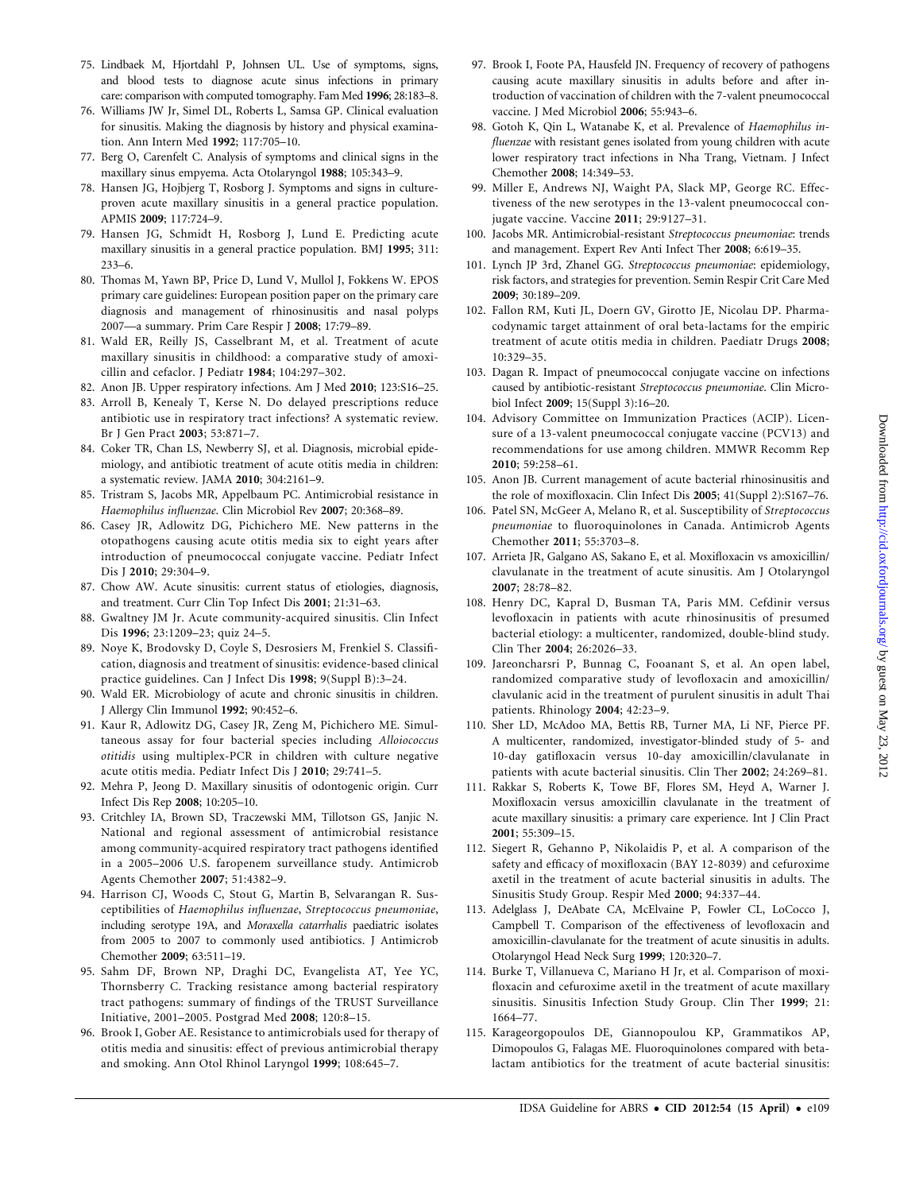75. Lindbaek M, Hjortdahl P, Johnsen UL. Use of symptoms, signs, and blood tests to diagnose acute sinus infections in primary care: comparison with computed tomography. Fam Med **1996**; 28:183–8.
76. Williams JW Jr, Simel DL, Roberts L, Samsa GP. Clinical evaluation for sinusitis. Making the diagnosis by history and physical examination. Ann Intern Med **1992**; 117:705–10.
77. Berg O, Carenfelt C. Analysis of symptoms and clinical signs in the maxillary sinus empyema. Acta Otolaryngol **1988**; 105:343–9.
78. Hansen JG, Hojbjerg T, Rosborg J. Symptoms and signs in culture-proven acute maxillary sinusitis in a general practice population. APMIS **2009**; 117:724–9.
79. Hansen JG, Schmidt H, Rosborg J, Lund E. Predicting acute maxillary sinusitis in a general practice population. BMJ **1995**; 311: 233–6.
80. Thomas M, Yawn BP, Price D, Lund V, Mullol J, Fokkens W. EPOS primary care guidelines: European position paper on the primary care diagnosis and management of rhinosinusitis and nasal polyps 2007—a summary. Prim Care Respir J **2008**; 17:79–89.
81. Wald ER, Reilly JS, Casselbrant M, et al. Treatment of acute maxillary sinusitis in childhood: a comparative study of amoxicillin and cefaclor. J Pediatr **1984**; 104:297–302.
82. Anon JB. Upper respiratory infections. Am J Med **2010**; 123:S16–25.
83. Arroll B, Kenealy T, Kerse N. Do delayed prescriptions reduce antibiotic use in respiratory tract infections? A systematic review. Br J Gen Pract **2003**; 53:871–7.
84. Coker TR, Chan LS, Newberry SJ, et al. Diagnosis, microbial epidemiology, and antibiotic treatment of acute otitis media in children: a systematic review. JAMA **2010**; 304:2161–9.
85. Tristram S, Jacobs MR, Appelbaum PC. Antimicrobial resistance in *Haemophilus influenzae*. Clin Microbiol Rev **2007**; 20:368–89.
86. Casey JR, Adlowitz DG, Pichichero ME. New patterns in the otopathogens causing acute otitis media six to eight years after introduction of pneumococcal conjugate vaccine. Pediatr Infect Dis J **2010**; 29:304–9.
87. Chow AW. Acute sinusitis: current status of etiologies, diagnosis, and treatment. Curr Clin Top Infect Dis **2001**; 21:31–63.
88. Gwaltney JM Jr. Acute community-acquired sinusitis. Clin Infect Dis **1996**; 23:1209–23; quiz 24–5.
89. Noye K, Brodovsky D, Coyle S, Desrosiers M, Frenkiel S. Classification, diagnosis and treatment of sinusitis: evidence-based clinical practice guidelines. Can J Infect Dis **1998**; 9(Suppl B):3–24.
90. Wald ER. Microbiology of acute and chronic sinusitis in children. J Allergy Clin Immunol **1992**; 90:452–6.
91. Kaur R, Adlowitz DG, Casey JR, Zeng M, Pichichero ME. Simultaneous assay for four bacterial species including *Alloiococcus otitidis* using multiplex-PCR in children with culture negative acute otitis media. Pediatr Infect Dis J **2010**; 29:741–5.
92. Mehra P, Jeong D. Maxillary sinusitis of odontogenic origin. Curr Infect Dis Rep **2008**; 10:205–10.
93. Critchley IA, Brown SD, Traczewski MM, Tillotson GS, Janjic N. National and regional assessment of antimicrobial resistance among community-acquired respiratory tract pathogens identified in a 2005–2006 U.S. faropenem surveillance study. Antimicrob Agents Chemother **2007**; 51:4382–9.
94. Harrison CJ, Woods C, Stout G, Martin B, Selvarangan R. Susceptibilities of *Haemophilus influenzae*, *Streptococcus pneumoniae*, including serotype 19A, and *Moraxella catarrhalis* paediatric isolates from 2005 to 2007 to commonly used antibiotics. J Antimicrob Chemother **2009**; 63:511–19.
95. Sahm DF, Brown NP, Draghi DC, Evangelista AT, Yee YC, Thornsberry C. Tracking resistance among bacterial respiratory tract pathogens: summary of findings of the TRUST Surveillance Initiative, 2001–2005. Postgrad Med **2008**; 120:8–15.
96. Brook I, Gober AE. Resistance to antimicrobials used for therapy of otitis media and sinusitis: effect of previous antimicrobial therapy and smoking. Ann Otol Rhinol Laryngol **1999**; 108:645–7.
97. Brook I, Foote PA, Hausfeld JN. Frequency of recovery of pathogens causing acute maxillary sinusitis in adults before and after introduction of vaccination of children with the 7-valent pneumococcal vaccine. J Med Microbiol **2006**; 55:943–6.
98. Gotoh K, Qin L, Watanabe K, et al. Prevalence of *Haemophilus influenzae* with resistant genes isolated from young children with acute lower respiratory tract infections in Nha Trang, Vietnam. J Infect Chemother **2008**; 14:349–53.
99. Miller E, Andrews NJ, Waight PA, Slack MP, George RC. Effectiveness of the new serotypes in the 13-valent pneumococcal conjugate vaccine. Vaccine **2011**; 29:9127–31.
100. Jacobs MR. Antimicrobial-resistant *Streptococcus pneumoniae*: trends and management. Expert Rev Anti Infect Ther **2008**; 6:619–35.
101. Lynch JP 3rd, Zhanel GG. *Streptococcus pneumoniae*: epidemiology, risk factors, and strategies for prevention. Semin Respir Crit Care Med **2009**; 30:189–209.
102. Fallon RM, Kuti JL, Doern GV, Girotto JE, Nicolau DP. Pharmacodynamic target attainment of oral beta-lactams for the empiric treatment of acute otitis media in children. Paediatr Drugs **2008**; 10:329–35.
103. Dagan R. Impact of pneumococcal conjugate vaccine on infections caused by antibiotic-resistant *Streptococcus pneumoniae*. Clin Microbiol Infect **2009**; 15(Suppl 3):16–20.
104. Advisory Committee on Immunization Practices (ACIP). Licensure of a 13-valent pneumococcal conjugate vaccine (PCV13) and recommendations for use among children. MMWR Recomm Rep **2010**; 59:258–61.
105. Anon JB. Current management of acute bacterial rhinosinusitis and the role of moxifloxacin. Clin Infect Dis **2005**; 41(Suppl 2):S167–76.
106. Patel SN, McGeer A, Melano R, et al. Susceptibility of *Streptococcus pneumoniae* to fluoroquinolones in Canada. Antimicrob Agents Chemother **2011**; 55:3703–8.
107. Arrieta JR, Galgano AS, Sakano E, et al. Moxifloxacin vs amoxicillin/clavulanate in the treatment of acute sinusitis. Am J Otolaryngol **2007**; 28:78–82.
108. Henry DC, Kapral D, Busman TA, Paris MM. Cefdinir versus levofloxacin in patients with acute rhinosinusitis of presumed bacterial etiology: a multicenter, randomized, double-blind study. Clin Ther **2004**; 26:2026–33.
109. Jareoncharsri P, Bunnag C, Fooanant S, et al. An open label, randomized comparative study of levofloxacin and amoxicillin/clavulanic acid in the treatment of purulent sinusitis in adult Thai patients. Rhinology **2004**; 42:23–9.
110. Sher LD, McAdoo MA, Bettis RB, Turner MA, Li NF, Pierce PF. A multicenter, randomized, investigator-blinded study of 5- and 10-day gatifloxacin versus 10-day amoxicillin/clavulanate in patients with acute bacterial sinusitis. Clin Ther **2002**; 24:269–81.
111. Rakkar S, Roberts K, Towe BF, Flores SM, Heyd A, Warner J. Moxifloxacin versus amoxicillin clavulanate in the treatment of acute maxillary sinusitis: a primary care experience. Int J Clin Pract **2001**; 55:309–15.
112. Siegert R, Gehanno P, Nikolaidis P, et al. A comparison of the safety and efficacy of moxifloxacin (BAY 12-8039) and cefuroxime axetil in the treatment of acute bacterial sinusitis in adults. The Sinusitis Study Group. Respir Med **2000**; 94:337–44.
113. Adelglass J, DeAbate CA, McElvaine P, Fowler CL, LoCocco J, Campbell T. Comparison of the effectiveness of levofloxacin and amoxicillin-clavulanate for the treatment of acute sinusitis in adults. Otolaryngol Head Neck Surg **1999**; 120:320–7.
114. Burke T, Villanueva C, Mariano H Jr, et al. Comparison of moxifloxacin and cefuroxime axetil in the treatment of acute maxillary sinusitis. Sinusitis Infection Study Group. Clin Ther **1999**; 21: 1664–77.
115. Karageorgopoulos DE, Giannopoulou KP, Grammatikos AP, Dimopoulos G, Falagas ME. Fluoroquinolones compared with beta-lactam antibiotics for the treatment of acute bacterial sinusitis: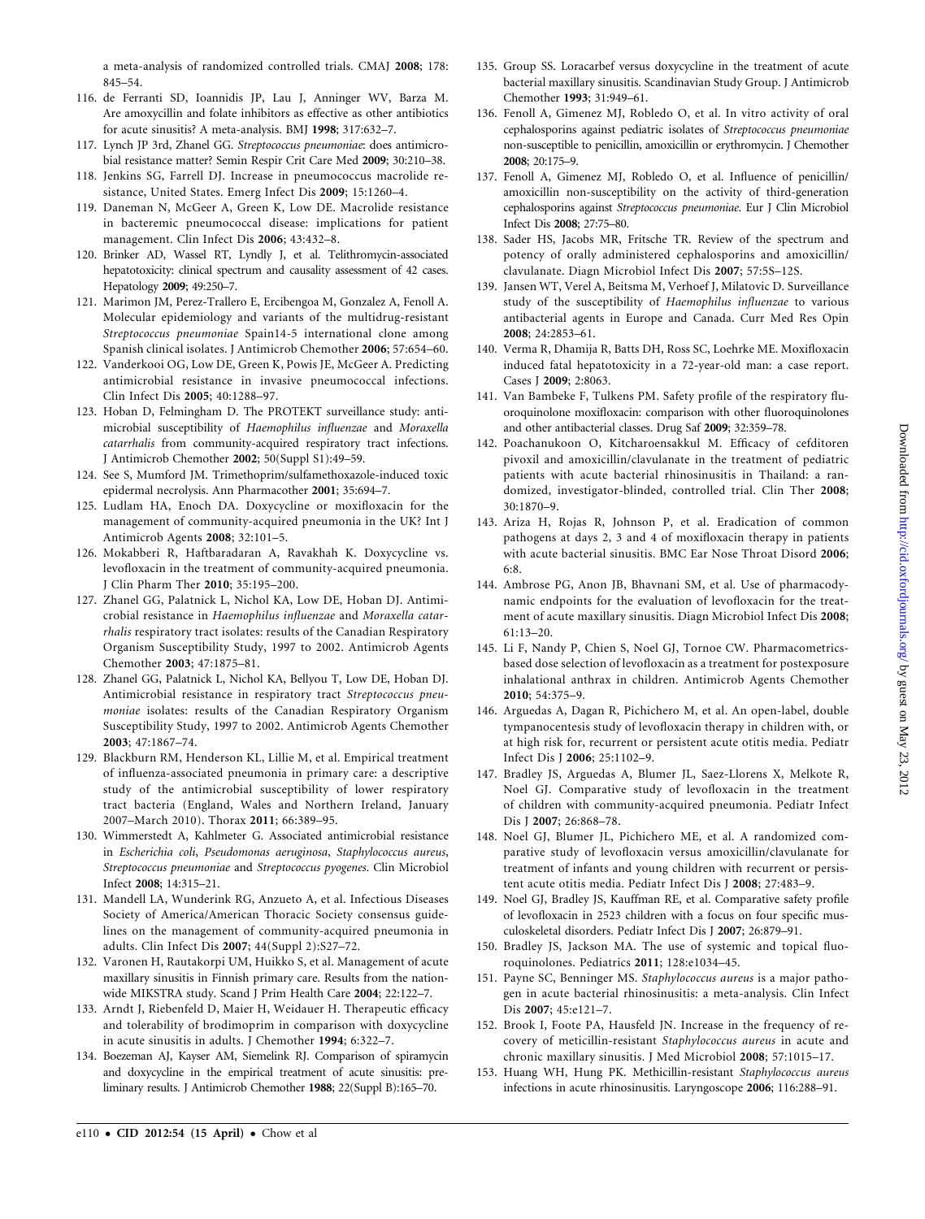a meta-analysis of randomized controlled trials. CMAJ **2008**; 178: 845–54.

116. de Ferranti SD, Ioannidis JP, Lau J, Anninger WV, Barza M. Are amoxycillin and folate inhibitors as effective as other antibiotics for acute sinusitis? A meta-analysis. BMJ **1998**; 317:632–7.
117. Lynch JP 3rd, Zhanel GG. *Streptococcus pneumoniae*: does antimicrobial resistance matter? Semin Respir Crit Care Med **2009**; 30:210–38.
118. Jenkins SG, Farrell DJ. Increase in pneumococcus macrolide resistance, United States. Emerg Infect Dis **2009**; 15:1260–4.
119. Daneman N, McGeer A, Green K, Low DE. Macrolide resistance in bacteremic pneumococcal disease: implications for patient management. Clin Infect Dis **2006**; 43:432–8.
120. Brinker AD, Wassel RT, Lyndly J, et al. Telithromycin-associated hepatotoxicity: clinical spectrum and causality assessment of 42 cases. Hepatology **2009**; 49:250–7.
121. Marimon JM, Perez-Trallero E, Ercibengoa M, Gonzalez A, Fenoll A. Molecular epidemiology and variants of the multidrug-resistant *Streptococcus pneumoniae* Spain14-5 international clone among Spanish clinical isolates. J Antimicrob Chemother **2006**; 57:654–60.
122. Vanderkooi OG, Low DE, Green K, Powis JE, McGeer A. Predicting antimicrobial resistance in invasive pneumococcal infections. Clin Infect Dis **2005**; 40:1288–97.
123. Hoban D, Felmingham D. The PROTEKT surveillance study: antimicrobial susceptibility of *Haemophilus influenzae* and *Moraxella catarrhalis* from community-acquired respiratory tract infections. J Antimicrob Chemother **2002**; 50(Suppl S1):49–59.
124. See S, Mumford JM. Trimethoprim/sulfamethoxazole-induced toxic epidermal necrolysis. Ann Pharmacother **2001**; 35:694–7.
125. Ludlam HA, Enoch DA. Doxycycline or moxifloxacin for the management of community-acquired pneumonia in the UK? Int J Antimicrob Agents **2008**; 32:101–5.
126. Mokabberi R, Haftbaradaran A, Ravakhah K. Doxycycline vs. levofloxacin in the treatment of community-acquired pneumonia. J Clin Pharm Ther **2010**; 35:195–200.
127. Zhanel GG, Palatnick L, Nichol KA, Low DE, Hoban DJ. Antimicrobial resistance in *Haemophilus influenzae* and *Moraxella catarrhalis* respiratory tract isolates: results of the Canadian Respiratory Organism Susceptibility Study, 1997 to 2002. Antimicrob Agents Chemother **2003**; 47:1875–81.
128. Zhanel GG, Palatnick L, Nichol KA, Bellyou T, Low DE, Hoban DJ. Antimicrobial resistance in respiratory tract *Streptococcus pneumoniae* isolates: results of the Canadian Respiratory Organism Susceptibility Study, 1997 to 2002. Antimicrob Agents Chemother **2003**; 47:1867–74.
129. Blackburn RM, Henderson KL, Lillie M, et al. Empirical treatment of influenza-associated pneumonia in primary care: a descriptive study of the antimicrobial susceptibility of lower respiratory tract bacteria (England, Wales and Northern Ireland, January 2007–March 2010). Thorax **2011**; 66:389–95.
130. Wimmerstedt A, Kahlmeter G. Associated antimicrobial resistance in *Escherichia coli*, *Pseudomonas aeruginosa*, *Staphylococcus aureus*, *Streptococcus pneumoniae* and *Streptococcus pyogenes*. Clin Microbiol Infect **2008**; 14:315–21.
131. Mandell LA, Wunderink RG, Anzueto A, et al. Infectious Diseases Society of America/American Thoracic Society consensus guidelines on the management of community-acquired pneumonia in adults. Clin Infect Dis **2007**; 44(Suppl 2):S27–72.
132. Varonen H, Rautakorpi UM, Huikko S, et al. Management of acute maxillary sinusitis in Finnish primary care. Results from the nationwide MIKSTRA study. Scand J Prim Health Care **2004**; 22:122–7.
133. Arndt J, Riebenfeld D, Maier H, Weidauer H. Therapeutic efficacy and tolerability of brodimoprim in comparison with doxycycline in acute sinusitis in adults. J Chemother **1994**; 6:322–7.
134. Boezeman AJ, Kayser AM, Siemelink RJ. Comparison of spiramycin and doxycycline in the empirical treatment of acute sinusitis: preliminary results. J Antimicrob Chemother **1988**; 22(Suppl B):165–70.
135. Group SS. Loracarbef versus doxycycline in the treatment of acute bacterial maxillary sinusitis. Scandinavian Study Group. J Antimicrob Chemother **1993**; 31:949–61.
136. Fenoll A, Gimenez MJ, Robledo O, et al. In vitro activity of oral cephalosporins against pediatric isolates of *Streptococcus pneumoniae* non-susceptible to penicillin, amoxicillin or erythromycin. J Chemother **2008**; 20:175–9.
137. Fenoll A, Gimenez MJ, Robledo O, et al. Influence of penicillin/amoxicillin non-susceptibility on the activity of third-generation cephalosporins against *Streptococcus pneumoniae*. Eur J Clin Microbiol Infect Dis **2008**; 27:75–80.
138. Sader HS, Jacobs MR, Fritsche TR. Review of the spectrum and potency of orally administered cephalosporins and amoxicillin/clavulanate. Diagn Microbiol Infect Dis **2007**; 57:5S–12S.
139. Jansen WT, Verel A, Beitsma M, Verhoef J, Milatovic D. Surveillance study of the susceptibility of *Haemophilus influenzae* to various antibacterial agents in Europe and Canada. Curr Med Res Opin **2008**; 24:2853–61.
140. Verma R, Dhamija R, Batts DH, Ross SC, Loehrke ME. Moxifloxacin induced fatal hepatotoxicity in a 72-year-old man: a case report. Cases J **2009**; 2:8063.
141. Van Bambeke F, Tulkens PM. Safety profile of the respiratory fluoroquinolone moxifloxacin: comparison with other fluoroquinolones and other antibacterial classes. Drug Saf **2009**; 32:359–78.
142. Poachanukoon O, Kitcharoensakkul M. Efficacy of cefditoren pivoxil and amoxicillin/clavulanate in the treatment of pediatric patients with acute bacterial rhinosinusitis in Thailand: a randomized, investigator-blinded, controlled trial. Clin Ther **2008**; 30:1870–9.
143. Ariza H, Rojas R, Johnson P, et al. Eradication of common pathogens at days 2, 3 and 4 of moxifloxacin therapy in patients with acute bacterial sinusitis. BMC Ear Nose Throat Disord **2006**; 6:8.
144. Ambrose PG, Anon JB, Bhavnani SM, et al. Use of pharmacodynamic endpoints for the evaluation of levofloxacin for the treatment of acute maxillary sinusitis. Diagn Microbiol Infect Dis **2008**; 61:13–20.
145. Li F, Nandy P, Chien S, Noel GJ, Tornoe CW. Pharmacometrics-based dose selection of levofloxacin as a treatment for postexposure inhalational anthrax in children. Antimicrob Agents Chemother **2010**; 54:375–9.
146. Arguedas A, Dagan R, Pichichero M, et al. An open-label, double tympanocentesis study of levofloxacin therapy in children with, or at high risk for, recurrent or persistent acute otitis media. Pediatr Infect Dis J **2006**; 25:1102–9.
147. Bradley JS, Arguedas A, Blumer JL, Saez-Llorens X, Melkote R, Noel GJ. Comparative study of levofloxacin in the treatment of children with community-acquired pneumonia. Pediatr Infect Dis J **2007**; 26:868–78.
148. Noel GJ, Blumer JL, Pichichero ME, et al. A randomized comparative study of levofloxacin versus amoxicillin/clavulanate for treatment of infants and young children with recurrent or persistent acute otitis media. Pediatr Infect Dis J **2008**; 27:483–9.
149. Noel GJ, Bradley JS, Kauffman RE, et al. Comparative safety profile of levofloxacin in 2523 children with a focus on four specific musculoskeletal disorders. Pediatr Infect Dis J **2007**; 26:879–91.
150. Bradley JS, Jackson MA. The use of systemic and topical fluoroquinolones. Pediatrics **2011**; 128:e1034–45.
151. Payne SC, Benninger MS. *Staphylococcus aureus* is a major pathogen in acute bacterial rhinosinusitis: a meta-analysis. Clin Infect Dis **2007**; 45:e121–7.
152. Brook I, Foote PA, Hausfeld JN. Increase in the frequency of recovery of meticillin-resistant *Staphylococcus aureus* in acute and chronic maxillary sinusitis. J Med Microbiol **2008**; 57:1015–17.
153. Huang WH, Hung PK. Methicillin-resistant *Staphylococcus aureus* infections in acute rhinosinusitis. Laryngoscope **2006**; 116:288–91.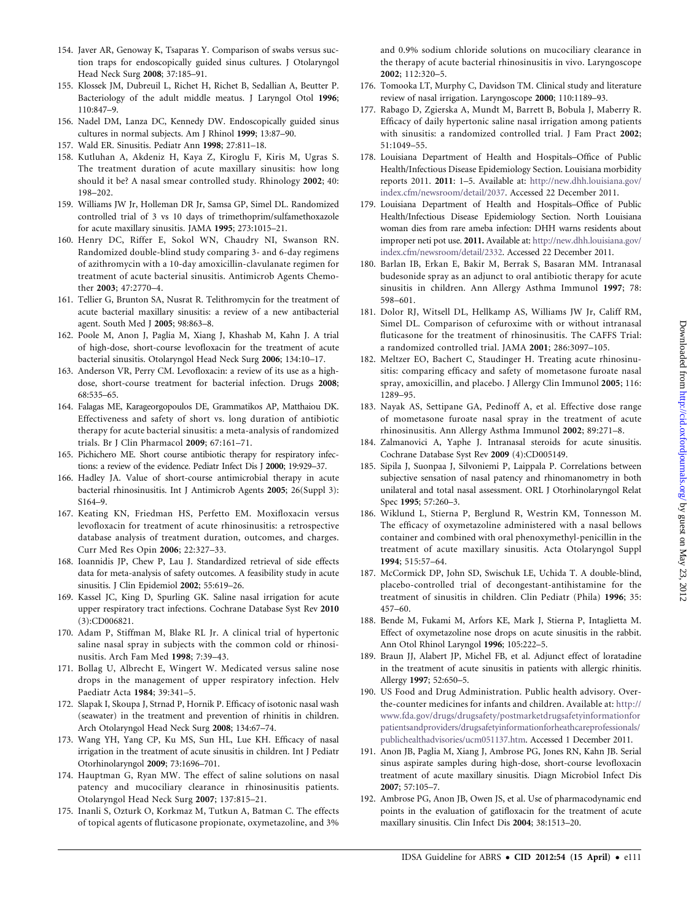154. Javer AR, Genoway K, Tsaparas Y. Comparison of swabs versus suction traps for endoscopically guided sinus cultures. J Otolaryngol Head Neck Surg **2008**; 37:185–91.
155. Klossek JM, Dubreuil L, Richet H, Richet B, Sedallian A, Beutter P. Bacteriology of the adult middle meatus. J Laryngol Otol **1996**; 110:847–9.
156. Nadel DM, Lanza DC, Kennedy DW. Endoscopically guided sinus cultures in normal subjects. Am J Rhinol **1999**; 13:87–90.
157. Wald ER. Sinusitis. Pediatr Ann **1998**; 27:811–18.
158. Kutluhan A, Akdeniz H, Kaya Z, Kiroglu F, Kiris M, Ugras S. The treatment duration of acute maxillary sinusitis: how long should it be? A nasal smear controlled study. Rhinology **2002**; 40: 198–202.
159. Williams JW Jr, Holleman DR Jr, Samsa GP, Simel DL. Randomized controlled trial of 3 vs 10 days of trimethoprim/sulfamethoxazole for acute maxillary sinusitis. JAMA **1995**; 273:1015–21.
160. Henry DC, Riffer E, Sokol WN, Chaudry NI, Swanson RN. Randomized double-blind study comparing 3- and 6-day regimens of azithromycin with a 10-day amoxicillin-clavulanate regimen for treatment of acute bacterial sinusitis. Antimicrob Agents Chemother **2003**; 47:2770–4.
161. Tellier G, Brunton SA, Nusrat R. Telithromycin for the treatment of acute bacterial maxillary sinusitis: a review of a new antibacterial agent. South Med J **2005**; 98:863–8.
162. Poole M, Anon J, Paglia M, Xiang J, Khashab M, Kahn J. A trial of high-dose, short-course levofloxacin for the treatment of acute bacterial sinusitis. Otolaryngol Head Neck Surg **2006**; 134:10–17.
163. Anderson VR, Perry CM. Levofloxacin: a review of its use as a high-dose, short-course treatment for bacterial infection. Drugs **2008**; 68:535–65.
164. Falagas ME, Karageorgopoulos DE, Grammatikos AP, Matthaiou DK. Effectiveness and safety of short vs. long duration of antibiotic therapy for acute bacterial sinusitis: a meta-analysis of randomized trials. Br J Clin Pharmacol **2009**; 67:161–71.
165. Pichichero ME. Short course antibiotic therapy for respiratory infections: a review of the evidence. Pediatr Infect Dis J **2000**; 19:929–37.
166. Hadley JA. Value of short-course antimicrobial therapy in acute bacterial rhinosinusitis. Int J Antimicrob Agents **2005**; 26(Suppl 3): S164–9.
167. Keating KN, Friedman HS, Perfetto EM. Moxifloxacin versus levofloxacin for treatment of acute rhinosinusitis: a retrospective database analysis of treatment duration, outcomes, and charges. Curr Med Res Opin **2006**; 22:327–33.
168. Ioannidis JP, Chew P, Lau J. Standardized retrieval of side effects data for meta-analysis of safety outcomes. A feasibility study in acute sinusitis. J Clin Epidemiol **2002**; 55:619–26.
169. Kassel JC, King D, Spurling GK. Saline nasal irrigation for acute upper respiratory tract infections. Cochrane Database Syst Rev **2010** (3):CD006821.
170. Adam P, Stiffman M, Blake RL Jr. A clinical trial of hypertonic saline nasal spray in subjects with the common cold or rhinosinusitis. Arch Fam Med **1998**; 7:39–43.
171. Bollag U, Albrecht E, Wingert W. Medicated versus saline nose drops in the management of upper respiratory infection. Helv Paediatr Acta **1984**; 39:341–5.
172. Slapak I, Skoupa J, Strnad P, Hornik P. Efficacy of isotonic nasal wash (seawater) in the treatment and prevention of rhinitis in children. Arch Otolaryngol Head Neck Surg **2008**; 134:67–74.
173. Wang YH, Yang CP, Ku MS, Sun HL, Lue KH. Efficacy of nasal irrigation in the treatment of acute sinusitis in children. Int J Pediatr Otorhinolaryngol **2009**; 73:1696–701.
174. Hauptman G, Ryan MW. The effect of saline solutions on nasal patency and mucociliary clearance in rhinosinusitis patients. Otolaryngol Head Neck Surg **2007**; 137:815–21.
175. Inanli S, Ozturk O, Korkmaz M, Tutkun A, Batman C. The effects of topical agents of fluticasone propionate, oxymetazoline, and 3% and 0.9% sodium chloride solutions on mucociliary clearance in the therapy of acute bacterial rhinosinusitis in vivo. Laryngoscope **2002**; 112:320–5.
176. Tomooka LT, Murphy C, Davidson TM. Clinical study and literature review of nasal irrigation. Laryngoscope **2000**; 110:1189–93.
177. Rabago D, Zgierska A, Mundt M, Barrett B, Bobula J, Maberry R. Efficacy of daily hypertonic saline nasal irrigation among patients with sinusitis: a randomized controlled trial. J Fam Pract **2002**; 51:1049–55.
178. Louisiana Department of Health and Hospitals–Office of Public Health/Infectious Disease Epidemiology Section. Louisiana morbidity reports 2011. **2011**: 1–5. Available at: http://new.dhh.louisiana.gov/index.cfm/newsroom/detail/2037. Accessed 22 December 2011.
179. Louisiana Department of Health and Hospitals–Office of Public Health/Infectious Disease Epidemiology Section. North Louisiana woman dies from rare ameba infection: DHH warns residents about improper neti pot use. **2011.** Available at: http://new.dhh.louisiana.gov/index.cfm/newsroom/detail/2332. Accessed 22 December 2011.
180. Barlan IB, Erkan E, Bakir M, Berrak S, Basaran MM. Intranasal budesonide spray as an adjunct to oral antibiotic therapy for acute sinusitis in children. Ann Allergy Asthma Immunol **1997**; 78: 598–601.
181. Dolor RJ, Witsell DL, Hellkamp AS, Williams JW Jr, Califf RM, Simel DL. Comparison of cefuroxime with or without intranasal fluticasone for the treatment of rhinosinusitis. The CAFFS Trial: a randomized controlled trial. JAMA **2001**; 286:3097–105.
182. Meltzer EO, Bachert C, Staudinger H. Treating acute rhinosinusitis: comparing efficacy and safety of mometasone furoate nasal spray, amoxicillin, and placebo. J Allergy Clin Immunol **2005**; 116: 1289–95.
183. Nayak AS, Settipane GA, Pedinoff A, et al. Effective dose range of mometasone furoate nasal spray in the treatment of acute rhinosinusitis. Ann Allergy Asthma Immunol **2002**; 89:271–8.
184. Zalmanovici A, Yaphe J. Intranasal steroids for acute sinusitis. Cochrane Database Syst Rev **2009** (4):CD005149.
185. Sipila J, Suonpaa J, Silvoniemi P, Laippala P. Correlations between subjective sensation of nasal patency and rhinomanometry in both unilateral and total nasal assessment. ORL J Otorhinolaryngol Relat Spec **1995**; 57:260–3.
186. Wiklund L, Stierna P, Berglund R, Westrin KM, Tonnesson M. The efficacy of oxymetazoline administered with a nasal bellows container and combined with oral phenoxymethyl-penicillin in the treatment of acute maxillary sinusitis. Acta Otolaryngol Suppl **1994**; 515:57–64.
187. McCormick DP, John SD, Swischuk LE, Uchida T. A double-blind, placebo-controlled trial of decongestant-antihistamine for the treatment of sinusitis in children. Clin Pediatr (Phila) **1996**; 35: 457–60.
188. Bende M, Fukami M, Arfors KE, Mark J, Stierna P, Intaglietta M. Effect of oxymetazoline nose drops on acute sinusitis in the rabbit. Ann Otol Rhinol Laryngol **1996**; 105:222–5.
189. Braun JJ, Alabert JP, Michel FB, et al. Adjunct effect of loratadine in the treatment of acute sinusitis in patients with allergic rhinitis. Allergy **1997**; 52:650–5.
190. US Food and Drug Administration. Public health advisory. Over-the-counter medicines for infants and children. Available at: http://www.fda.gov/drugs/drugsafety/postmarketdrugsafetyinformationforpatientsandproviders/drugsafetyinformationforheathcareprofessionals/publichealthadvisories/ucm051137.htm. Accessed 1 December 2011.
191. Anon JB, Paglia M, Xiang J, Ambrose PG, Jones RN, Kahn JB. Serial sinus aspirate samples during high-dose, short-course levofloxacin treatment of acute maxillary sinusitis. Diagn Microbiol Infect Dis **2007**; 57:105–7.
192. Ambrose PG, Anon JB, Owen JS, et al. Use of pharmacodynamic end points in the evaluation of gatifloxacin for the treatment of acute maxillary sinusitis. Clin Infect Dis **2004**; 38:1513–20.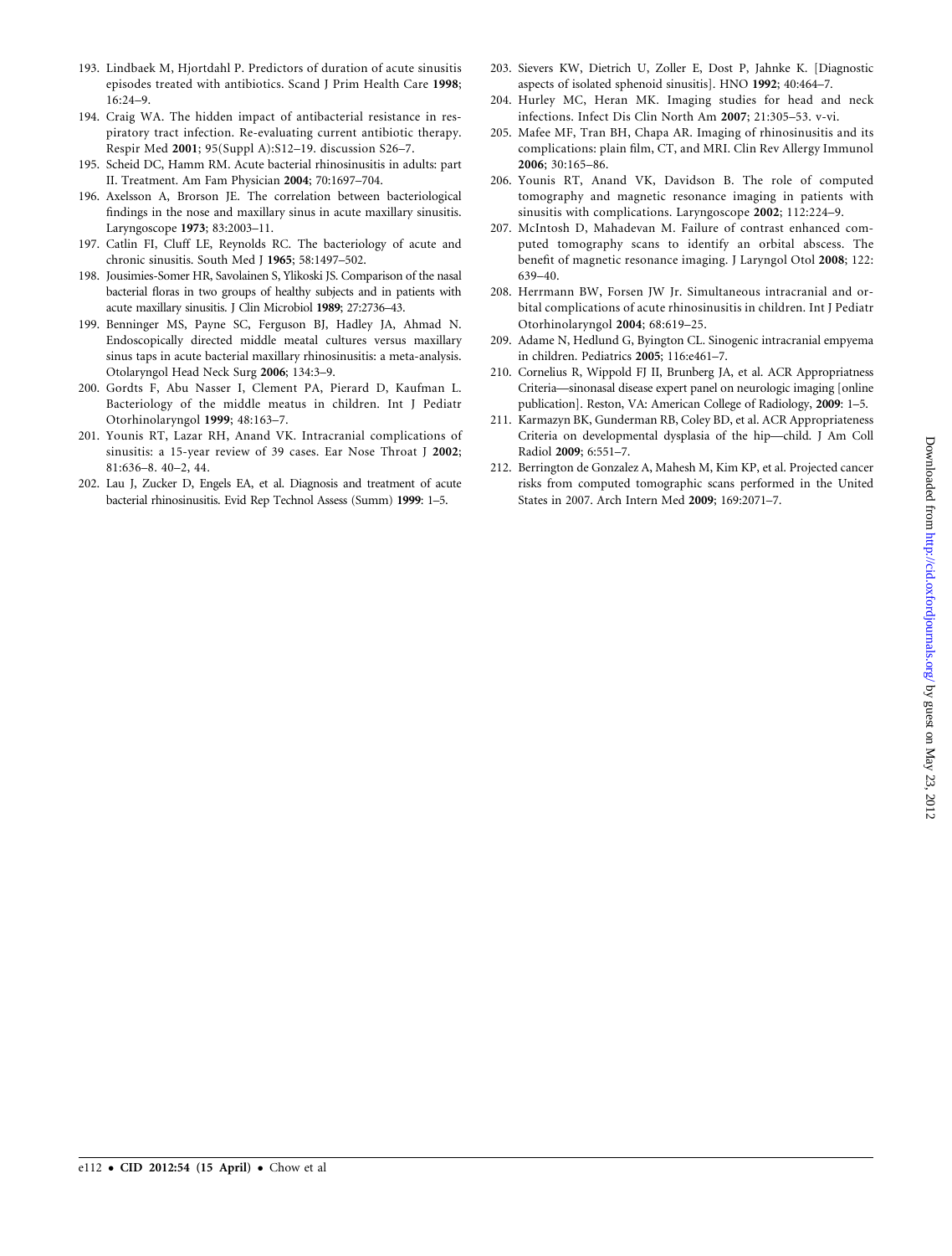193. Lindbaek M, Hjortdahl P. Predictors of duration of acute sinusitis episodes treated with antibiotics. Scand J Prim Health Care **1998**; 16:24–9.
194. Craig WA. The hidden impact of antibacterial resistance in respiratory tract infection. Re-evaluating current antibiotic therapy. Respir Med **2001**; 95(Suppl A):S12–19. discussion S26–7.
195. Scheid DC, Hamm RM. Acute bacterial rhinosinusitis in adults: part II. Treatment. Am Fam Physician **2004**; 70:1697–704.
196. Axelsson A, Brorson JE. The correlation between bacteriological findings in the nose and maxillary sinus in acute maxillary sinusitis. Laryngoscope **1973**; 83:2003–11.
197. Catlin FI, Cluff LE, Reynolds RC. The bacteriology of acute and chronic sinusitis. South Med J **1965**; 58:1497–502.
198. Jousimies-Somer HR, Savolainen S, Ylikoski JS. Comparison of the nasal bacterial floras in two groups of healthy subjects and in patients with acute maxillary sinusitis. J Clin Microbiol **1989**; 27:2736–43.
199. Benninger MS, Payne SC, Ferguson BJ, Hadley JA, Ahmad N. Endoscopically directed middle meatal cultures versus maxillary sinus taps in acute bacterial maxillary rhinosinusitis: a meta-analysis. Otolaryngol Head Neck Surg **2006**; 134:3–9.
200. Gordts F, Abu Nasser I, Clement PA, Pierard D, Kaufman L. Bacteriology of the middle meatus in children. Int J Pediatr Otorhinolaryngol **1999**; 48:163–7.
201. Younis RT, Lazar RH, Anand VK. Intracranial complications of sinusitis: a 15-year review of 39 cases. Ear Nose Throat J **2002**; 81:636–8. 40–2, 44.
202. Lau J, Zucker D, Engels EA, et al. Diagnosis and treatment of acute bacterial rhinosinusitis. Evid Rep Technol Assess (Summ) **1999**: 1–5.
203. Sievers KW, Dietrich U, Zoller E, Dost P, Jahnke K. [Diagnostic aspects of isolated sphenoid sinusitis]. HNO **1992**; 40:464–7.
204. Hurley MC, Heran MK. Imaging studies for head and neck infections. Infect Dis Clin North Am **2007**; 21:305–53. v-vi.
205. Mafee MF, Tran BH, Chapa AR. Imaging of rhinosinusitis and its complications: plain film, CT, and MRI. Clin Rev Allergy Immunol **2006**; 30:165–86.
206. Younis RT, Anand VK, Davidson B. The role of computed tomography and magnetic resonance imaging in patients with sinusitis with complications. Laryngoscope **2002**; 112:224–9.
207. McIntosh D, Mahadevan M. Failure of contrast enhanced computed tomography scans to identify an orbital abscess. The benefit of magnetic resonance imaging. J Laryngol Otol **2008**; 122: 639–40.
208. Herrmann BW, Forsen JW Jr. Simultaneous intracranial and orbital complications of acute rhinosinusitis in children. Int J Pediatr Otorhinolaryngol **2004**; 68:619–25.
209. Adame N, Hedlund G, Byington CL. Sinogenic intracranial empyema in children. Pediatrics **2005**; 116:e461–7.
210. Cornelius R, Wippold FJ II, Brunberg JA, et al. ACR Appropriatness Criteria—sinonasal disease expert panel on neurologic imaging [online publication]. Reston, VA: American College of Radiology, **2009**: 1–5.
211. Karmazyn BK, Gunderman RB, Coley BD, et al. ACR Appropriateness Criteria on developmental dysplasia of the hip—child. J Am Coll Radiol **2009**; 6:551–7.
212. Berrington de Gonzalez A, Mahesh M, Kim KP, et al. Projected cancer risks from computed tomographic scans performed in the United States in 2007. Arch Intern Med **2009**; 169:2071–7.